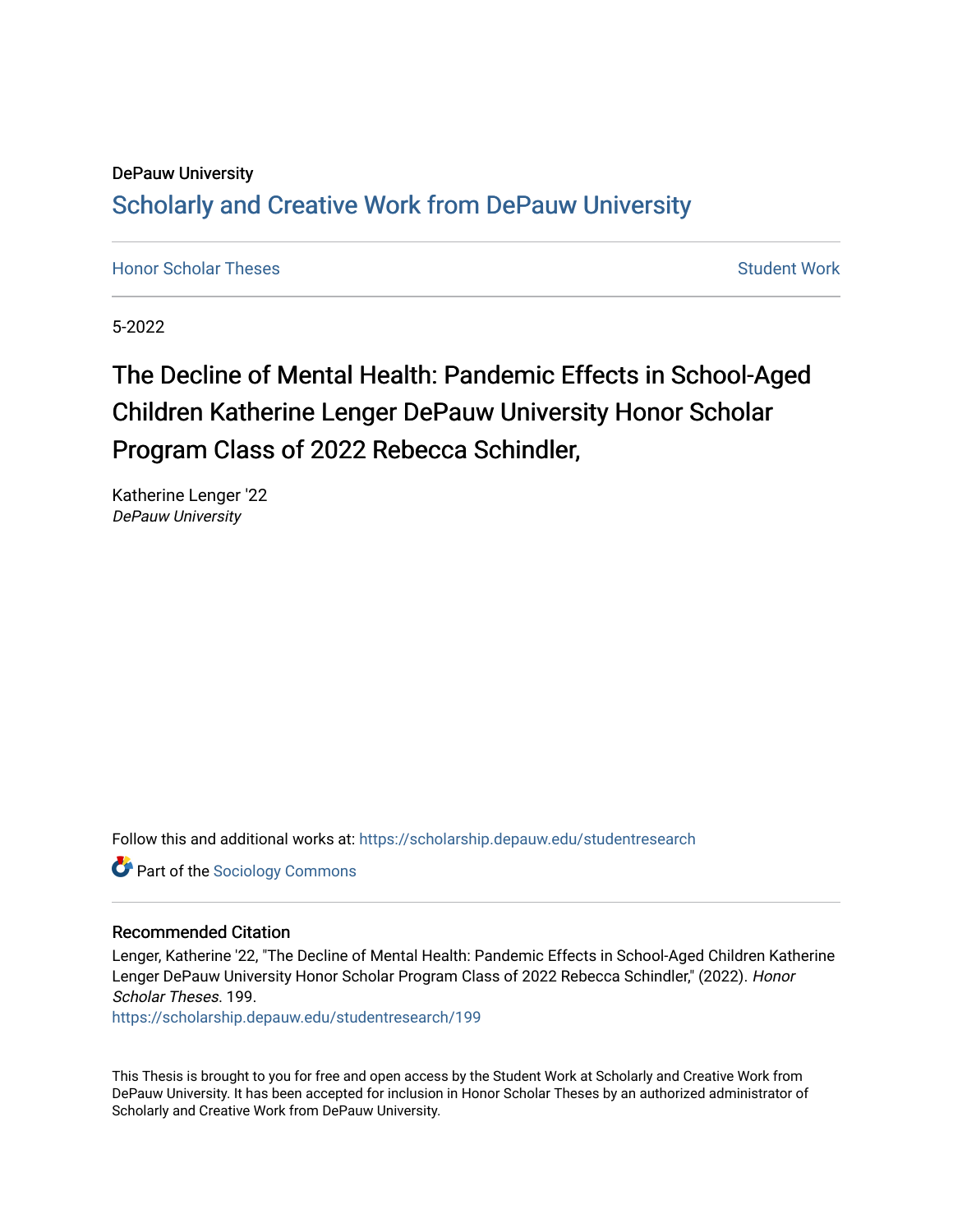DePauw University

# Scholarly and Creative Work from DePauw University

Honor Scholar Theses

Student Work

5-2022

## The Decline of Mental Health: Pandemic Effects in School-Aged Children Katherine Lenger DePauw University Honor Scholar Program Class of 2022 Rebecca Schindler,

Katherine Lenger '22
*DePauw University*

Follow this and additional works at: https://scholarship.depauw.edu/studentresearch

Part of the Sociology Commons

### Recommended Citation

Lenger, Katherine '22, "The Decline of Mental Health: Pandemic Effects in School-Aged Children Katherine Lenger DePauw University Honor Scholar Program Class of 2022 Rebecca Schindler," (2022). *Honor Scholar Theses*. 199.
https://scholarship.depauw.edu/studentresearch/199

This Thesis is brought to you for free and open access by the Student Work at Scholarly and Creative Work from DePauw University. It has been accepted for inclusion in Honor Scholar Theses by an authorized administrator of Scholarly and Creative Work from DePauw University.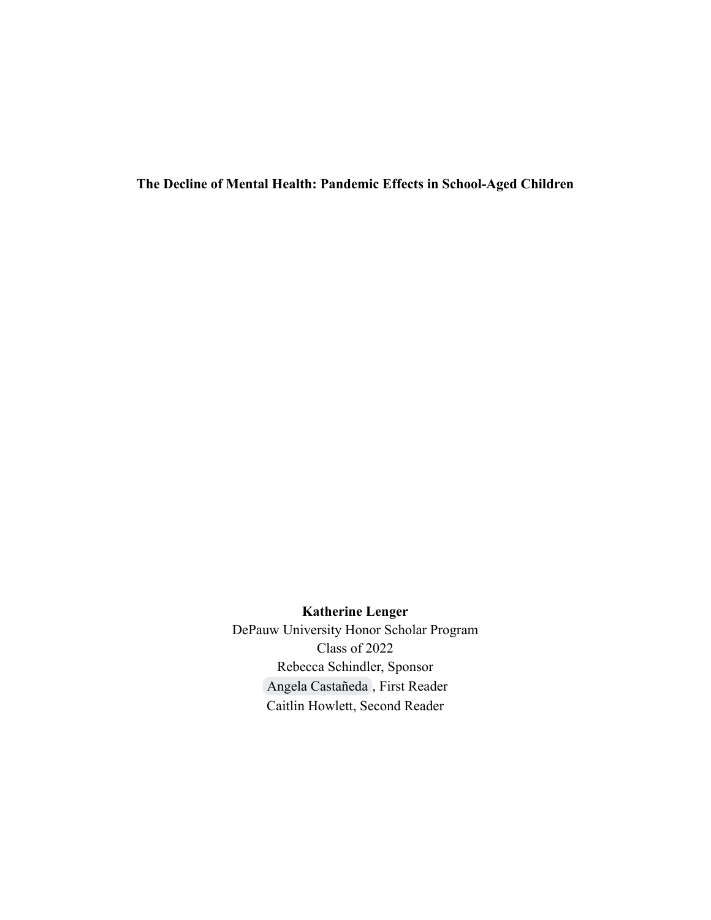**The Decline of Mental Health: Pandemic Effects in School-Aged Children**

**Katherine Lenger**

DePauw University Honor Scholar Program

Class of 2022

Rebecca Schindler, Sponsor

Angela Castañeda, First Reader

Caitlin Howlett, Second Reader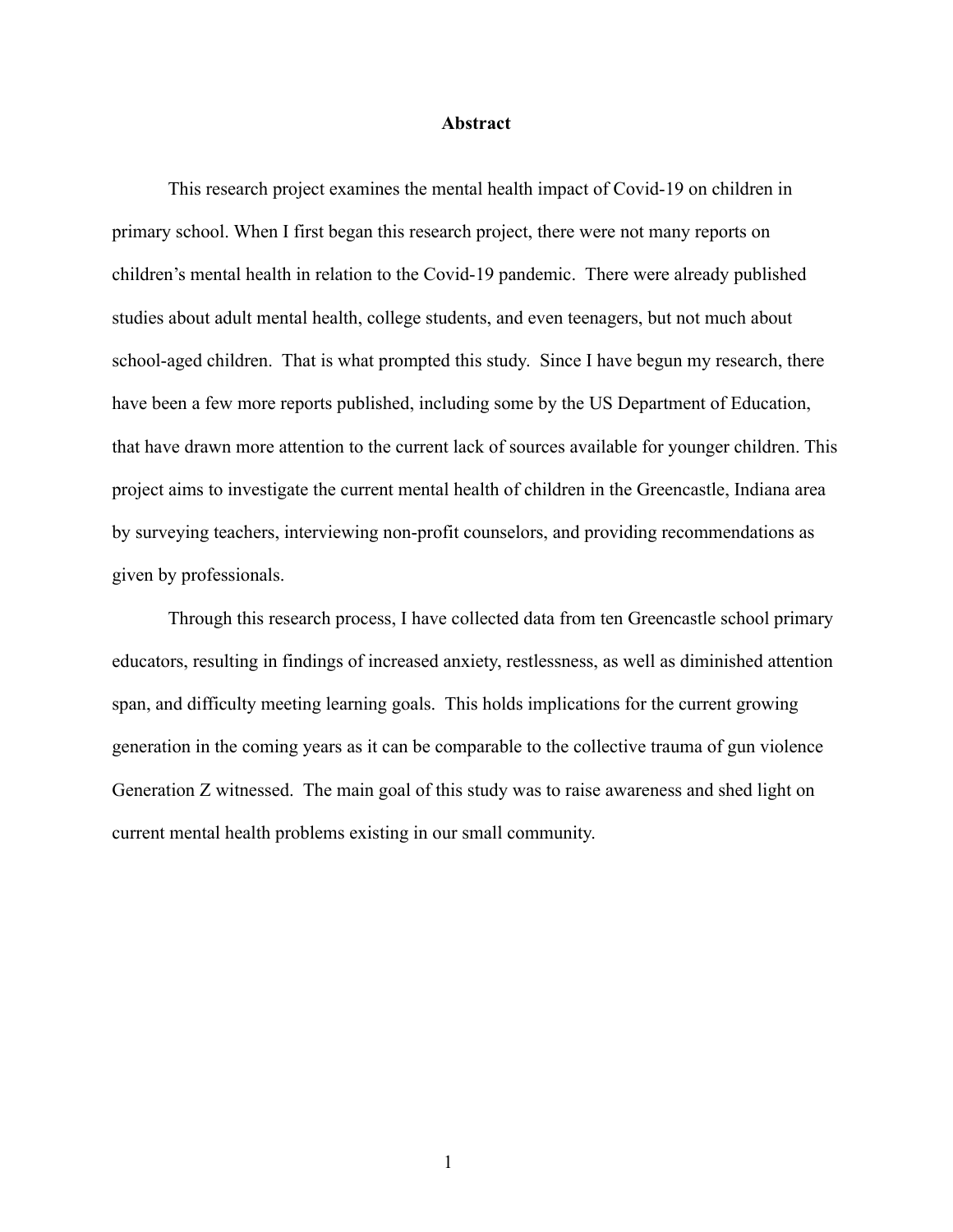# Abstract

This research project examines the mental health impact of Covid-19 on children in primary school. When I first began this research project, there were not many reports on children's mental health in relation to the Covid-19 pandemic. There were already published studies about adult mental health, college students, and even teenagers, but not much about school-aged children. That is what prompted this study. Since I have begun my research, there have been a few more reports published, including some by the US Department of Education, that have drawn more attention to the current lack of sources available for younger children. This project aims to investigate the current mental health of children in the Greencastle, Indiana area by surveying teachers, interviewing non-profit counselors, and providing recommendations as given by professionals.

Through this research process, I have collected data from ten Greencastle school primary educators, resulting in findings of increased anxiety, restlessness, as well as diminished attention span, and difficulty meeting learning goals. This holds implications for the current growing generation in the coming years as it can be comparable to the collective trauma of gun violence Generation Z witnessed. The main goal of this study was to raise awareness and shed light on current mental health problems existing in our small community.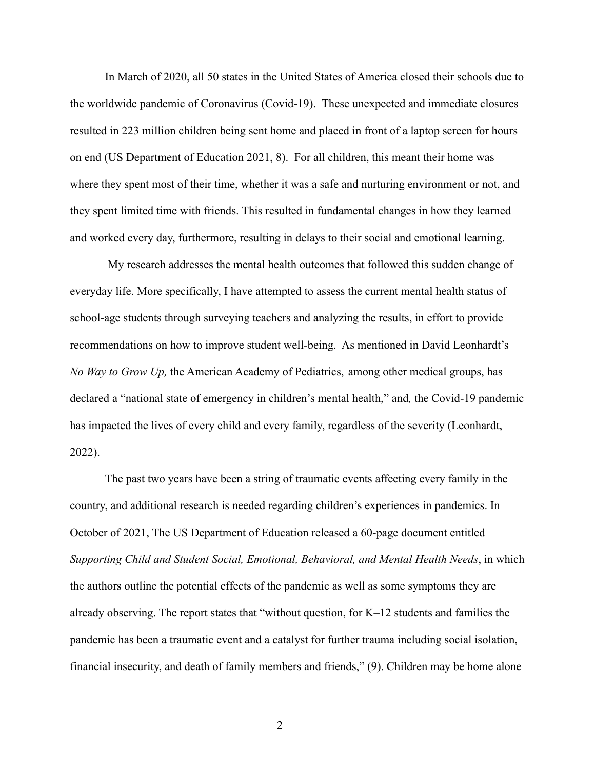In March of 2020, all 50 states in the United States of America closed their schools due to the worldwide pandemic of Coronavirus (Covid-19). These unexpected and immediate closures resulted in 223 million children being sent home and placed in front of a laptop screen for hours on end (US Department of Education 2021, 8). For all children, this meant their home was where they spent most of their time, whether it was a safe and nurturing environment or not, and they spent limited time with friends. This resulted in fundamental changes in how they learned and worked every day, furthermore, resulting in delays to their social and emotional learning.

My research addresses the mental health outcomes that followed this sudden change of everyday life. More specifically, I have attempted to assess the current mental health status of school-age students through surveying teachers and analyzing the results, in effort to provide recommendations on how to improve student well-being. As mentioned in David Leonhardt's *No Way to Grow Up,* the American Academy of Pediatrics, among other medical groups, has declared a "national state of emergency in children's mental health," and, the Covid-19 pandemic has impacted the lives of every child and every family, regardless of the severity (Leonhardt, 2022).

The past two years have been a string of traumatic events affecting every family in the country, and additional research is needed regarding children's experiences in pandemics. In October of 2021, The US Department of Education released a 60-page document entitled *Supporting Child and Student Social, Emotional, Behavioral, and Mental Health Needs*, in which the authors outline the potential effects of the pandemic as well as some symptoms they are already observing. The report states that "without question, for K–12 students and families the pandemic has been a traumatic event and a catalyst for further trauma including social isolation, financial insecurity, and death of family members and friends," (9). Children may be home alone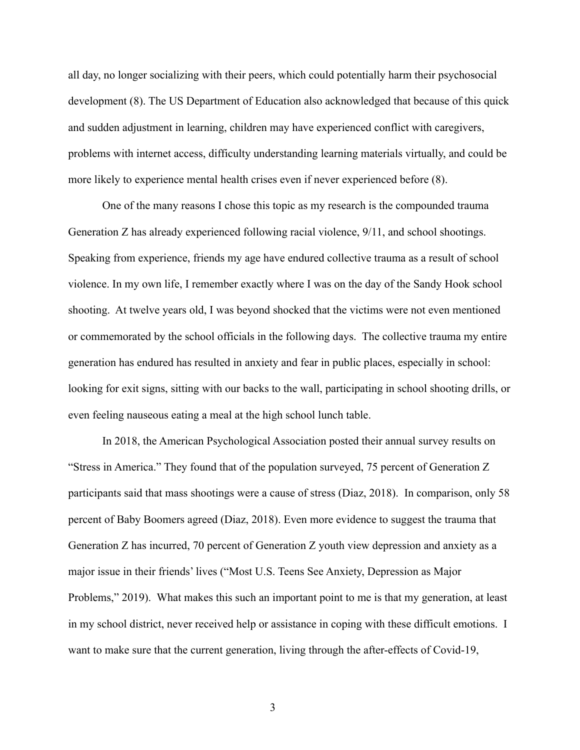all day, no longer socializing with their peers, which could potentially harm their psychosocial development (8). The US Department of Education also acknowledged that because of this quick and sudden adjustment in learning, children may have experienced conflict with caregivers, problems with internet access, difficulty understanding learning materials virtually, and could be more likely to experience mental health crises even if never experienced before (8).

One of the many reasons I chose this topic as my research is the compounded trauma Generation Z has already experienced following racial violence, 9/11, and school shootings. Speaking from experience, friends my age have endured collective trauma as a result of school violence. In my own life, I remember exactly where I was on the day of the Sandy Hook school shooting. At twelve years old, I was beyond shocked that the victims were not even mentioned or commemorated by the school officials in the following days. The collective trauma my entire generation has endured has resulted in anxiety and fear in public places, especially in school: looking for exit signs, sitting with our backs to the wall, participating in school shooting drills, or even feeling nauseous eating a meal at the high school lunch table.

In 2018, the American Psychological Association posted their annual survey results on "Stress in America." They found that of the population surveyed, 75 percent of Generation Z participants said that mass shootings were a cause of stress (Diaz, 2018). In comparison, only 58 percent of Baby Boomers agreed (Diaz, 2018). Even more evidence to suggest the trauma that Generation Z has incurred, 70 percent of Generation Z youth view depression and anxiety as a major issue in their friends' lives ("Most U.S. Teens See Anxiety, Depression as Major Problems," 2019). What makes this such an important point to me is that my generation, at least in my school district, never received help or assistance in coping with these difficult emotions. I want to make sure that the current generation, living through the after-effects of Covid-19,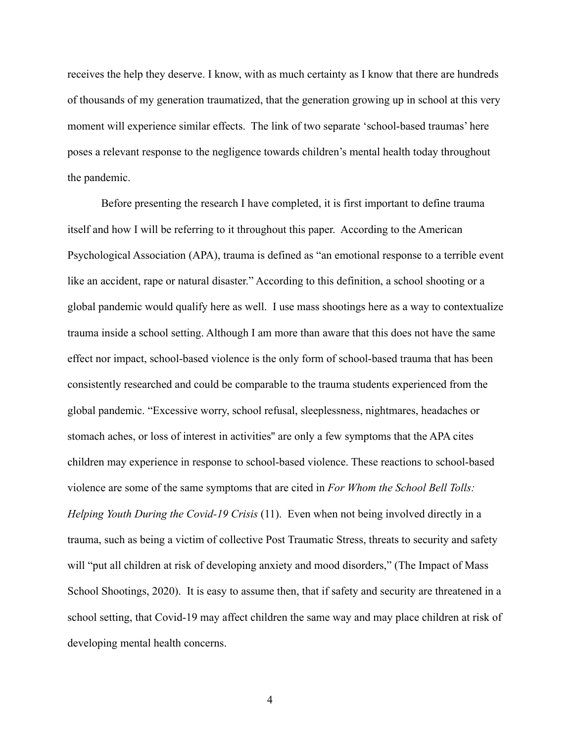receives the help they deserve. I know, with as much certainty as I know that there are hundreds of thousands of my generation traumatized, that the generation growing up in school at this very moment will experience similar effects. The link of two separate 'school-based traumas' here poses a relevant response to the negligence towards children's mental health today throughout the pandemic.

Before presenting the research I have completed, it is first important to define trauma itself and how I will be referring to it throughout this paper. According to the American Psychological Association (APA), trauma is defined as "an emotional response to a terrible event like an accident, rape or natural disaster." According to this definition, a school shooting or a global pandemic would qualify here as well. I use mass shootings here as a way to contextualize trauma inside a school setting. Although I am more than aware that this does not have the same effect nor impact, school-based violence is the only form of school-based trauma that has been consistently researched and could be comparable to the trauma students experienced from the global pandemic. "Excessive worry, school refusal, sleeplessness, nightmares, headaches or stomach aches, or loss of interest in activities" are only a few symptoms that the APA cites children may experience in response to school-based violence. These reactions to school-based violence are some of the same symptoms that are cited in *For Whom the School Bell Tolls: Helping Youth During the Covid-19 Crisis* (11). Even when not being involved directly in a trauma, such as being a victim of collective Post Traumatic Stress, threats to security and safety will "put all children at risk of developing anxiety and mood disorders," (The Impact of Mass School Shootings, 2020). It is easy to assume then, that if safety and security are threatened in a school setting, that Covid-19 may affect children the same way and may place children at risk of developing mental health concerns.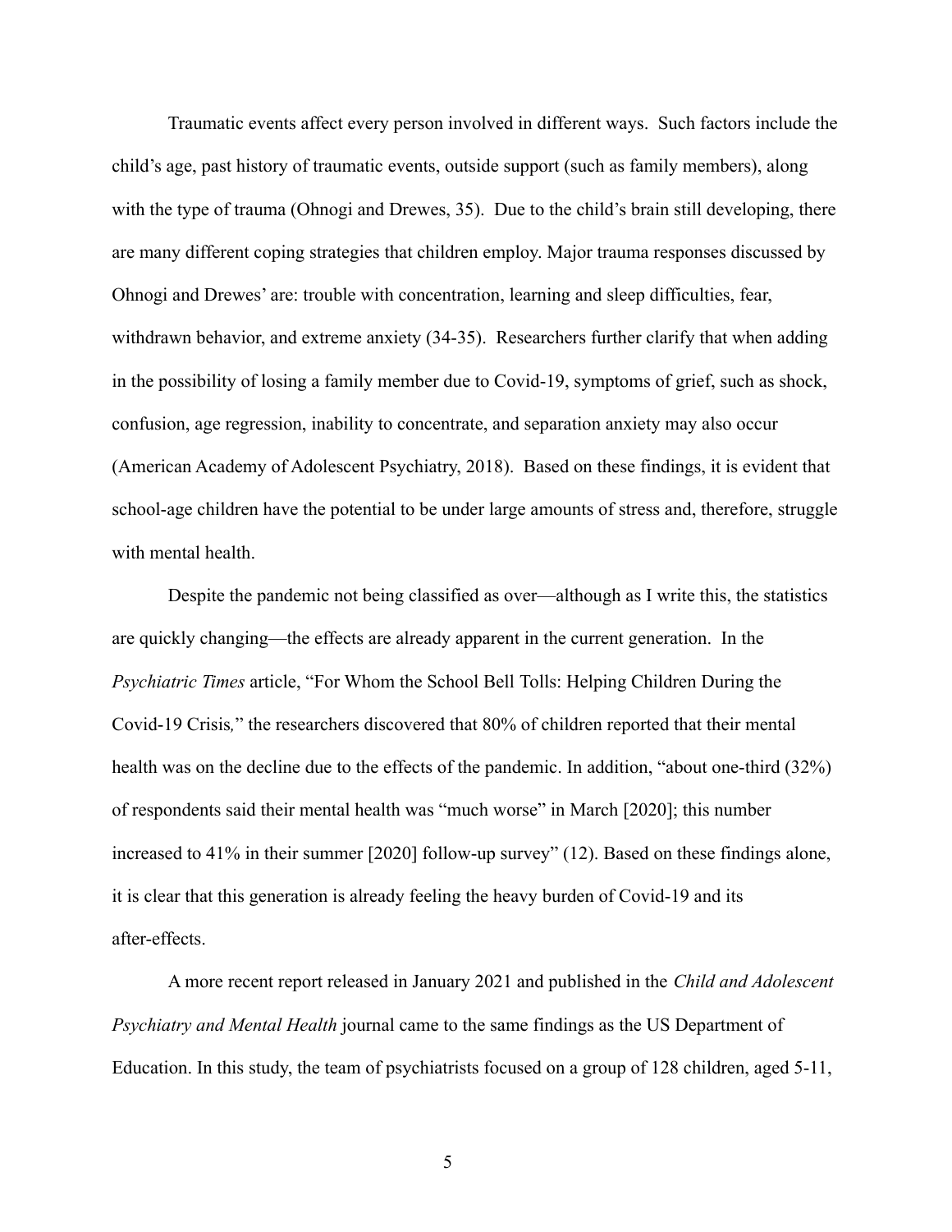Traumatic events affect every person involved in different ways. Such factors include the child's age, past history of traumatic events, outside support (such as family members), along with the type of trauma (Ohnogi and Drewes, 35). Due to the child's brain still developing, there are many different coping strategies that children employ. Major trauma responses discussed by Ohnogi and Drewes' are: trouble with concentration, learning and sleep difficulties, fear, withdrawn behavior, and extreme anxiety (34-35). Researchers further clarify that when adding in the possibility of losing a family member due to Covid-19, symptoms of grief, such as shock, confusion, age regression, inability to concentrate, and separation anxiety may also occur (American Academy of Adolescent Psychiatry, 2018). Based on these findings, it is evident that school-age children have the potential to be under large amounts of stress and, therefore, struggle with mental health.

Despite the pandemic not being classified as over—although as I write this, the statistics are quickly changing—the effects are already apparent in the current generation. In the *Psychiatric Times* article, "For Whom the School Bell Tolls: Helping Children During the Covid-19 Crisis," the researchers discovered that 80% of children reported that their mental health was on the decline due to the effects of the pandemic. In addition, "about one-third (32%) of respondents said their mental health was "much worse" in March [2020]; this number increased to 41% in their summer [2020] follow-up survey" (12). Based on these findings alone, it is clear that this generation is already feeling the heavy burden of Covid-19 and its after-effects.

A more recent report released in January 2021 and published in the *Child and Adolescent Psychiatry and Mental Health* journal came to the same findings as the US Department of Education. In this study, the team of psychiatrists focused on a group of 128 children, aged 5-11,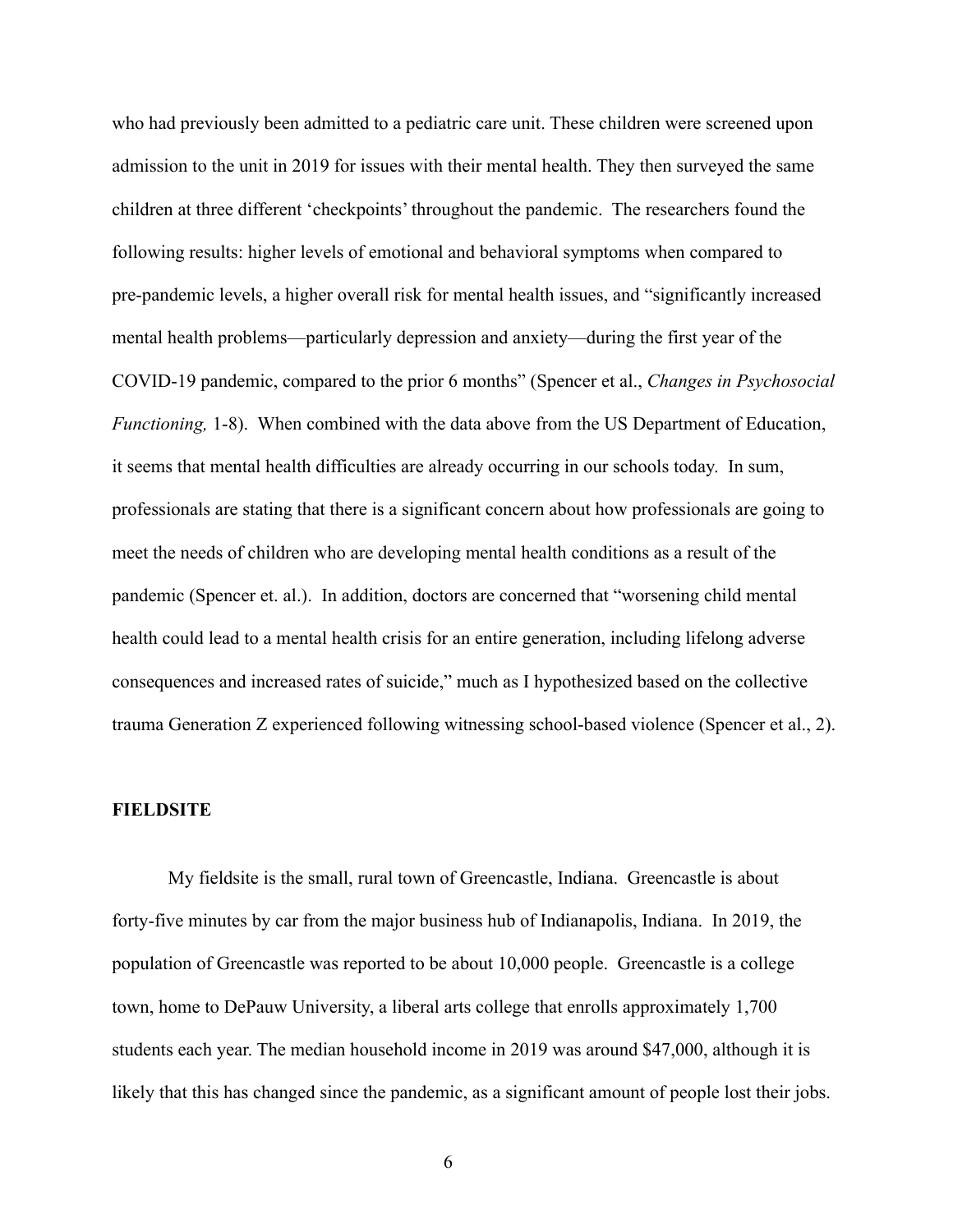who had previously been admitted to a pediatric care unit. These children were screened upon admission to the unit in 2019 for issues with their mental health. They then surveyed the same children at three different 'checkpoints' throughout the pandemic. The researchers found the following results: higher levels of emotional and behavioral symptoms when compared to pre-pandemic levels, a higher overall risk for mental health issues, and "significantly increased mental health problems—particularly depression and anxiety—during the first year of the COVID-19 pandemic, compared to the prior 6 months" (Spencer et al., *Changes in Psychosocial Functioning,* 1-8). When combined with the data above from the US Department of Education, it seems that mental health difficulties are already occurring in our schools today. In sum, professionals are stating that there is a significant concern about how professionals are going to meet the needs of children who are developing mental health conditions as a result of the pandemic (Spencer et. al.). In addition, doctors are concerned that "worsening child mental health could lead to a mental health crisis for an entire generation, including lifelong adverse consequences and increased rates of suicide," much as I hypothesized based on the collective trauma Generation Z experienced following witnessing school-based violence (Spencer et al., 2).

**FIELDSITE**

My fieldsite is the small, rural town of Greencastle, Indiana. Greencastle is about forty-five minutes by car from the major business hub of Indianapolis, Indiana. In 2019, the population of Greencastle was reported to be about 10,000 people. Greencastle is a college town, home to DePauw University, a liberal arts college that enrolls approximately 1,700 students each year. The median household income in 2019 was around $47,000, although it is likely that this has changed since the pandemic, as a significant amount of people lost their jobs.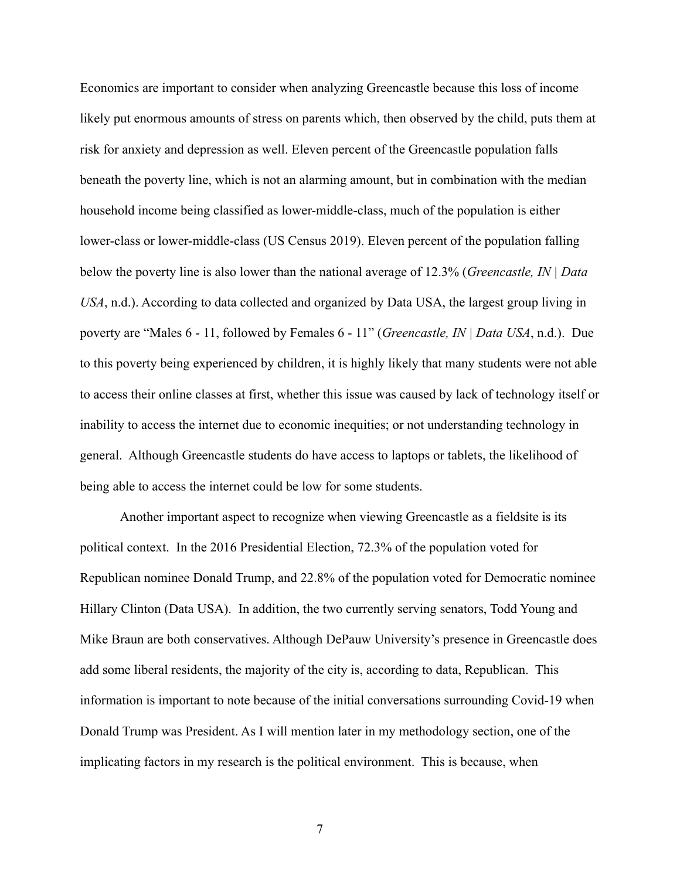Economics are important to consider when analyzing Greencastle because this loss of income likely put enormous amounts of stress on parents which, then observed by the child, puts them at risk for anxiety and depression as well. Eleven percent of the Greencastle population falls beneath the poverty line, which is not an alarming amount, but in combination with the median household income being classified as lower-middle-class, much of the population is either lower-class or lower-middle-class (US Census 2019). Eleven percent of the population falling below the poverty line is also lower than the national average of 12.3% (*Greencastle, IN | Data USA*, n.d.). According to data collected and organized by Data USA, the largest group living in poverty are "Males 6 - 11, followed by Females 6 - 11" (*Greencastle, IN | Data USA*, n.d.). Due to this poverty being experienced by children, it is highly likely that many students were not able to access their online classes at first, whether this issue was caused by lack of technology itself or inability to access the internet due to economic inequities; or not understanding technology in general. Although Greencastle students do have access to laptops or tablets, the likelihood of being able to access the internet could be low for some students.

Another important aspect to recognize when viewing Greencastle as a fieldsite is its political context. In the 2016 Presidential Election, 72.3% of the population voted for Republican nominee Donald Trump, and 22.8% of the population voted for Democratic nominee Hillary Clinton (Data USA). In addition, the two currently serving senators, Todd Young and Mike Braun are both conservatives. Although DePauw University's presence in Greencastle does add some liberal residents, the majority of the city is, according to data, Republican. This information is important to note because of the initial conversations surrounding Covid-19 when Donald Trump was President. As I will mention later in my methodology section, one of the implicating factors in my research is the political environment. This is because, when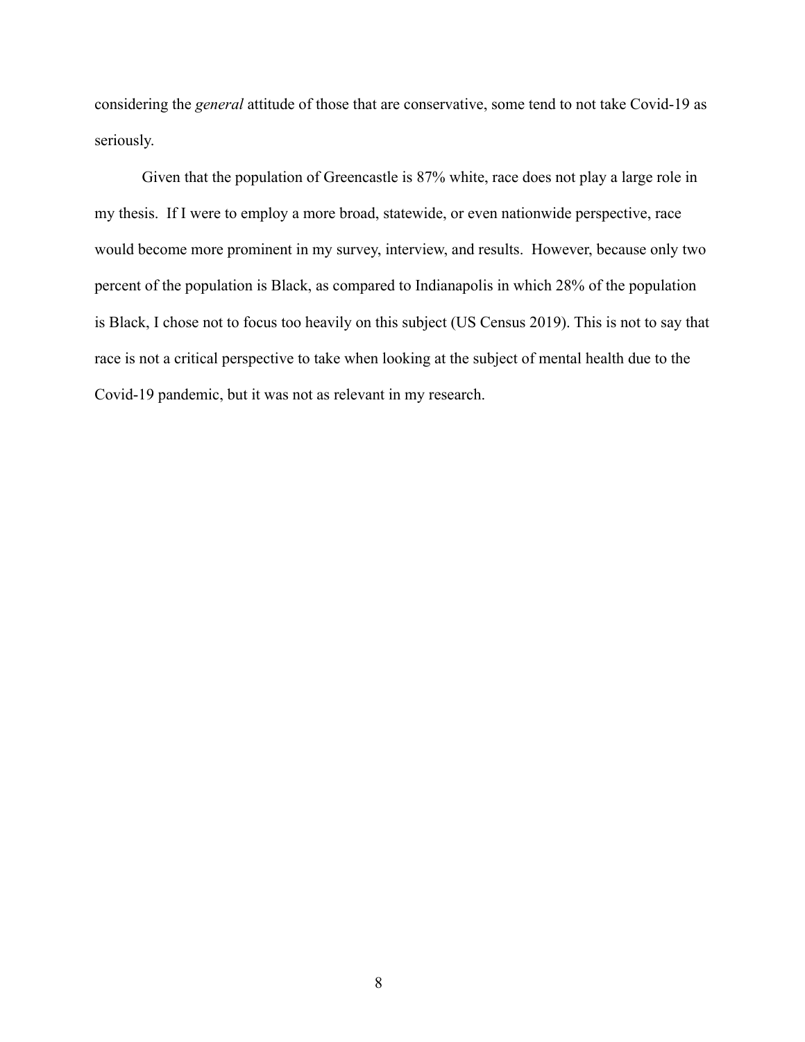considering the *general* attitude of those that are conservative, some tend to not take Covid-19 as seriously.

Given that the population of Greencastle is 87% white, race does not play a large role in my thesis. If I were to employ a more broad, statewide, or even nationwide perspective, race would become more prominent in my survey, interview, and results. However, because only two percent of the population is Black, as compared to Indianapolis in which 28% of the population is Black, I chose not to focus too heavily on this subject (US Census 2019). This is not to say that race is not a critical perspective to take when looking at the subject of mental health due to the Covid-19 pandemic, but it was not as relevant in my research.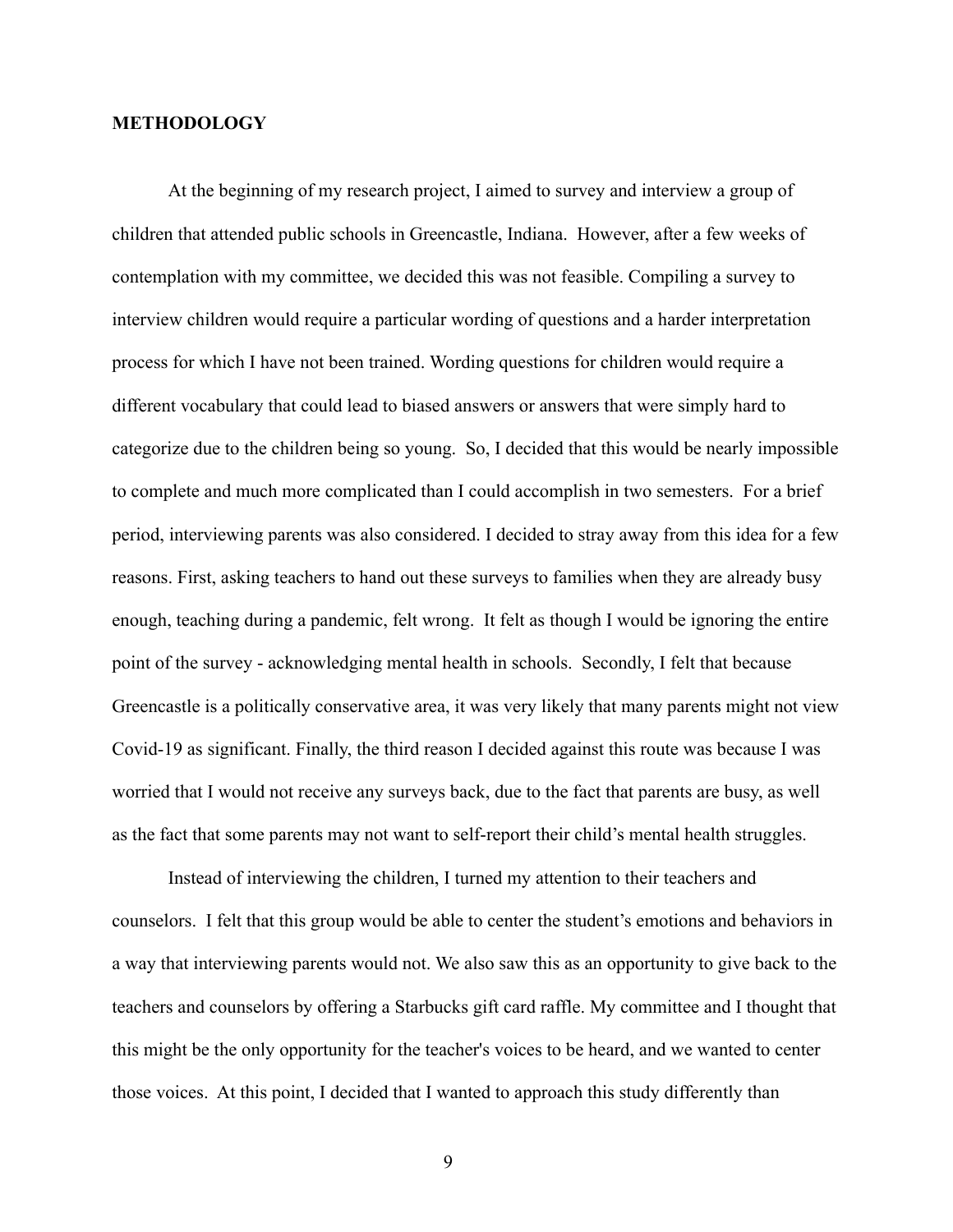## METHODOLOGY

At the beginning of my research project, I aimed to survey and interview a group of children that attended public schools in Greencastle, Indiana. However, after a few weeks of contemplation with my committee, we decided this was not feasible. Compiling a survey to interview children would require a particular wording of questions and a harder interpretation process for which I have not been trained. Wording questions for children would require a different vocabulary that could lead to biased answers or answers that were simply hard to categorize due to the children being so young. So, I decided that this would be nearly impossible to complete and much more complicated than I could accomplish in two semesters. For a brief period, interviewing parents was also considered. I decided to stray away from this idea for a few reasons. First, asking teachers to hand out these surveys to families when they are already busy enough, teaching during a pandemic, felt wrong. It felt as though I would be ignoring the entire point of the survey - acknowledging mental health in schools. Secondly, I felt that because Greencastle is a politically conservative area, it was very likely that many parents might not view Covid-19 as significant. Finally, the third reason I decided against this route was because I was worried that I would not receive any surveys back, due to the fact that parents are busy, as well as the fact that some parents may not want to self-report their child's mental health struggles.

Instead of interviewing the children, I turned my attention to their teachers and counselors. I felt that this group would be able to center the student's emotions and behaviors in a way that interviewing parents would not. We also saw this as an opportunity to give back to the teachers and counselors by offering a Starbucks gift card raffle. My committee and I thought that this might be the only opportunity for the teacher's voices to be heard, and we wanted to center those voices. At this point, I decided that I wanted to approach this study differently than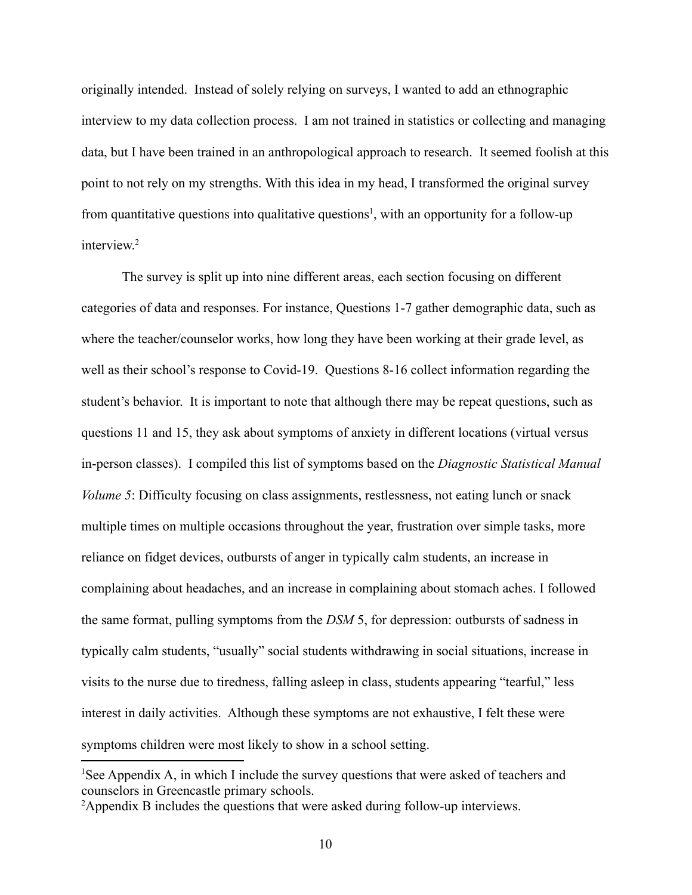originally intended. Instead of solely relying on surveys, I wanted to add an ethnographic interview to my data collection process. I am not trained in statistics or collecting and managing data, but I have been trained in an anthropological approach to research. It seemed foolish at this point to not rely on my strengths. With this idea in my head, I transformed the original survey from quantitative questions into qualitative questions[1], with an opportunity for a follow-up interview.[2]

The survey is split up into nine different areas, each section focusing on different categories of data and responses. For instance, Questions 1-7 gather demographic data, such as where the teacher/counselor works, how long they have been working at their grade level, as well as their school's response to Covid-19. Questions 8-16 collect information regarding the student's behavior. It is important to note that although there may be repeat questions, such as questions 11 and 15, they ask about symptoms of anxiety in different locations (virtual versus in-person classes). I compiled this list of symptoms based on the *Diagnostic Statistical Manual Volume 5*: Difficulty focusing on class assignments, restlessness, not eating lunch or snack multiple times on multiple occasions throughout the year, frustration over simple tasks, more reliance on fidget devices, outbursts of anger in typically calm students, an increase in complaining about headaches, and an increase in complaining about stomach aches. I followed the same format, pulling symptoms from the *DSM* 5, for depression: outbursts of sadness in typically calm students, "usually" social students withdrawing in social situations, increase in visits to the nurse due to tiredness, falling asleep in class, students appearing "tearful," less interest in daily activities. Although these symptoms are not exhaustive, I felt these were symptoms children were most likely to show in a school setting.

---

[1]See Appendix A, in which I include the survey questions that were asked of teachers and counselors in Greencastle primary schools.

[2]Appendix B includes the questions that were asked during follow-up interviews.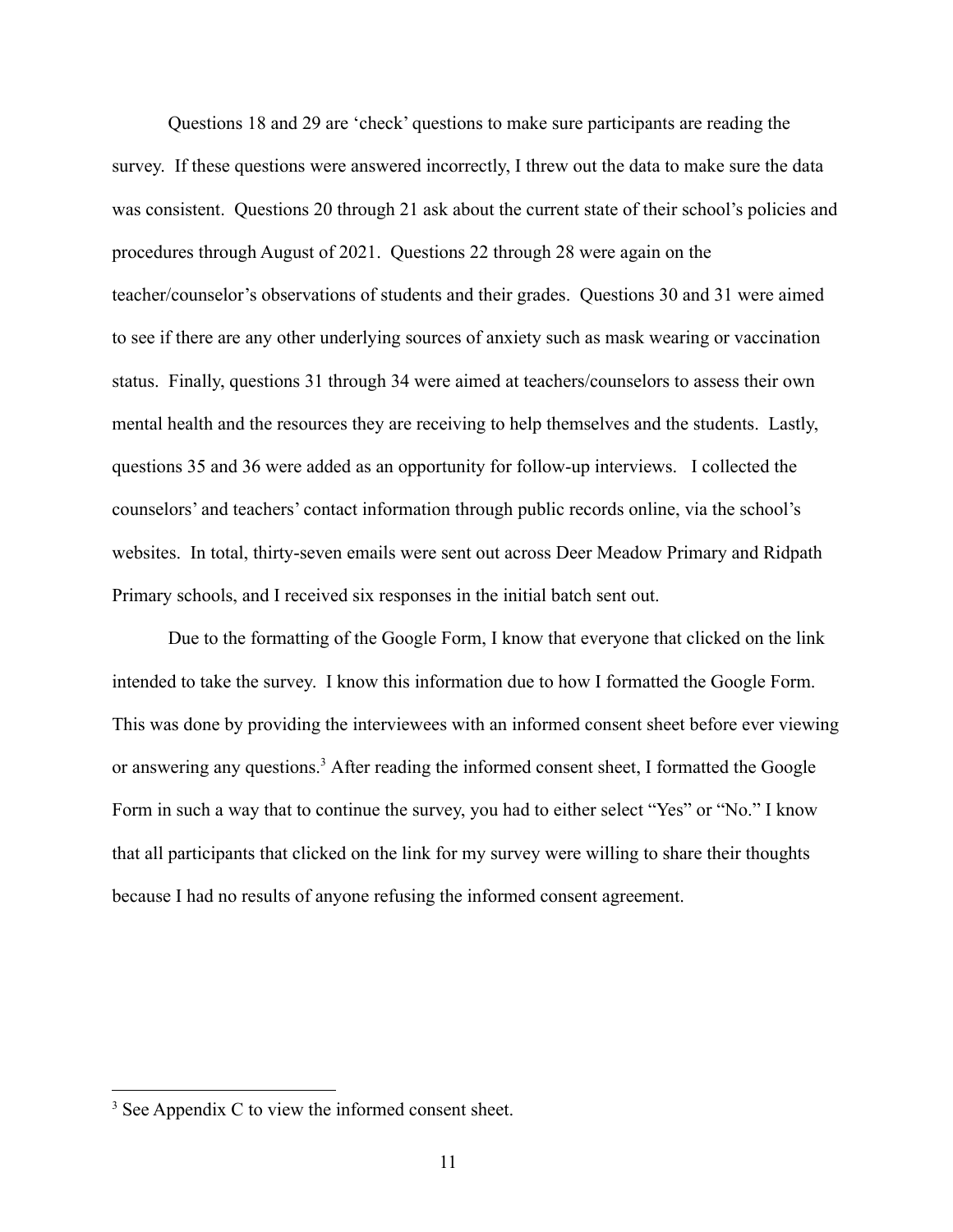Questions 18 and 29 are 'check' questions to make sure participants are reading the survey. If these questions were answered incorrectly, I threw out the data to make sure the data was consistent. Questions 20 through 21 ask about the current state of their school's policies and procedures through August of 2021. Questions 22 through 28 were again on the teacher/counselor's observations of students and their grades. Questions 30 and 31 were aimed to see if there are any other underlying sources of anxiety such as mask wearing or vaccination status. Finally, questions 31 through 34 were aimed at teachers/counselors to assess their own mental health and the resources they are receiving to help themselves and the students. Lastly, questions 35 and 36 were added as an opportunity for follow-up interviews. I collected the counselors' and teachers' contact information through public records online, via the school's websites. In total, thirty-seven emails were sent out across Deer Meadow Primary and Ridpath Primary schools, and I received six responses in the initial batch sent out.

Due to the formatting of the Google Form, I know that everyone that clicked on the link intended to take the survey. I know this information due to how I formatted the Google Form. This was done by providing the interviewees with an informed consent sheet before ever viewing or answering any questions.[3] After reading the informed consent sheet, I formatted the Google Form in such a way that to continue the survey, you had to either select "Yes" or "No." I know that all participants that clicked on the link for my survey were willing to share their thoughts because I had no results of anyone refusing the informed consent agreement.

[3] See Appendix C to view the informed consent sheet.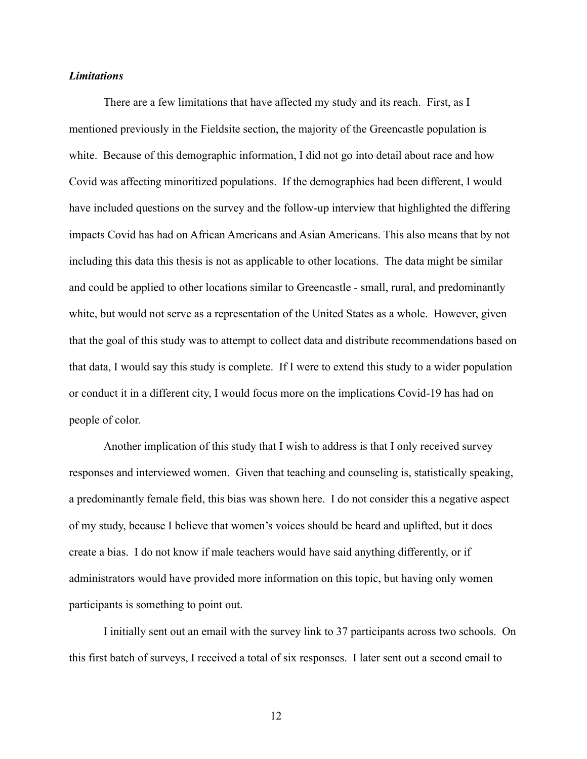### ***Limitations***

There are a few limitations that have affected my study and its reach. First, as I mentioned previously in the Fieldsite section, the majority of the Greencastle population is white. Because of this demographic information, I did not go into detail about race and how Covid was affecting minoritized populations. If the demographics had been different, I would have included questions on the survey and the follow-up interview that highlighted the differing impacts Covid has had on African Americans and Asian Americans. This also means that by not including this data this thesis is not as applicable to other locations. The data might be similar and could be applied to other locations similar to Greencastle - small, rural, and predominantly white, but would not serve as a representation of the United States as a whole. However, given that the goal of this study was to attempt to collect data and distribute recommendations based on that data, I would say this study is complete. If I were to extend this study to a wider population or conduct it in a different city, I would focus more on the implications Covid-19 has had on people of color.

Another implication of this study that I wish to address is that I only received survey responses and interviewed women. Given that teaching and counseling is, statistically speaking, a predominantly female field, this bias was shown here. I do not consider this a negative aspect of my study, because I believe that women's voices should be heard and uplifted, but it does create a bias. I do not know if male teachers would have said anything differently, or if administrators would have provided more information on this topic, but having only women participants is something to point out.

I initially sent out an email with the survey link to 37 participants across two schools. On this first batch of surveys, I received a total of six responses. I later sent out a second email to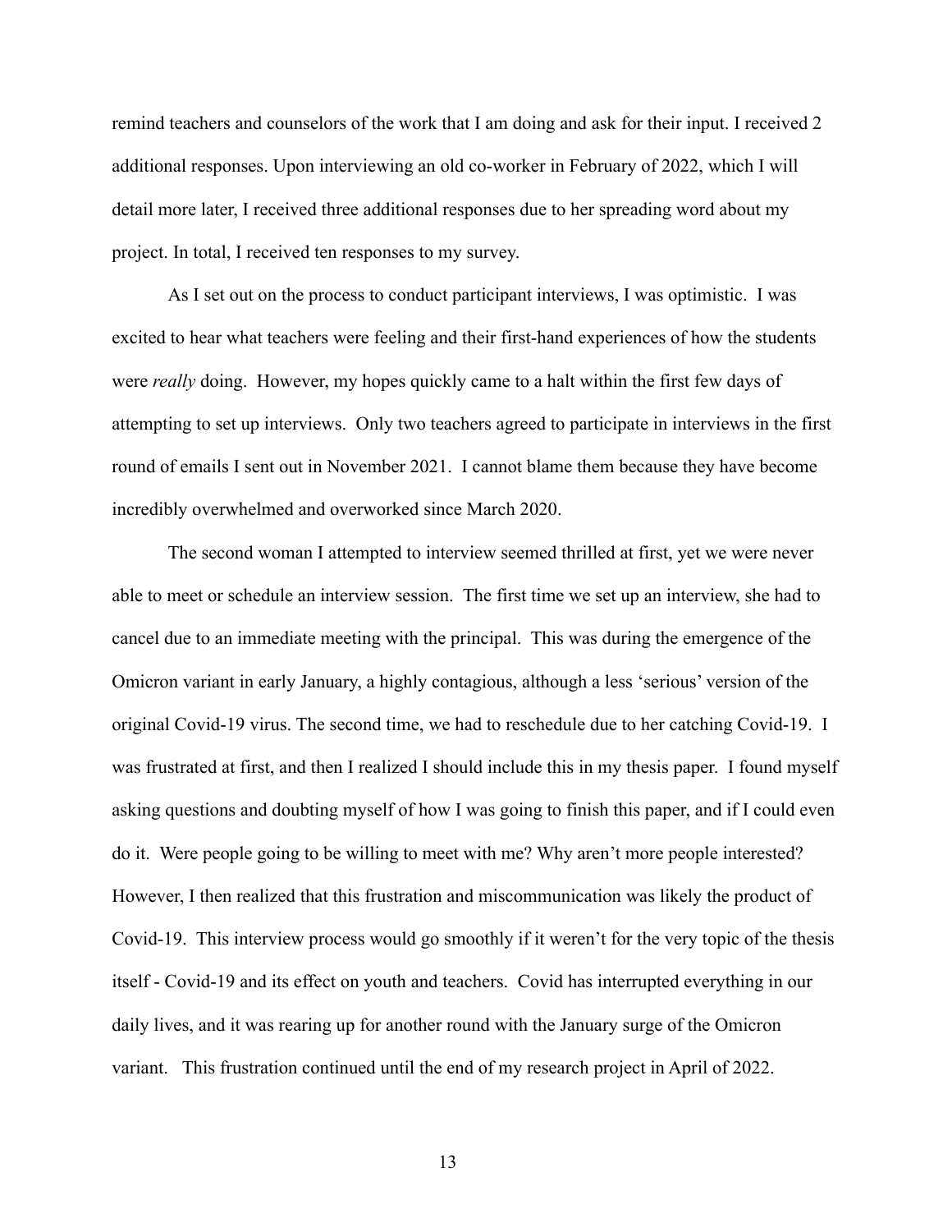remind teachers and counselors of the work that I am doing and ask for their input. I received 2 additional responses. Upon interviewing an old co-worker in February of 2022, which I will detail more later, I received three additional responses due to her spreading word about my project. In total, I received ten responses to my survey.

As I set out on the process to conduct participant interviews, I was optimistic. I was excited to hear what teachers were feeling and their first-hand experiences of how the students were *really* doing. However, my hopes quickly came to a halt within the first few days of attempting to set up interviews. Only two teachers agreed to participate in interviews in the first round of emails I sent out in November 2021. I cannot blame them because they have become incredibly overwhelmed and overworked since March 2020.

The second woman I attempted to interview seemed thrilled at first, yet we were never able to meet or schedule an interview session. The first time we set up an interview, she had to cancel due to an immediate meeting with the principal. This was during the emergence of the Omicron variant in early January, a highly contagious, although a less 'serious' version of the original Covid-19 virus. The second time, we had to reschedule due to her catching Covid-19. I was frustrated at first, and then I realized I should include this in my thesis paper. I found myself asking questions and doubting myself of how I was going to finish this paper, and if I could even do it. Were people going to be willing to meet with me? Why aren't more people interested? However, I then realized that this frustration and miscommunication was likely the product of Covid-19. This interview process would go smoothly if it weren't for the very topic of the thesis itself - Covid-19 and its effect on youth and teachers. Covid has interrupted everything in our daily lives, and it was rearing up for another round with the January surge of the Omicron variant. This frustration continued until the end of my research project in April of 2022.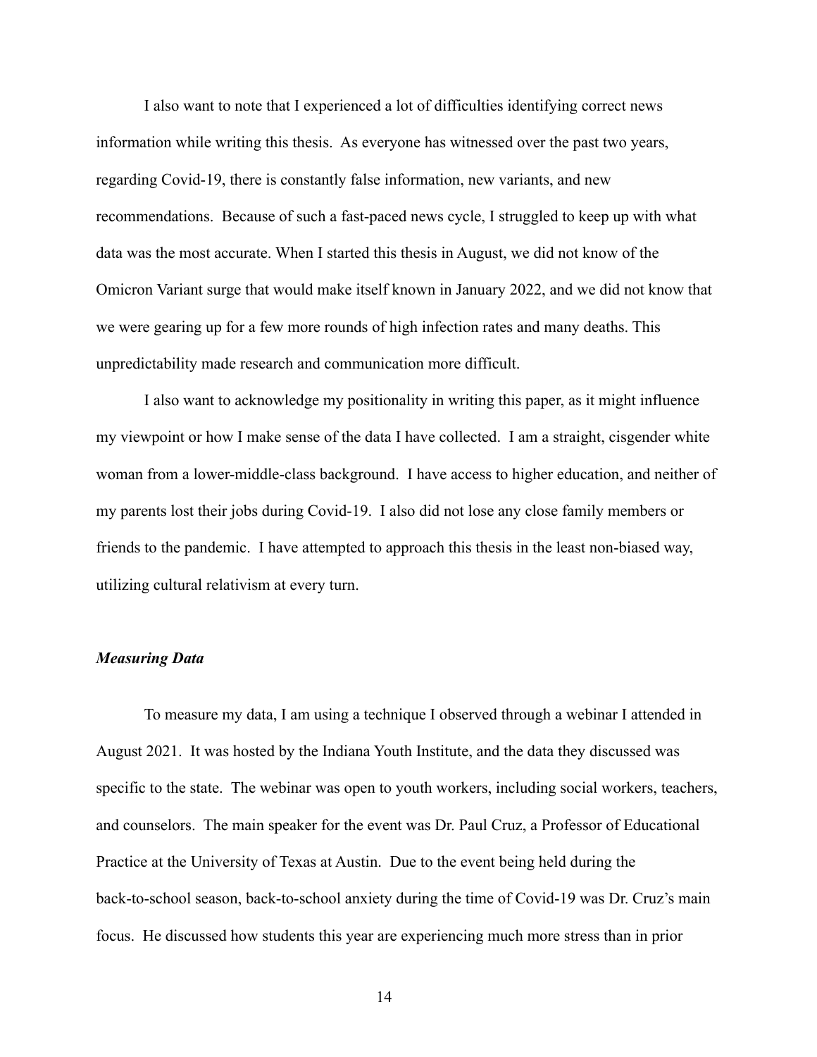I also want to note that I experienced a lot of difficulties identifying correct news information while writing this thesis. As everyone has witnessed over the past two years, regarding Covid-19, there is constantly false information, new variants, and new recommendations. Because of such a fast-paced news cycle, I struggled to keep up with what data was the most accurate. When I started this thesis in August, we did not know of the Omicron Variant surge that would make itself known in January 2022, and we did not know that we were gearing up for a few more rounds of high infection rates and many deaths. This unpredictability made research and communication more difficult.

I also want to acknowledge my positionality in writing this paper, as it might influence my viewpoint or how I make sense of the data I have collected. I am a straight, cisgender white woman from a lower-middle-class background. I have access to higher education, and neither of my parents lost their jobs during Covid-19. I also did not lose any close family members or friends to the pandemic. I have attempted to approach this thesis in the least non-biased way, utilizing cultural relativism at every turn.

### *Measuring Data*

To measure my data, I am using a technique I observed through a webinar I attended in August 2021. It was hosted by the Indiana Youth Institute, and the data they discussed was specific to the state. The webinar was open to youth workers, including social workers, teachers, and counselors. The main speaker for the event was Dr. Paul Cruz, a Professor of Educational Practice at the University of Texas at Austin. Due to the event being held during the back-to-school season, back-to-school anxiety during the time of Covid-19 was Dr. Cruz's main focus. He discussed how students this year are experiencing much more stress than in prior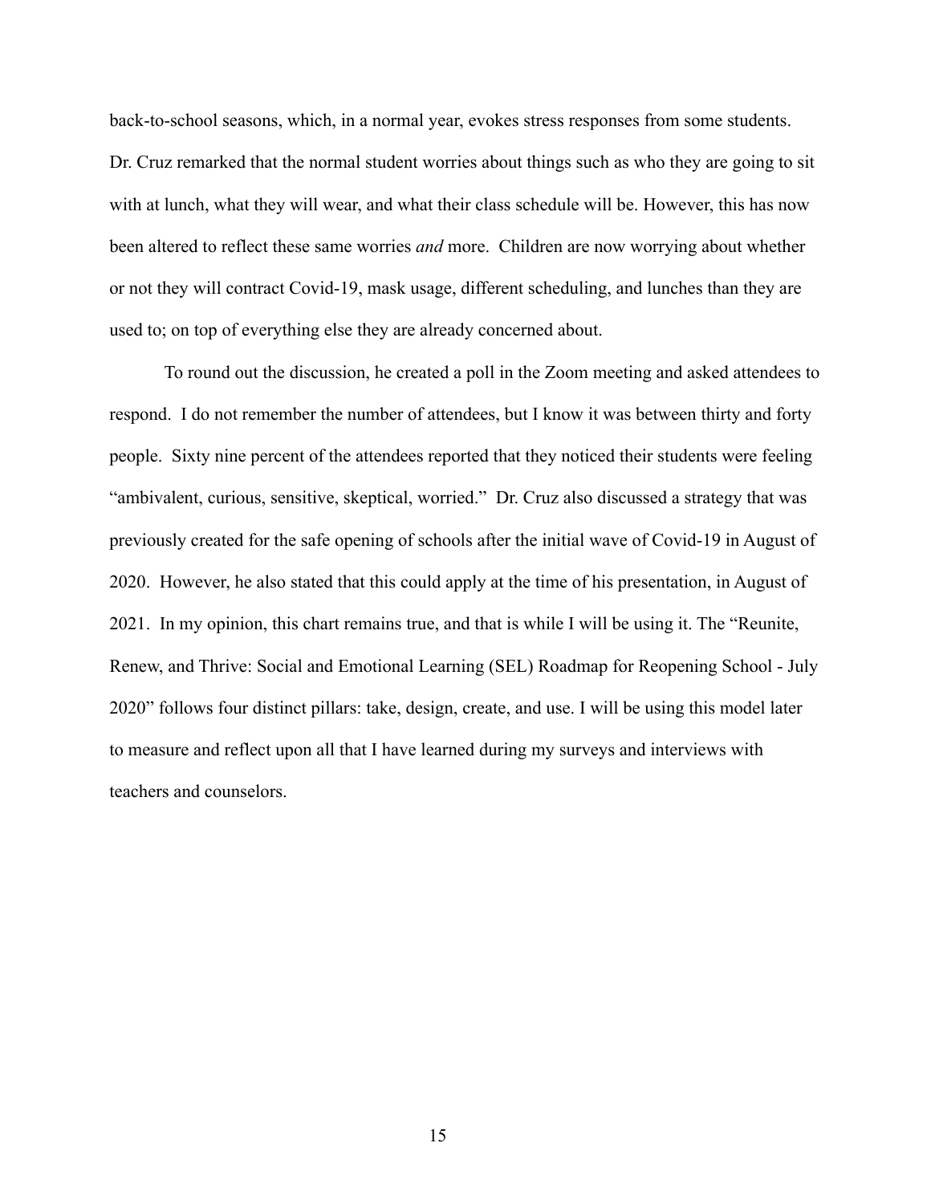back-to-school seasons, which, in a normal year, evokes stress responses from some students. Dr. Cruz remarked that the normal student worries about things such as who they are going to sit with at lunch, what they will wear, and what their class schedule will be. However, this has now been altered to reflect these same worries *and* more. Children are now worrying about whether or not they will contract Covid-19, mask usage, different scheduling, and lunches than they are used to; on top of everything else they are already concerned about.

To round out the discussion, he created a poll in the Zoom meeting and asked attendees to respond. I do not remember the number of attendees, but I know it was between thirty and forty people. Sixty nine percent of the attendees reported that they noticed their students were feeling "ambivalent, curious, sensitive, skeptical, worried." Dr. Cruz also discussed a strategy that was previously created for the safe opening of schools after the initial wave of Covid-19 in August of 2020. However, he also stated that this could apply at the time of his presentation, in August of 2021. In my opinion, this chart remains true, and that is while I will be using it. The "Reunite, Renew, and Thrive: Social and Emotional Learning (SEL) Roadmap for Reopening School - July 2020" follows four distinct pillars: take, design, create, and use. I will be using this model later to measure and reflect upon all that I have learned during my surveys and interviews with teachers and counselors.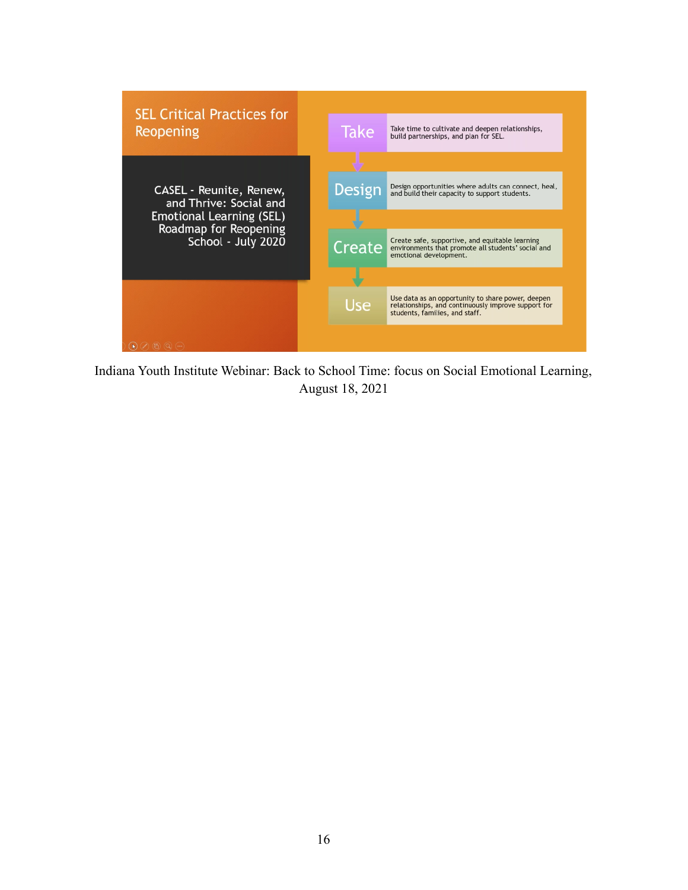SEL Critical Practices for Reopening

CASEL - Reunite, Renew, and Thrive: Social and Emotional Learning (SEL) Roadmap for Reopening School - July 2020

| | |
|---|---|
| Take | Take time to cultivate and deepen relationships, build partnerships, and plan for SEL. |
| Design | Design opportunities where adults can connect, heal, and build their capacity to support students. |
| Create | Create safe, supportive, and equitable learning environments that promote all students' social and emotional development. |
| Use | Use data as an opportunity to share power, deepen relationships, and continuously improve support for students, families, and staff. |

Indiana Youth Institute Webinar: Back to School Time: focus on Social Emotional Learning, August 18, 2021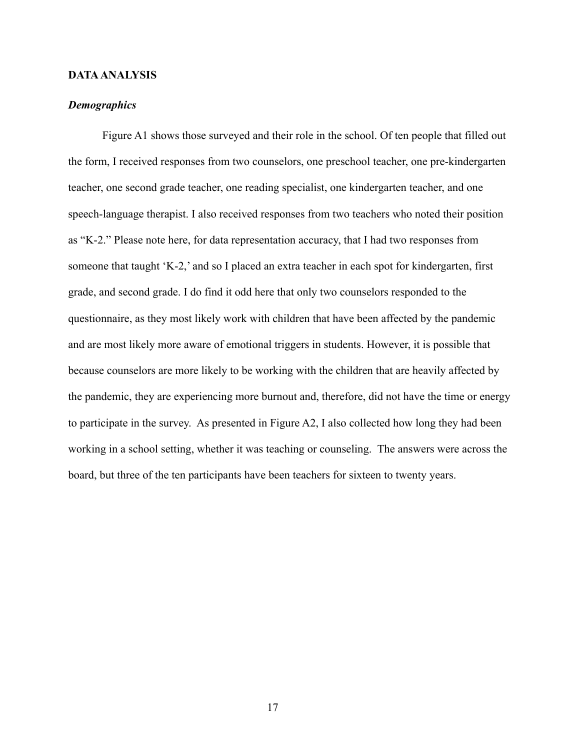## DATA ANALYSIS

### *Demographics*

Figure A1 shows those surveyed and their role in the school. Of ten people that filled out the form, I received responses from two counselors, one preschool teacher, one pre-kindergarten teacher, one second grade teacher, one reading specialist, one kindergarten teacher, and one speech-language therapist. I also received responses from two teachers who noted their position as "K-2." Please note here, for data representation accuracy, that I had two responses from someone that taught 'K-2,' and so I placed an extra teacher in each spot for kindergarten, first grade, and second grade. I do find it odd here that only two counselors responded to the questionnaire, as they most likely work with children that have been affected by the pandemic and are most likely more aware of emotional triggers in students. However, it is possible that because counselors are more likely to be working with the children that are heavily affected by the pandemic, they are experiencing more burnout and, therefore, did not have the time or energy to participate in the survey. As presented in Figure A2, I also collected how long they had been working in a school setting, whether it was teaching or counseling. The answers were across the board, but three of the ten participants have been teachers for sixteen to twenty years.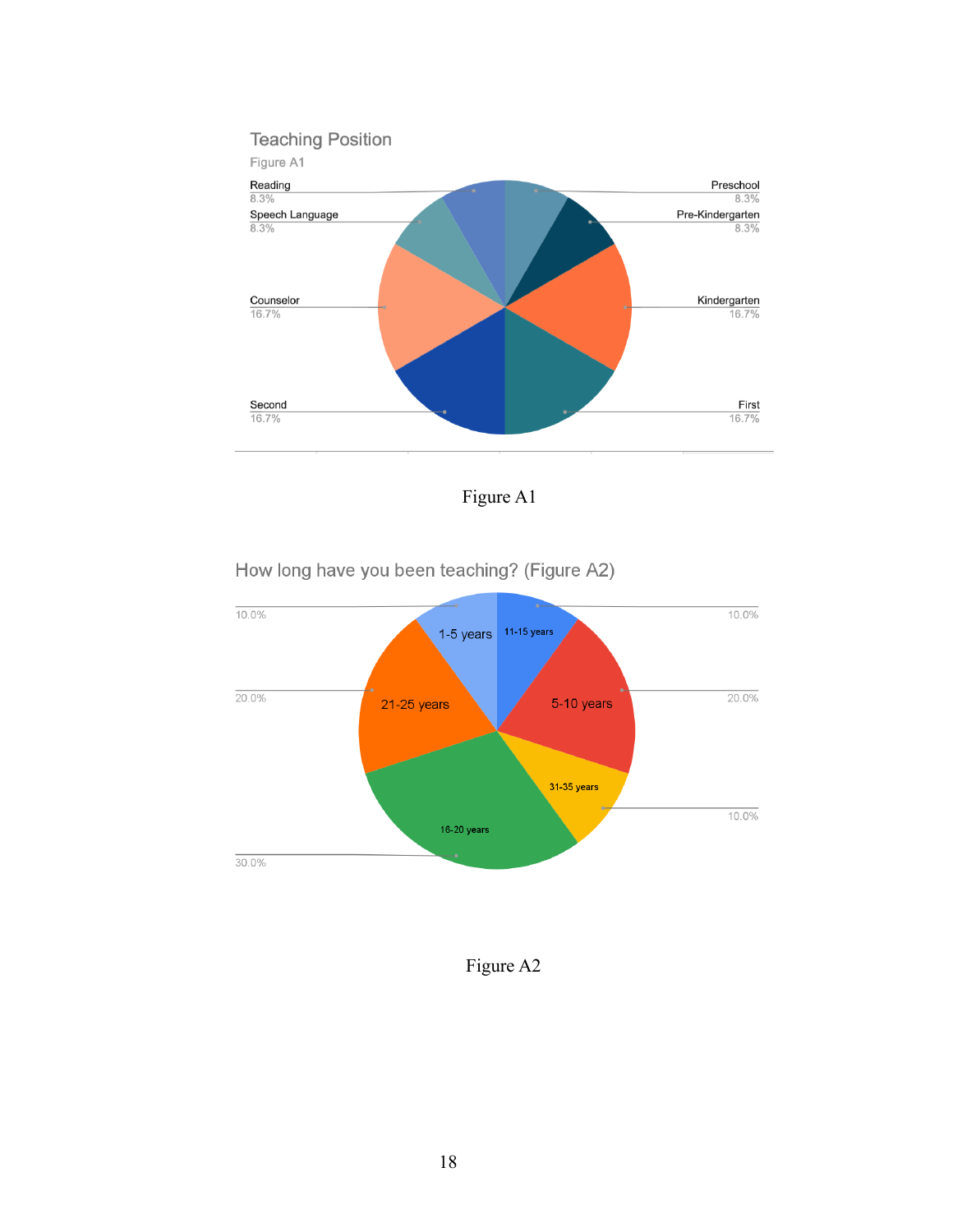**Teaching Position**

Figure A1

| Teaching Position | Percentage |
|---|---|
| Reading | 8.3% |
| Speech Language | 8.3% |
| Counselor | 16.7% |
| Second | 16.7% |
| Preschool | 8.3% |
| Pre-Kindergarten | 8.3% |
| Kindergarten | 16.7% |
| First | 16.7% |

Figure A1

**How long have you been teaching? (Figure A2)**

| Years Teaching | Percentage |
|---|---|
| 1-5 years | 10.0% |
| 11-15 years | 10.0% |
| 5-10 years | 20.0% |
| 31-35 years | 10.0% |
| 16-20 years | 30.0% |
| 21-25 years | 20.0% |

Figure A2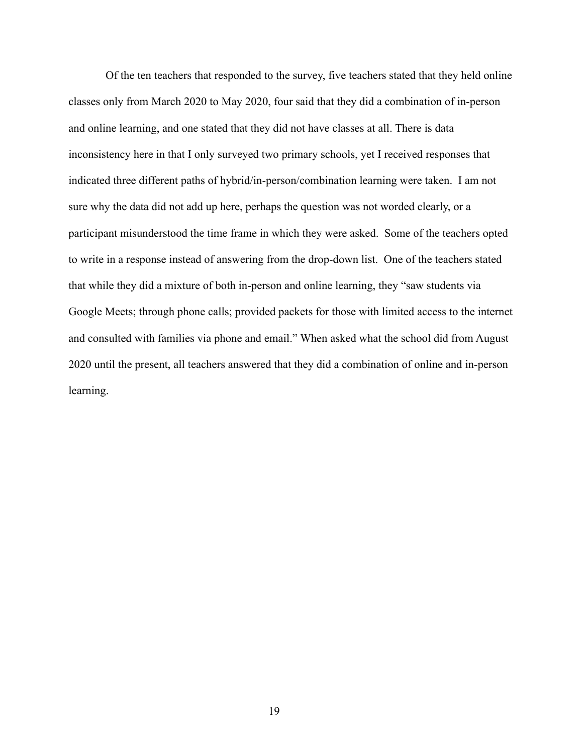Of the ten teachers that responded to the survey, five teachers stated that they held online classes only from March 2020 to May 2020, four said that they did a combination of in-person and online learning, and one stated that they did not have classes at all. There is data inconsistency here in that I only surveyed two primary schools, yet I received responses that indicated three different paths of hybrid/in-person/combination learning were taken.  I am not sure why the data did not add up here, perhaps the question was not worded clearly, or a participant misunderstood the time frame in which they were asked.  Some of the teachers opted to write in a response instead of answering from the drop-down list.  One of the teachers stated that while they did a mixture of both in-person and online learning, they "saw students via Google Meets; through phone calls; provided packets for those with limited access to the internet and consulted with families via phone and email." When asked what the school did from August 2020 until the present, all teachers answered that they did a combination of online and in-person learning.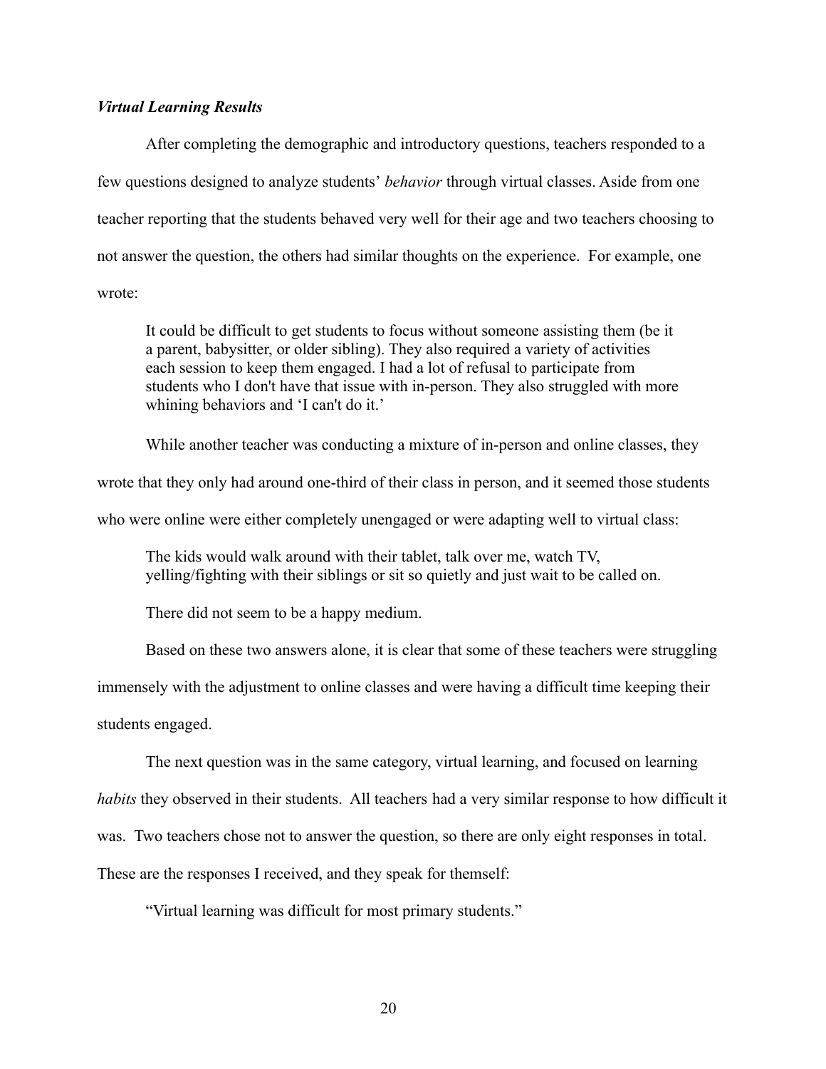### *Virtual Learning Results*

After completing the demographic and introductory questions, teachers responded to a few questions designed to analyze students' *behavior* through virtual classes. Aside from one teacher reporting that the students behaved very well for their age and two teachers choosing to not answer the question, the others had similar thoughts on the experience. For example, one wrote:

> It could be difficult to get students to focus without someone assisting them (be it a parent, babysitter, or older sibling). They also required a variety of activities each session to keep them engaged. I had a lot of refusal to participate from students who I don't have that issue with in-person. They also struggled with more whining behaviors and 'I can't do it.'

While another teacher was conducting a mixture of in-person and online classes, they wrote that they only had around one-third of their class in person, and it seemed those students who were online were either completely unengaged or were adapting well to virtual class:

> The kids would walk around with their tablet, talk over me, watch TV, yelling/fighting with their siblings or sit so quietly and just wait to be called on.
>
> There did not seem to be a happy medium.

Based on these two answers alone, it is clear that some of these teachers were struggling immensely with the adjustment to online classes and were having a difficult time keeping their students engaged.

The next question was in the same category, virtual learning, and focused on learning *habits* they observed in their students. All teachers had a very similar response to how difficult it was. Two teachers chose not to answer the question, so there are only eight responses in total. These are the responses I received, and they speak for themself:

> "Virtual learning was difficult for most primary students."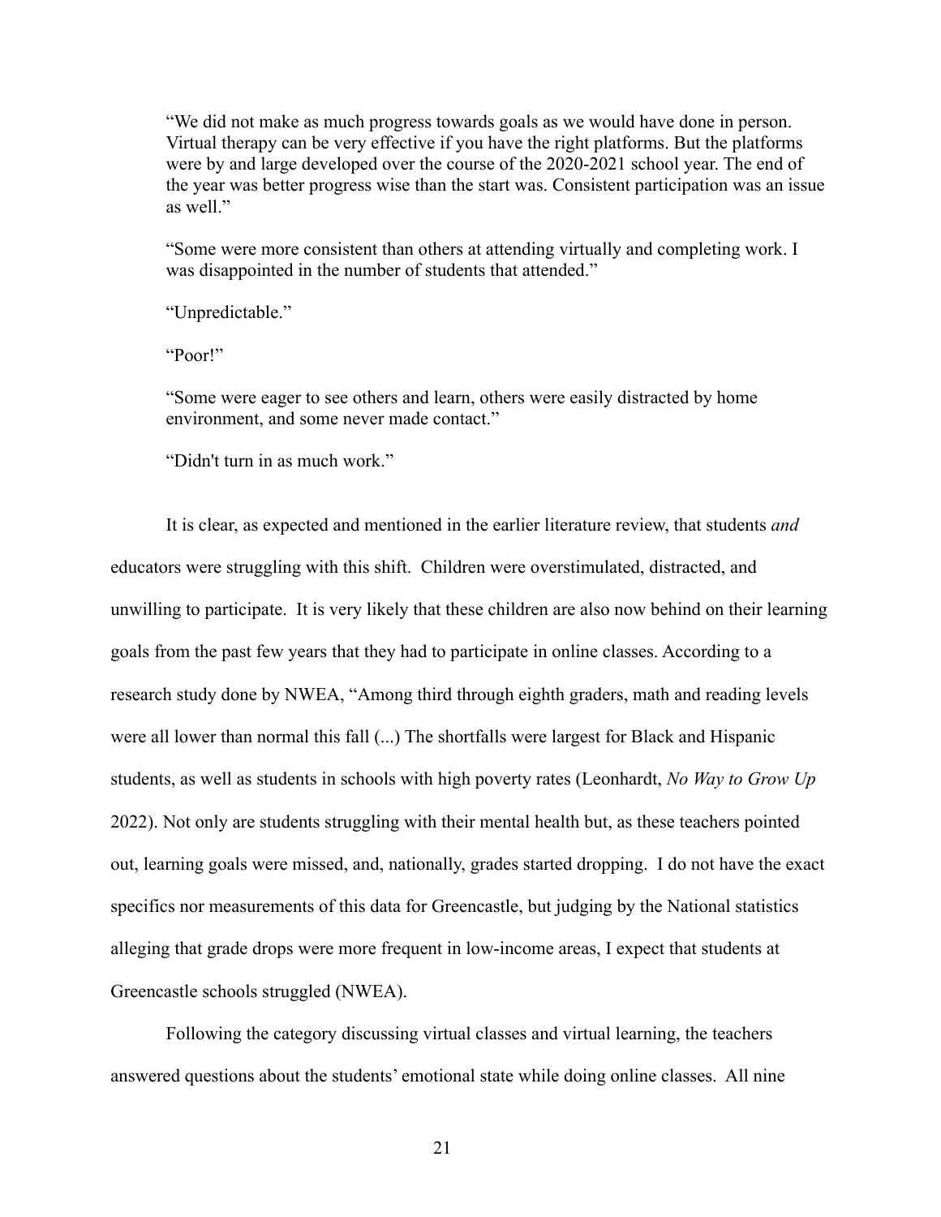> “We did not make as much progress towards goals as we would have done in person. Virtual therapy can be very effective if you have the right platforms. But the platforms were by and large developed over the course of the 2020-2021 school year. The end of the year was better progress wise than the start was. Consistent participation was an issue as well.”
>
> “Some were more consistent than others at attending virtually and completing work. I was disappointed in the number of students that attended.”
>
> “Unpredictable.”
>
> “Poor!”
>
> “Some were eager to see others and learn, others were easily distracted by home environment, and some never made contact.”
>
> “Didn't turn in as much work.”

It is clear, as expected and mentioned in the earlier literature review, that students *and* educators were struggling with this shift. Children were overstimulated, distracted, and unwilling to participate. It is very likely that these children are also now behind on their learning goals from the past few years that they had to participate in online classes. According to a research study done by NWEA, “Among third through eighth graders, math and reading levels were all lower than normal this fall (...) The shortfalls were largest for Black and Hispanic students, as well as students in schools with high poverty rates (Leonhardt, *No Way to Grow Up* 2022). Not only are students struggling with their mental health but, as these teachers pointed out, learning goals were missed, and, nationally, grades started dropping. I do not have the exact specifics nor measurements of this data for Greencastle, but judging by the National statistics alleging that grade drops were more frequent in low-income areas, I expect that students at Greencastle schools struggled (NWEA).

Following the category discussing virtual classes and virtual learning, the teachers answered questions about the students’ emotional state while doing online classes. All nine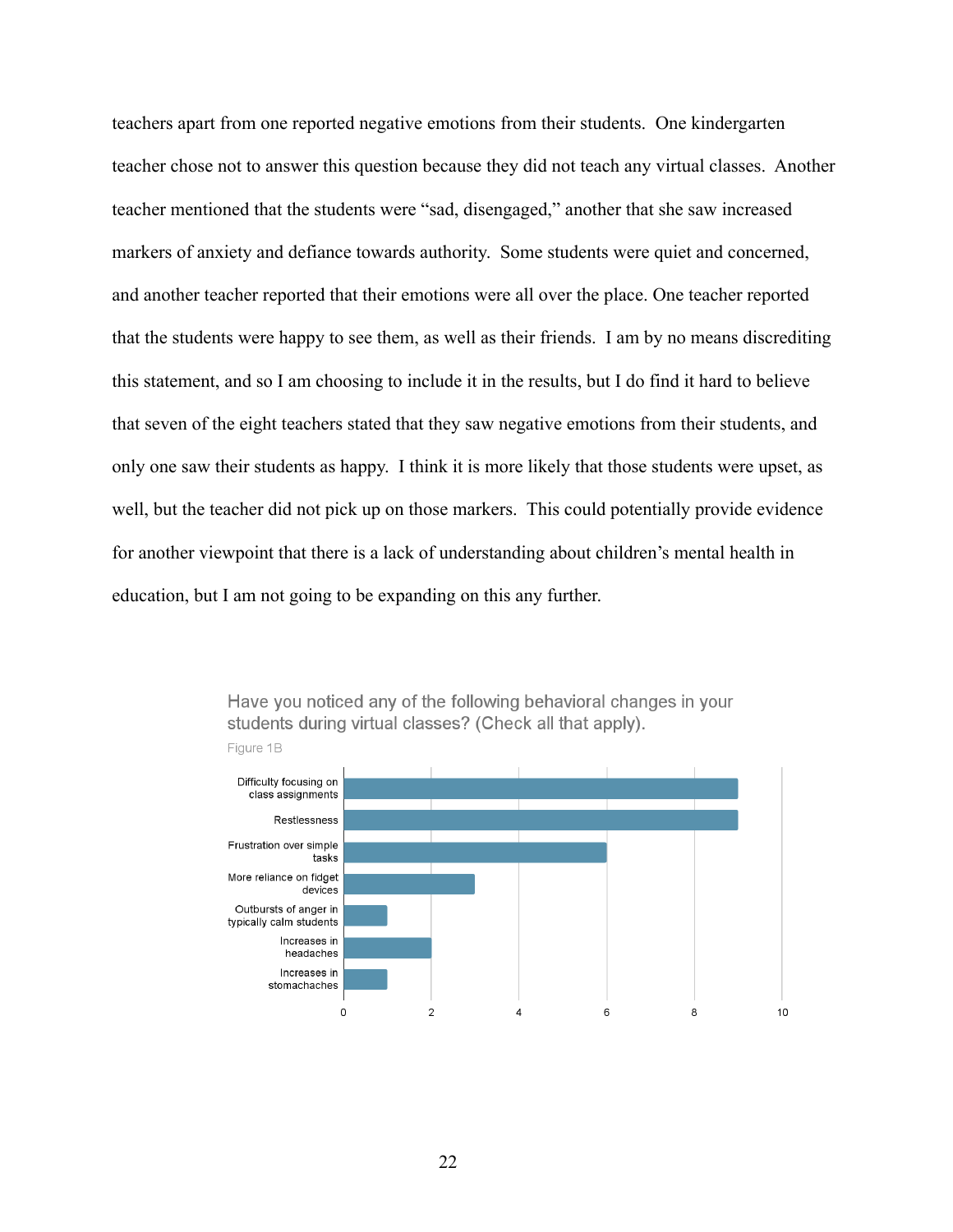teachers apart from one reported negative emotions from their students. One kindergarten teacher chose not to answer this question because they did not teach any virtual classes. Another teacher mentioned that the students were "sad, disengaged," another that she saw increased markers of anxiety and defiance towards authority. Some students were quiet and concerned, and another teacher reported that their emotions were all over the place. One teacher reported that the students were happy to see them, as well as their friends. I am by no means discrediting this statement, and so I am choosing to include it in the results, but I do find it hard to believe that seven of the eight teachers stated that they saw negative emotions from their students, and only one saw their students as happy. I think it is more likely that those students were upset, as well, but the teacher did not pick up on those markers. This could potentially provide evidence for another viewpoint that there is a lack of understanding about children's mental health in education, but I am not going to be expanding on this any further.

Have you noticed any of the following behavioral changes in your students during virtual classes? (Check all that apply).

Figure 1B

| Behavioral change | Count |
| --- | --- |
| Difficulty focusing on class assignments | 9 |
| Restlessness | 9 |
| Frustration over simple tasks | 6 |
| More reliance on fidget devices | 3 |
| Outbursts of anger in typically calm students | 1 |
| Increases in headaches | 2 |
| Increases in stomachaches | 1 |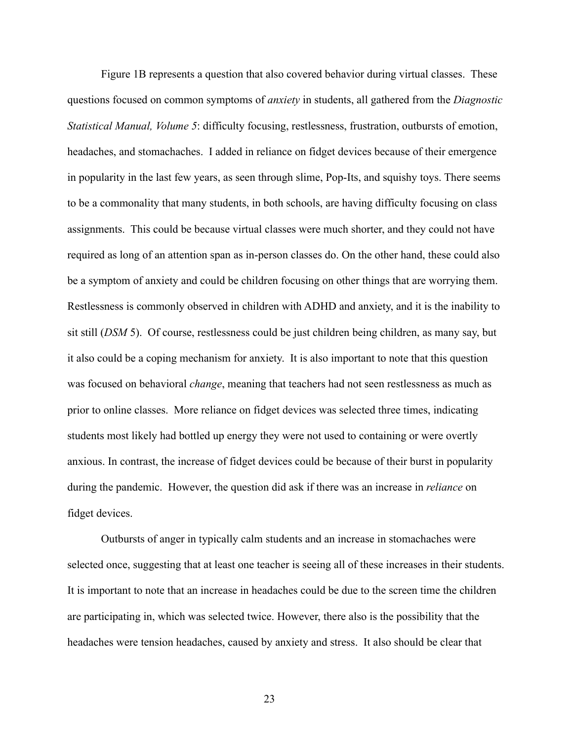Figure 1B represents a question that also covered behavior during virtual classes. These questions focused on common symptoms of *anxiety* in students, all gathered from the *Diagnostic Statistical Manual, Volume 5*: difficulty focusing, restlessness, frustration, outbursts of emotion, headaches, and stomachaches. I added in reliance on fidget devices because of their emergence in popularity in the last few years, as seen through slime, Pop-Its, and squishy toys. There seems to be a commonality that many students, in both schools, are having difficulty focusing on class assignments. This could be because virtual classes were much shorter, and they could not have required as long of an attention span as in-person classes do. On the other hand, these could also be a symptom of anxiety and could be children focusing on other things that are worrying them. Restlessness is commonly observed in children with ADHD and anxiety, and it is the inability to sit still (*DSM* 5). Of course, restlessness could be just children being children, as many say, but it also could be a coping mechanism for anxiety. It is also important to note that this question was focused on behavioral *change*, meaning that teachers had not seen restlessness as much as prior to online classes. More reliance on fidget devices was selected three times, indicating students most likely had bottled up energy they were not used to containing or were overtly anxious. In contrast, the increase of fidget devices could be because of their burst in popularity during the pandemic. However, the question did ask if there was an increase in *reliance* on fidget devices.

Outbursts of anger in typically calm students and an increase in stomachaches were selected once, suggesting that at least one teacher is seeing all of these increases in their students. It is important to note that an increase in headaches could be due to the screen time the children are participating in, which was selected twice. However, there also is the possibility that the headaches were tension headaches, caused by anxiety and stress. It also should be clear that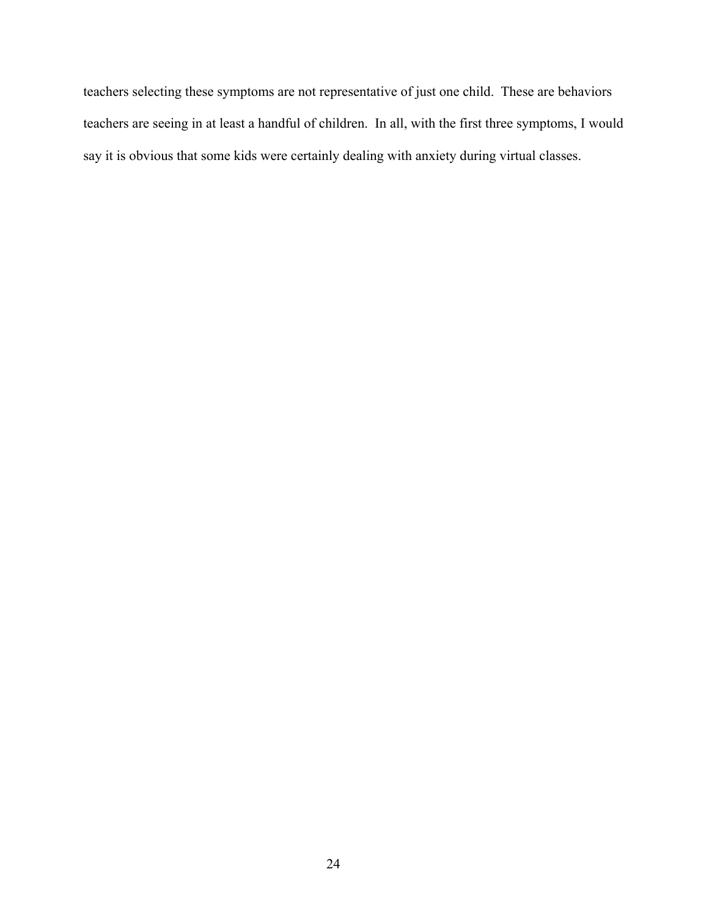teachers selecting these symptoms are not representative of just one child. These are behaviors teachers are seeing in at least a handful of children. In all, with the first three symptoms, I would say it is obvious that some kids were certainly dealing with anxiety during virtual classes.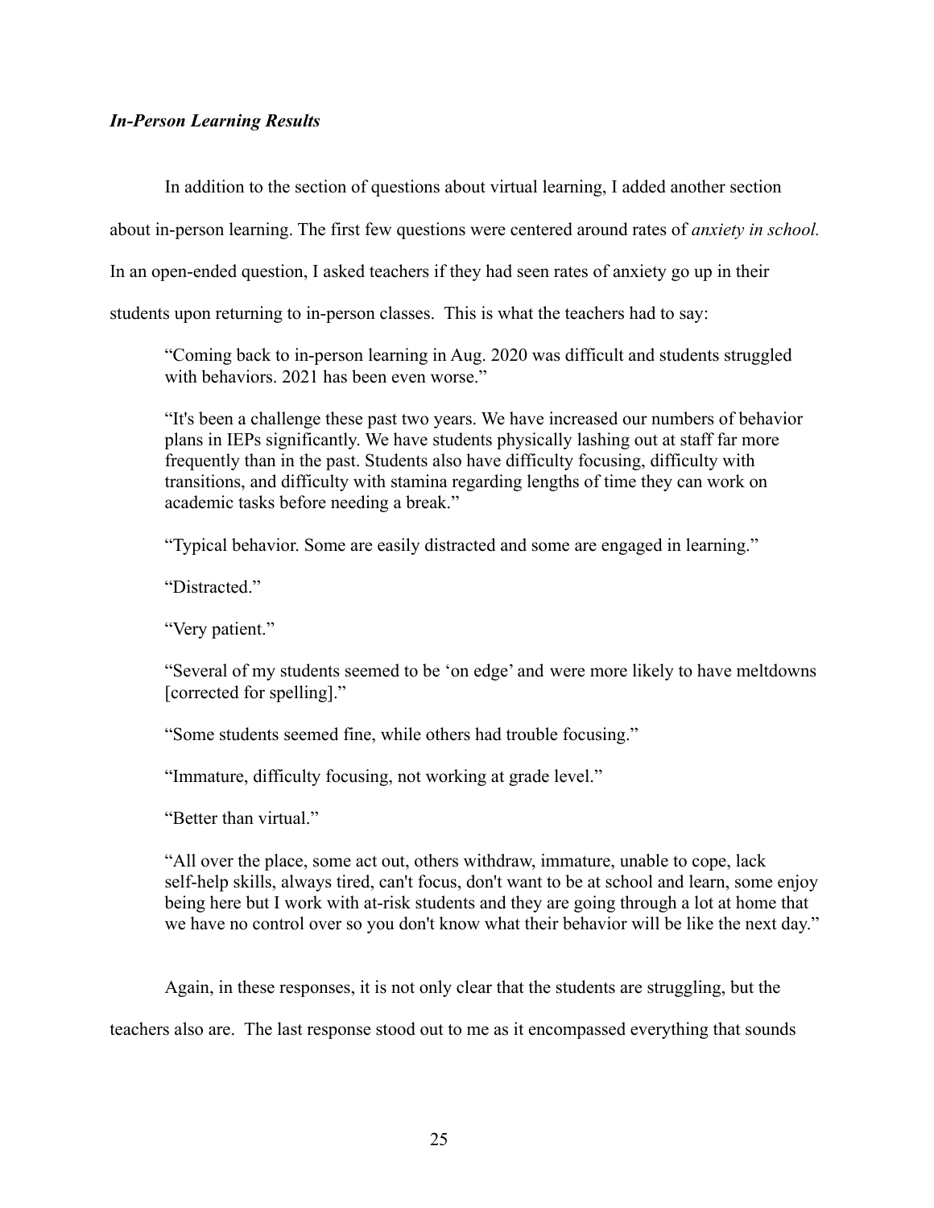### *In-Person Learning Results*

In addition to the section of questions about virtual learning, I added another section about in-person learning. The first few questions were centered around rates of *anxiety in school.* In an open-ended question, I asked teachers if they had seen rates of anxiety go up in their students upon returning to in-person classes. This is what the teachers had to say:

> "Coming back to in-person learning in Aug. 2020 was difficult and students struggled with behaviors. 2021 has been even worse."
>
> "It's been a challenge these past two years. We have increased our numbers of behavior plans in IEPs significantly. We have students physically lashing out at staff far more frequently than in the past. Students also have difficulty focusing, difficulty with transitions, and difficulty with stamina regarding lengths of time they can work on academic tasks before needing a break."
>
> "Typical behavior. Some are easily distracted and some are engaged in learning."
>
> "Distracted."
>
> "Very patient."
>
> "Several of my students seemed to be 'on edge' and were more likely to have meltdowns [corrected for spelling]."
>
> "Some students seemed fine, while others had trouble focusing."
>
> "Immature, difficulty focusing, not working at grade level."
>
> "Better than virtual."
>
> "All over the place, some act out, others withdraw, immature, unable to cope, lack self-help skills, always tired, can't focus, don't want to be at school and learn, some enjoy being here but I work with at-risk students and they are going through a lot at home that we have no control over so you don't know what their behavior will be like the next day."

Again, in these responses, it is not only clear that the students are struggling, but the teachers also are. The last response stood out to me as it encompassed everything that sounds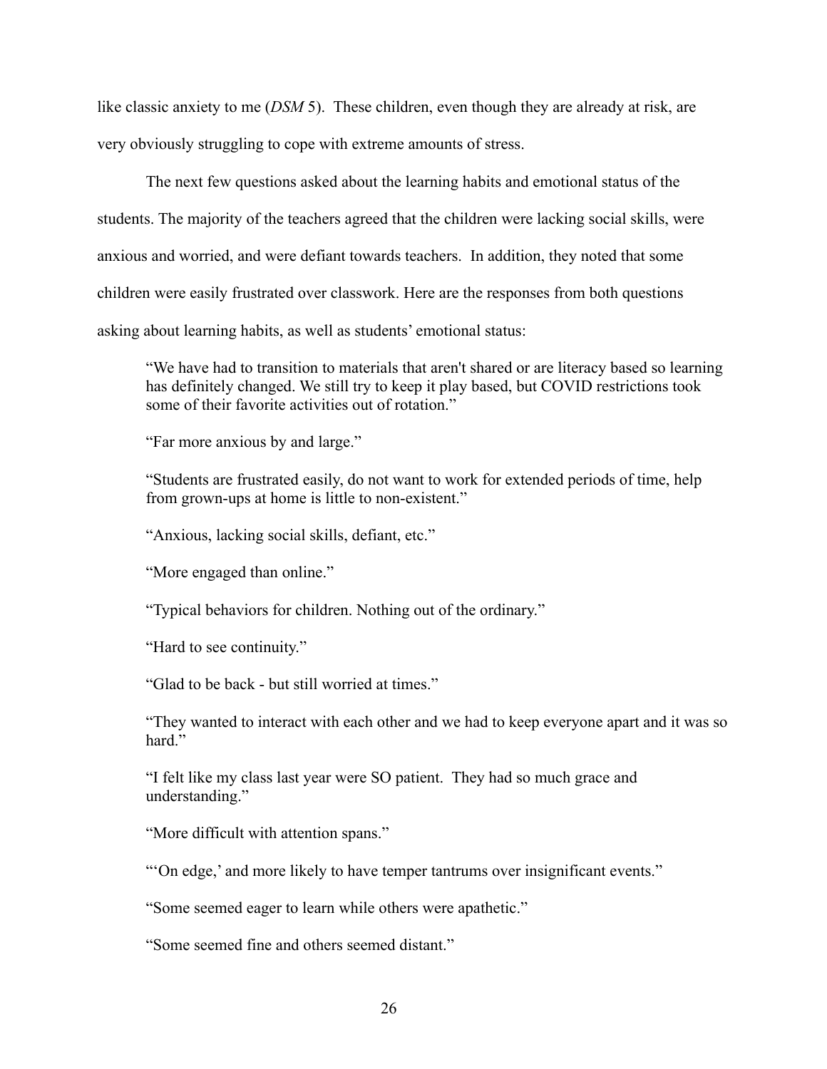like classic anxiety to me (*DSM* 5). These children, even though they are already at risk, are very obviously struggling to cope with extreme amounts of stress.

The next few questions asked about the learning habits and emotional status of the students. The majority of the teachers agreed that the children were lacking social skills, were anxious and worried, and were defiant towards teachers. In addition, they noted that some children were easily frustrated over classwork. Here are the responses from both questions asking about learning habits, as well as students' emotional status:

> "We have had to transition to materials that aren't shared or are literacy based so learning has definitely changed. We still try to keep it play based, but COVID restrictions took some of their favorite activities out of rotation."
>
> "Far more anxious by and large."
>
> "Students are frustrated easily, do not want to work for extended periods of time, help from grown-ups at home is little to non-existent."
>
> "Anxious, lacking social skills, defiant, etc."
>
> "More engaged than online."
>
> "Typical behaviors for children. Nothing out of the ordinary."
>
> "Hard to see continuity."
>
> "Glad to be back - but still worried at times."
>
> "They wanted to interact with each other and we had to keep everyone apart and it was so hard."
>
> "I felt like my class last year were SO patient. They had so much grace and understanding."
>
> "More difficult with attention spans."
>
> "'On edge,' and more likely to have temper tantrums over insignificant events."
>
> "Some seemed eager to learn while others were apathetic."
>
> "Some seemed fine and others seemed distant."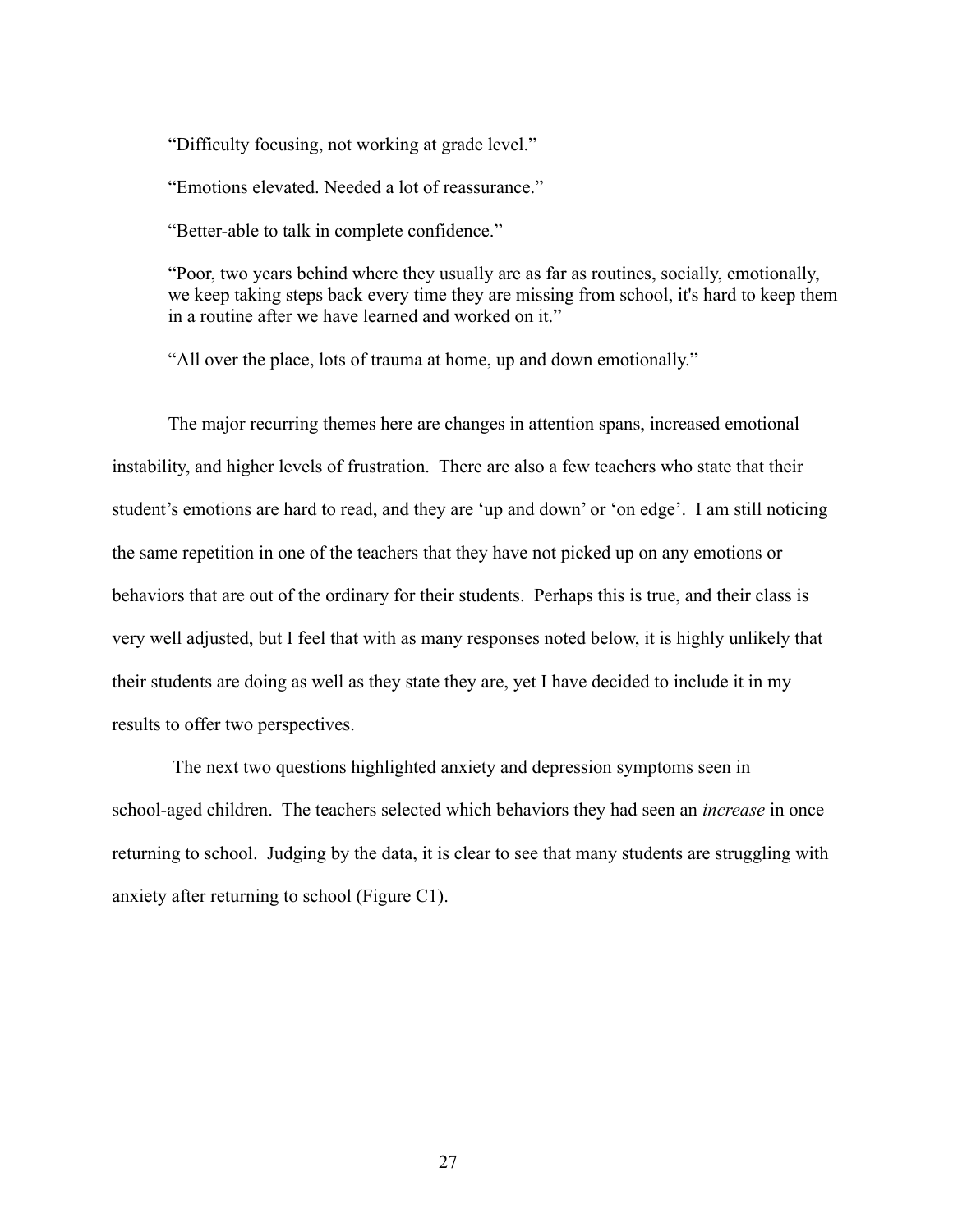"Difficulty focusing, not working at grade level."

"Emotions elevated. Needed a lot of reassurance."

"Better-able to talk in complete confidence."

"Poor, two years behind where they usually are as far as routines, socially, emotionally, we keep taking steps back every time they are missing from school, it's hard to keep them in a routine after we have learned and worked on it."

"All over the place, lots of trauma at home, up and down emotionally."

The major recurring themes here are changes in attention spans, increased emotional instability, and higher levels of frustration. There are also a few teachers who state that their student's emotions are hard to read, and they are 'up and down' or 'on edge'. I am still noticing the same repetition in one of the teachers that they have not picked up on any emotions or behaviors that are out of the ordinary for their students. Perhaps this is true, and their class is very well adjusted, but I feel that with as many responses noted below, it is highly unlikely that their students are doing as well as they state they are, yet I have decided to include it in my results to offer two perspectives.

The next two questions highlighted anxiety and depression symptoms seen in school-aged children. The teachers selected which behaviors they had seen an *increase* in once returning to school. Judging by the data, it is clear to see that many students are struggling with anxiety after returning to school (Figure C1).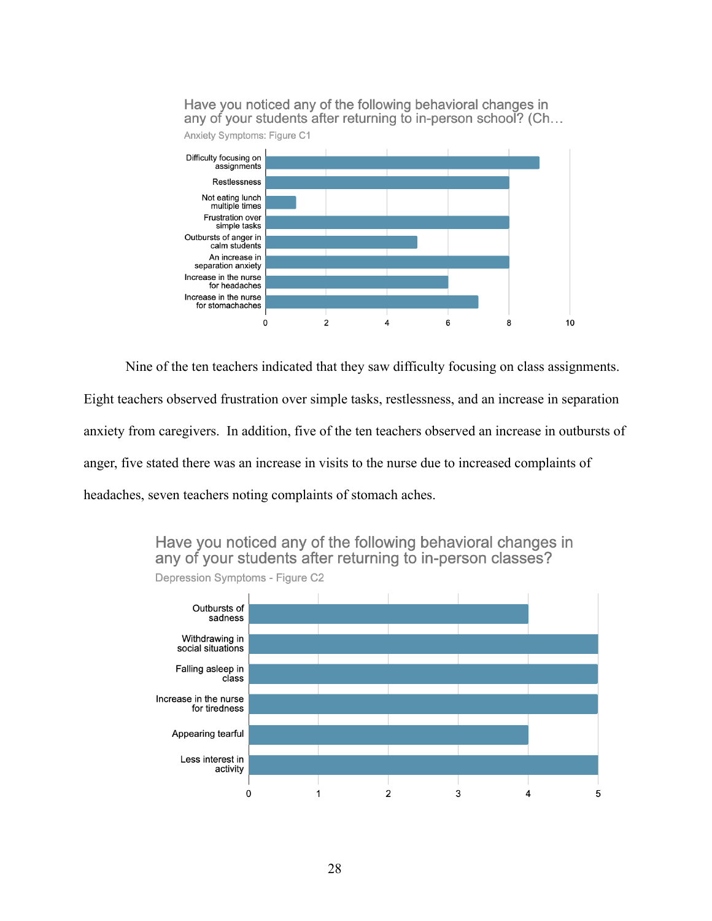Have you noticed any of the following behavioral changes in any of your students after returning to in-person school? (Ch…

Anxiety Symptoms: Figure C1

| Behavioral change | Count |
|---|---|
| Difficulty focusing on assignments | 9 |
| Restlessness | 8 |
| Not eating lunch multiple times | 1 |
| Frustration over simple tasks | 8 |
| Outbursts of anger in calm students | 5 |
| An increase in separation anxiety | 8 |
| Increase in the nurse for headaches | 6 |
| Increase in the nurse for stomachaches | 7 |

Nine of the ten teachers indicated that they saw difficulty focusing on class assignments. Eight teachers observed frustration over simple tasks, restlessness, and an increase in separation anxiety from caregivers. In addition, five of the ten teachers observed an increase in outbursts of anger, five stated there was an increase in visits to the nurse due to increased complaints of headaches, seven teachers noting complaints of stomach aches.

Have you noticed any of the following behavioral changes in any of your students after returning to in-person classes?

Depression Symptoms - Figure C2

| Behavioral change | Count |
|---|---|
| Outbursts of sadness | 4 |
| Withdrawing in social situations | 5 |
| Falling asleep in class | 5 |
| Increase in the nurse for tiredness | 5 |
| Appearing tearful | 4 |
| Less interest in activity | 5 |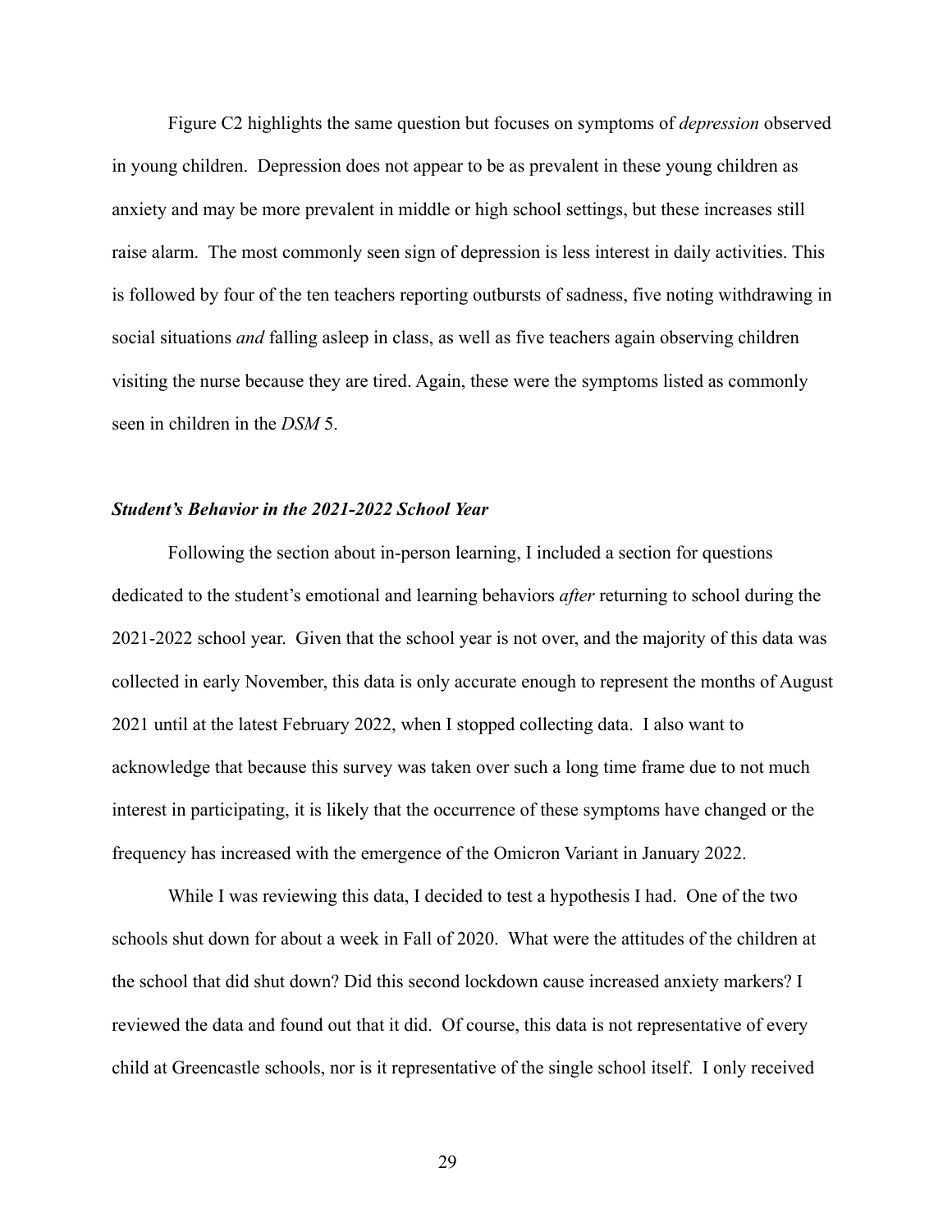Figure C2 highlights the same question but focuses on symptoms of *depression* observed in young children. Depression does not appear to be as prevalent in these young children as anxiety and may be more prevalent in middle or high school settings, but these increases still raise alarm. The most commonly seen sign of depression is less interest in daily activities. This is followed by four of the ten teachers reporting outbursts of sadness, five noting withdrawing in social situations *and* falling asleep in class, as well as five teachers again observing children visiting the nurse because they are tired. Again, these were the symptoms listed as commonly seen in children in the *DSM* 5.

### ***Student's Behavior in the 2021-2022 School Year***

Following the section about in-person learning, I included a section for questions dedicated to the student's emotional and learning behaviors *after* returning to school during the 2021-2022 school year. Given that the school year is not over, and the majority of this data was collected in early November, this data is only accurate enough to represent the months of August 2021 until at the latest February 2022, when I stopped collecting data. I also want to acknowledge that because this survey was taken over such a long time frame due to not much interest in participating, it is likely that the occurrence of these symptoms have changed or the frequency has increased with the emergence of the Omicron Variant in January 2022.

While I was reviewing this data, I decided to test a hypothesis I had. One of the two schools shut down for about a week in Fall of 2020. What were the attitudes of the children at the school that did shut down? Did this second lockdown cause increased anxiety markers? I reviewed the data and found out that it did. Of course, this data is not representative of every child at Greencastle schools, nor is it representative of the single school itself. I only received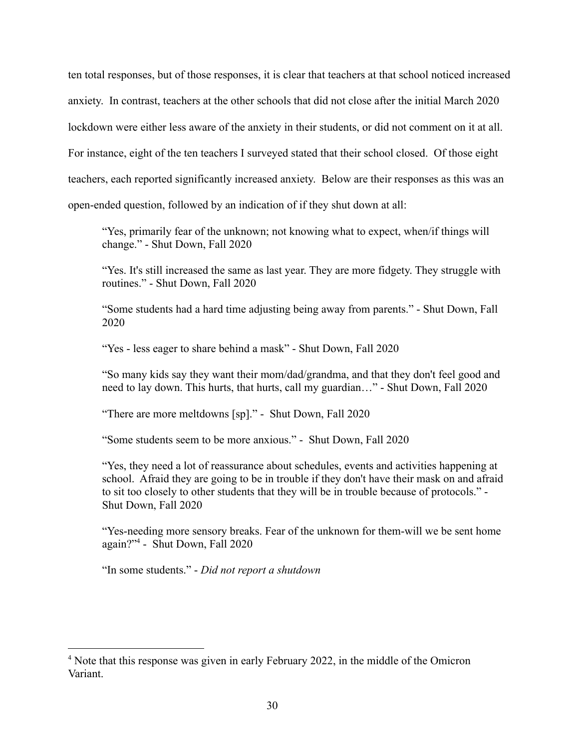ten total responses, but of those responses, it is clear that teachers at that school noticed increased anxiety. In contrast, teachers at the other schools that did not close after the initial March 2020 lockdown were either less aware of the anxiety in their students, or did not comment on it at all. For instance, eight of the ten teachers I surveyed stated that their school closed. Of those eight teachers, each reported significantly increased anxiety. Below are their responses as this was an open-ended question, followed by an indication of if they shut down at all:

> "Yes, primarily fear of the unknown; not knowing what to expect, when/if things will change." - Shut Down, Fall 2020
>
> "Yes. It's still increased the same as last year. They are more fidgety. They struggle with routines." - Shut Down, Fall 2020
>
> "Some students had a hard time adjusting being away from parents." - Shut Down, Fall 2020
>
> "Yes - less eager to share behind a mask" - Shut Down, Fall 2020
>
> "So many kids say they want their mom/dad/grandma, and that they don't feel good and need to lay down. This hurts, that hurts, call my guardian…" - Shut Down, Fall 2020
>
> "There are more meltdowns [sp]." - Shut Down, Fall 2020
>
> "Some students seem to be more anxious." - Shut Down, Fall 2020
>
> "Yes, they need a lot of reassurance about schedules, events and activities happening at school. Afraid they are going to be in trouble if they don't have their mask on and afraid to sit too closely to other students that they will be in trouble because of protocols." - Shut Down, Fall 2020
>
> "Yes-needing more sensory breaks. Fear of the unknown for them-will we be sent home again?"[4] - Shut Down, Fall 2020
>
> "In some students." - *Did not report a shutdown*

---

[4] Note that this response was given in early February 2022, in the middle of the Omicron Variant.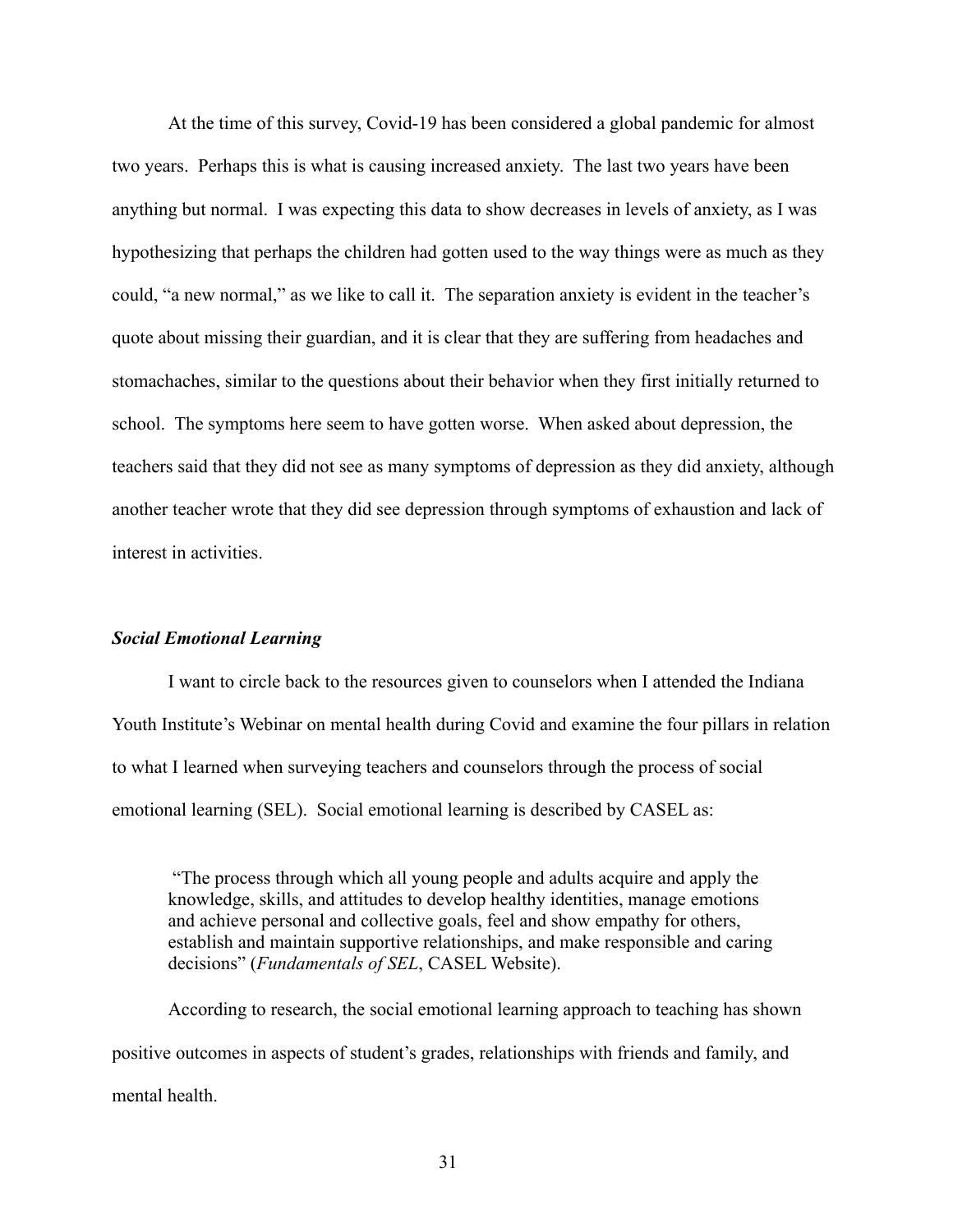At the time of this survey, Covid-19 has been considered a global pandemic for almost two years. Perhaps this is what is causing increased anxiety. The last two years have been anything but normal. I was expecting this data to show decreases in levels of anxiety, as I was hypothesizing that perhaps the children had gotten used to the way things were as much as they could, "a new normal," as we like to call it. The separation anxiety is evident in the teacher's quote about missing their guardian, and it is clear that they are suffering from headaches and stomachaches, similar to the questions about their behavior when they first initially returned to school. The symptoms here seem to have gotten worse. When asked about depression, the teachers said that they did not see as many symptoms of depression as they did anxiety, although another teacher wrote that they did see depression through symptoms of exhaustion and lack of interest in activities.

### ***Social Emotional Learning***

I want to circle back to the resources given to counselors when I attended the Indiana Youth Institute's Webinar on mental health during Covid and examine the four pillars in relation to what I learned when surveying teachers and counselors through the process of social emotional learning (SEL). Social emotional learning is described by CASEL as:

> "The process through which all young people and adults acquire and apply the knowledge, skills, and attitudes to develop healthy identities, manage emotions and achieve personal and collective goals, feel and show empathy for others, establish and maintain supportive relationships, and make responsible and caring decisions" (*Fundamentals of SEL*, CASEL Website).

According to research, the social emotional learning approach to teaching has shown positive outcomes in aspects of student's grades, relationships with friends and family, and mental health.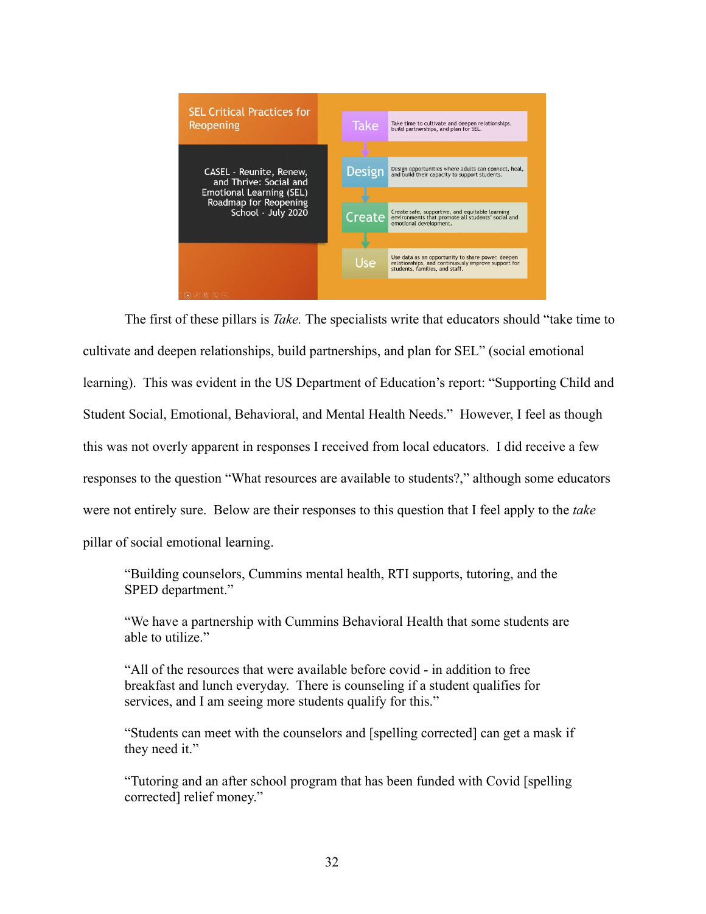SEL Critical Practices for Reopening

CASEL - Reunite, Renew, and Thrive: Social and Emotional Learning (SEL) Roadmap for Reopening School - July 2020

| | |
|---|---|
| Take | Take time to cultivate and deepen relationships, build partnerships, and plan for SEL. |
| Design | Design opportunities where adults can connect, heal, and build their capacity to support students. |
| Create | Create safe, supportive, and equitable learning environments that promote all students' social and emotional development. |
| Use | Use data as an opportunity to share power, deepen relationships, and continuously improve support for students, families, and staff. |

The first of these pillars is *Take.* The specialists write that educators should "take time to cultivate and deepen relationships, build partnerships, and plan for SEL" (social emotional learning). This was evident in the US Department of Education's report: "Supporting Child and Student Social, Emotional, Behavioral, and Mental Health Needs." However, I feel as though this was not overly apparent in responses I received from local educators. I did receive a few responses to the question "What resources are available to students?," although some educators were not entirely sure. Below are their responses to this question that I feel apply to the *take* pillar of social emotional learning.

> "Building counselors, Cummins mental health, RTI supports, tutoring, and the SPED department."
>
> "We have a partnership with Cummins Behavioral Health that some students are able to utilize."
>
> "All of the resources that were available before covid - in addition to free breakfast and lunch everyday. There is counseling if a student qualifies for services, and I am seeing more students qualify for this."
>
> "Students can meet with the counselors and [spelling corrected] can get a mask if they need it."
>
> "Tutoring and an after school program that has been funded with Covid [spelling corrected] relief money."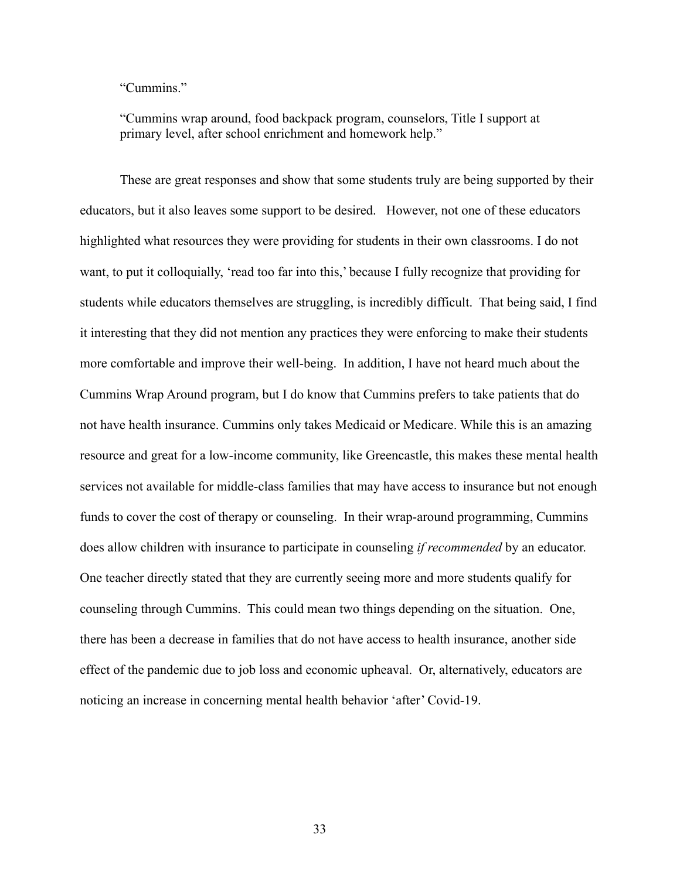> "Cummins."
>
> "Cummins wrap around, food backpack program, counselors, Title I support at primary level, after school enrichment and homework help."

These are great responses and show that some students truly are being supported by their educators, but it also leaves some support to be desired. However, not one of these educators highlighted what resources they were providing for students in their own classrooms. I do not want, to put it colloquially, 'read too far into this,' because I fully recognize that providing for students while educators themselves are struggling, is incredibly difficult. That being said, I find it interesting that they did not mention any practices they were enforcing to make their students more comfortable and improve their well-being. In addition, I have not heard much about the Cummins Wrap Around program, but I do know that Cummins prefers to take patients that do not have health insurance. Cummins only takes Medicaid or Medicare. While this is an amazing resource and great for a low-income community, like Greencastle, this makes these mental health services not available for middle-class families that may have access to insurance but not enough funds to cover the cost of therapy or counseling. In their wrap-around programming, Cummins does allow children with insurance to participate in counseling *if recommended* by an educator. One teacher directly stated that they are currently seeing more and more students qualify for counseling through Cummins. This could mean two things depending on the situation. One, there has been a decrease in families that do not have access to health insurance, another side effect of the pandemic due to job loss and economic upheaval. Or, alternatively, educators are noticing an increase in concerning mental health behavior 'after' Covid-19.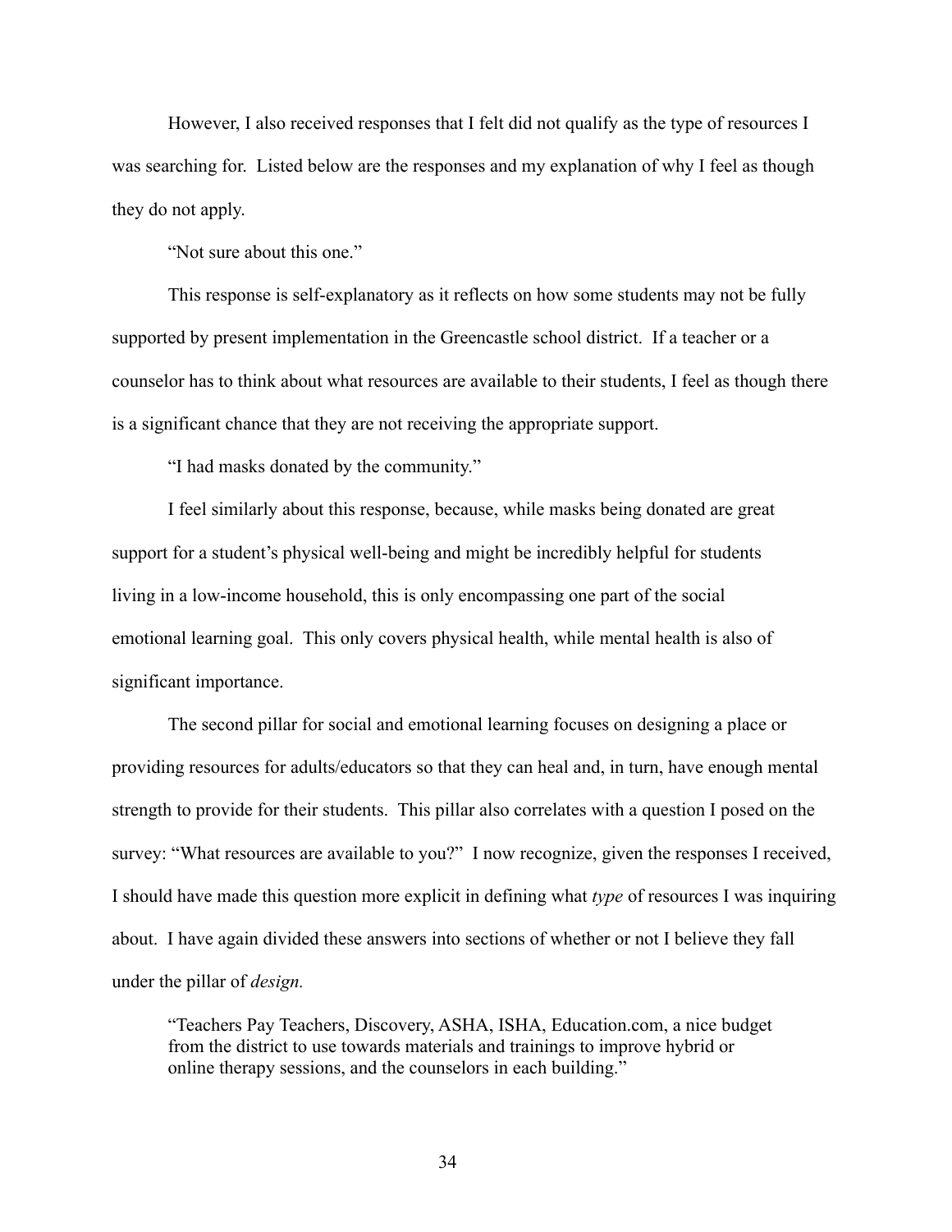However, I also received responses that I felt did not qualify as the type of resources I was searching for. Listed below are the responses and my explanation of why I feel as though they do not apply.

"Not sure about this one."

This response is self-explanatory as it reflects on how some students may not be fully supported by present implementation in the Greencastle school district. If a teacher or a counselor has to think about what resources are available to their students, I feel as though there is a significant chance that they are not receiving the appropriate support.

"I had masks donated by the community."

I feel similarly about this response, because, while masks being donated are great support for a student's physical well-being and might be incredibly helpful for students living in a low-income household, this is only encompassing one part of the social emotional learning goal. This only covers physical health, while mental health is also of significant importance.

The second pillar for social and emotional learning focuses on designing a place or providing resources for adults/educators so that they can heal and, in turn, have enough mental strength to provide for their students. This pillar also correlates with a question I posed on the survey: "What resources are available to you?" I now recognize, given the responses I received, I should have made this question more explicit in defining what *type* of resources I was inquiring about. I have again divided these answers into sections of whether or not I believe they fall under the pillar of *design.*

> "Teachers Pay Teachers, Discovery, ASHA, ISHA, Education.com, a nice budget from the district to use towards materials and trainings to improve hybrid or online therapy sessions, and the counselors in each building."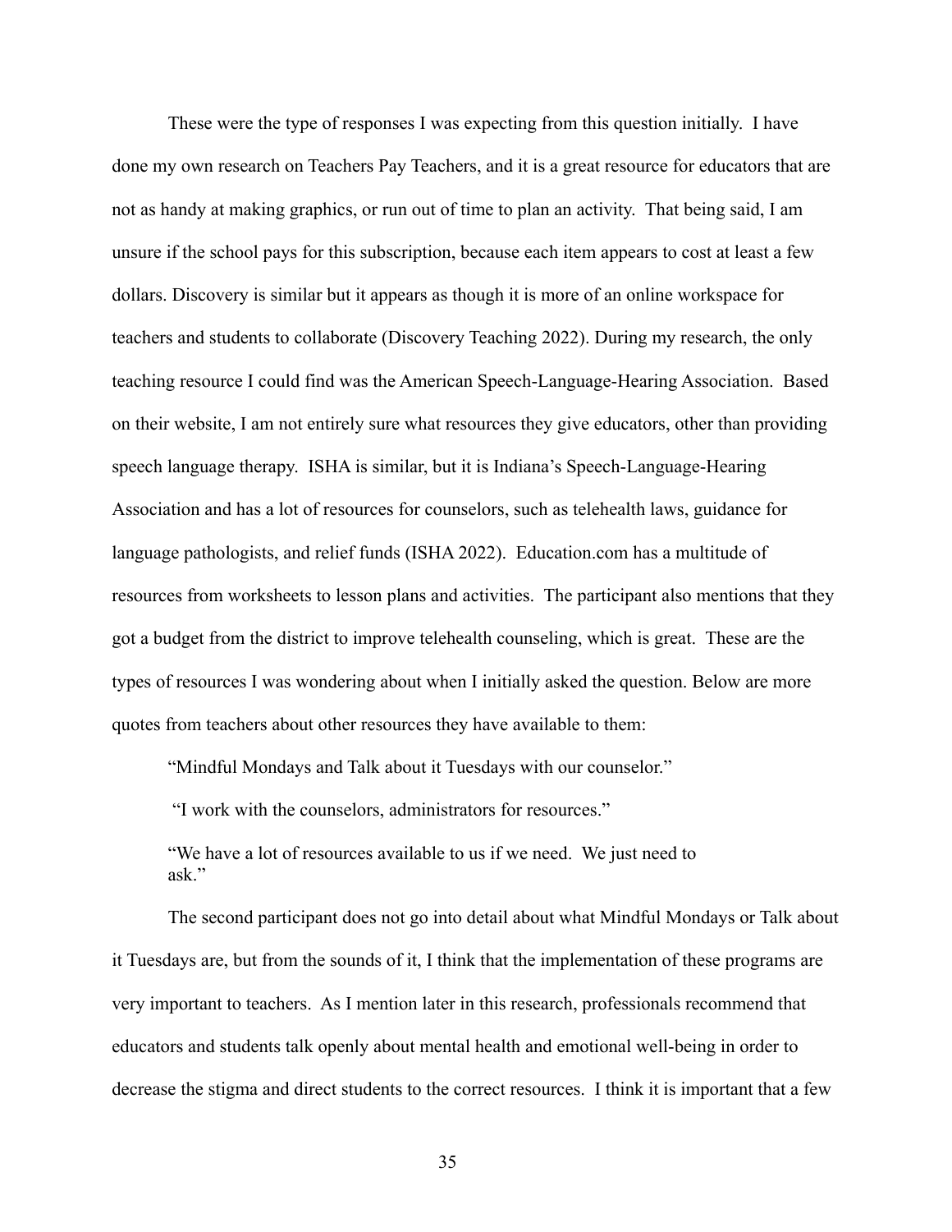These were the type of responses I was expecting from this question initially. I have done my own research on Teachers Pay Teachers, and it is a great resource for educators that are not as handy at making graphics, or run out of time to plan an activity. That being said, I am unsure if the school pays for this subscription, because each item appears to cost at least a few dollars. Discovery is similar but it appears as though it is more of an online workspace for teachers and students to collaborate (Discovery Teaching 2022). During my research, the only teaching resource I could find was the American Speech-Language-Hearing Association. Based on their website, I am not entirely sure what resources they give educators, other than providing speech language therapy. ISHA is similar, but it is Indiana's Speech-Language-Hearing Association and has a lot of resources for counselors, such as telehealth laws, guidance for language pathologists, and relief funds (ISHA 2022). Education.com has a multitude of resources from worksheets to lesson plans and activities. The participant also mentions that they got a budget from the district to improve telehealth counseling, which is great. These are the types of resources I was wondering about when I initially asked the question. Below are more quotes from teachers about other resources they have available to them:

> "Mindful Mondays and Talk about it Tuesdays with our counselor."
>
> "I work with the counselors, administrators for resources."
>
> "We have a lot of resources available to us if we need. We just need to ask."

The second participant does not go into detail about what Mindful Mondays or Talk about it Tuesdays are, but from the sounds of it, I think that the implementation of these programs are very important to teachers. As I mention later in this research, professionals recommend that educators and students talk openly about mental health and emotional well-being in order to decrease the stigma and direct students to the correct resources. I think it is important that a few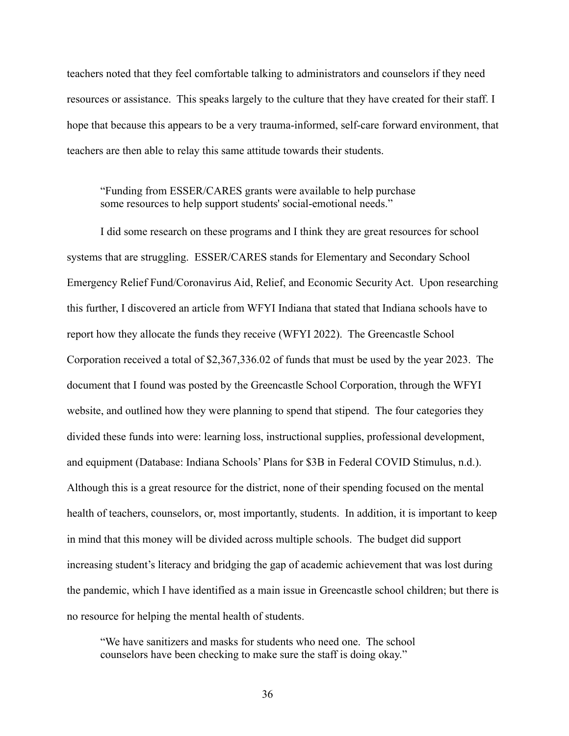teachers noted that they feel comfortable talking to administrators and counselors if they need resources or assistance. This speaks largely to the culture that they have created for their staff. I hope that because this appears to be a very trauma-informed, self-care forward environment, that teachers are then able to relay this same attitude towards their students.

> "Funding from ESSER/CARES grants were available to help purchase some resources to help support students' social-emotional needs."

I did some research on these programs and I think they are great resources for school systems that are struggling. ESSER/CARES stands for Elementary and Secondary School Emergency Relief Fund/Coronavirus Aid, Relief, and Economic Security Act. Upon researching this further, I discovered an article from WFYI Indiana that stated that Indiana schools have to report how they allocate the funds they receive (WFYI 2022). The Greencastle School Corporation received a total of $2,367,336.02 of funds that must be used by the year 2023. The document that I found was posted by the Greencastle School Corporation, through the WFYI website, and outlined how they were planning to spend that stipend. The four categories they divided these funds into were: learning loss, instructional supplies, professional development, and equipment (Database: Indiana Schools' Plans for $3B in Federal COVID Stimulus, n.d.). Although this is a great resource for the district, none of their spending focused on the mental health of teachers, counselors, or, most importantly, students. In addition, it is important to keep in mind that this money will be divided across multiple schools. The budget did support increasing student's literacy and bridging the gap of academic achievement that was lost during the pandemic, which I have identified as a main issue in Greencastle school children; but there is no resource for helping the mental health of students.

> "We have sanitizers and masks for students who need one. The school counselors have been checking to make sure the staff is doing okay."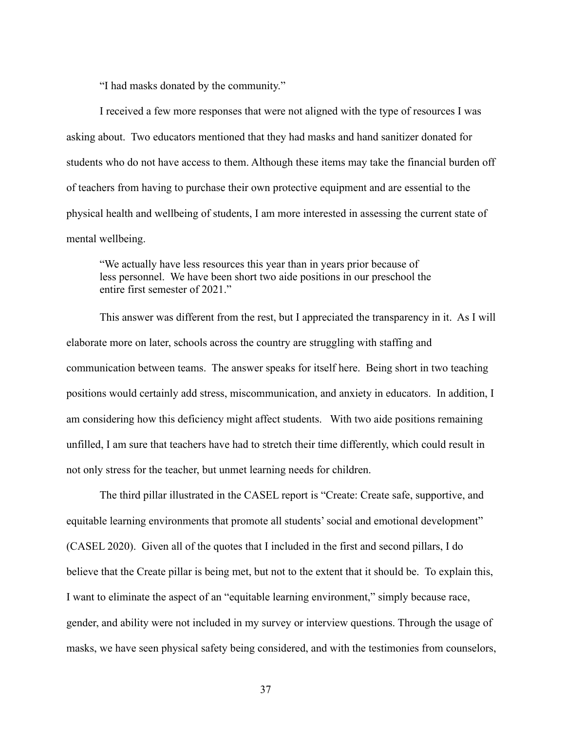"I had masks donated by the community."

I received a few more responses that were not aligned with the type of resources I was asking about. Two educators mentioned that they had masks and hand sanitizer donated for students who do not have access to them. Although these items may take the financial burden off of teachers from having to purchase their own protective equipment and are essential to the physical health and wellbeing of students, I am more interested in assessing the current state of mental wellbeing.

> "We actually have less resources this year than in years prior because of less personnel. We have been short two aide positions in our preschool the entire first semester of 2021."

This answer was different from the rest, but I appreciated the transparency in it. As I will elaborate more on later, schools across the country are struggling with staffing and communication between teams. The answer speaks for itself here. Being short in two teaching positions would certainly add stress, miscommunication, and anxiety in educators. In addition, I am considering how this deficiency might affect students. With two aide positions remaining unfilled, I am sure that teachers have had to stretch their time differently, which could result in not only stress for the teacher, but unmet learning needs for children.

The third pillar illustrated in the CASEL report is "Create: Create safe, supportive, and equitable learning environments that promote all students' social and emotional development" (CASEL 2020). Given all of the quotes that I included in the first and second pillars, I do believe that the Create pillar is being met, but not to the extent that it should be. To explain this, I want to eliminate the aspect of an "equitable learning environment," simply because race, gender, and ability were not included in my survey or interview questions. Through the usage of masks, we have seen physical safety being considered, and with the testimonies from counselors,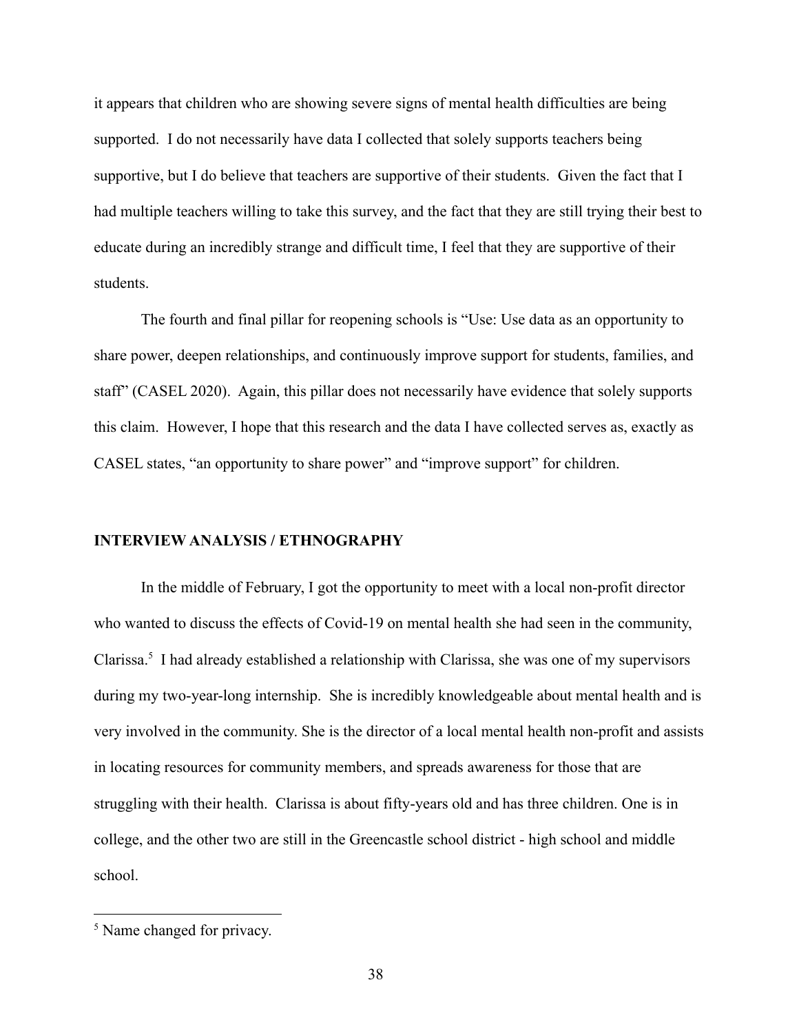it appears that children who are showing severe signs of mental health difficulties are being supported. I do not necessarily have data I collected that solely supports teachers being supportive, but I do believe that teachers are supportive of their students. Given the fact that I had multiple teachers willing to take this survey, and the fact that they are still trying their best to educate during an incredibly strange and difficult time, I feel that they are supportive of their students.

The fourth and final pillar for reopening schools is "Use: Use data as an opportunity to share power, deepen relationships, and continuously improve support for students, families, and staff" (CASEL 2020). Again, this pillar does not necessarily have evidence that solely supports this claim. However, I hope that this research and the data I have collected serves as, exactly as CASEL states, "an opportunity to share power" and "improve support" for children.

## INTERVIEW ANALYSIS / ETHNOGRAPHY

In the middle of February, I got the opportunity to meet with a local non-profit director who wanted to discuss the effects of Covid-19 on mental health she had seen in the community, Clarissa.[5] I had already established a relationship with Clarissa, she was one of my supervisors during my two-year-long internship. She is incredibly knowledgeable about mental health and is very involved in the community. She is the director of a local mental health non-profit and assists in locating resources for community members, and spreads awareness for those that are struggling with their health. Clarissa is about fifty-years old and has three children. One is in college, and the other two are still in the Greencastle school district - high school and middle school.

[5] Name changed for privacy.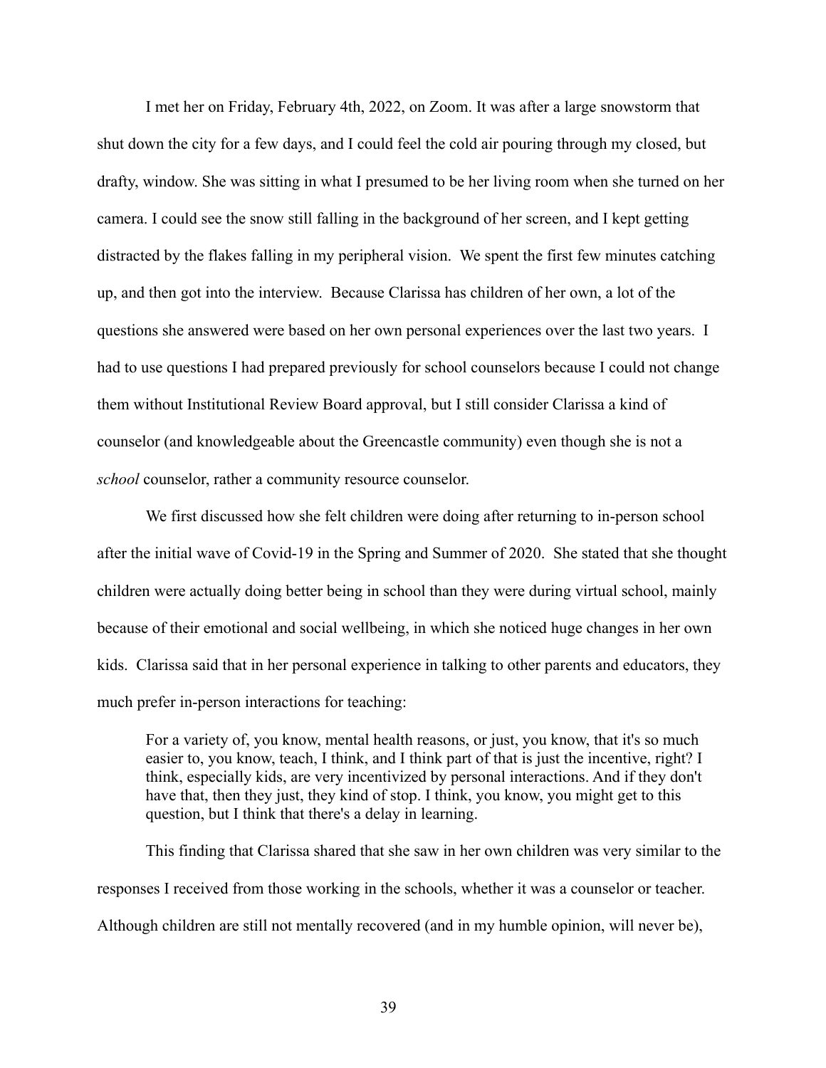I met her on Friday, February 4th, 2022, on Zoom. It was after a large snowstorm that shut down the city for a few days, and I could feel the cold air pouring through my closed, but drafty, window. She was sitting in what I presumed to be her living room when she turned on her camera. I could see the snow still falling in the background of her screen, and I kept getting distracted by the flakes falling in my peripheral vision. We spent the first few minutes catching up, and then got into the interview. Because Clarissa has children of her own, a lot of the questions she answered were based on her own personal experiences over the last two years. I had to use questions I had prepared previously for school counselors because I could not change them without Institutional Review Board approval, but I still consider Clarissa a kind of counselor (and knowledgeable about the Greencastle community) even though she is not a *school* counselor, rather a community resource counselor.

We first discussed how she felt children were doing after returning to in-person school after the initial wave of Covid-19 in the Spring and Summer of 2020. She stated that she thought children were actually doing better being in school than they were during virtual school, mainly because of their emotional and social wellbeing, in which she noticed huge changes in her own kids. Clarissa said that in her personal experience in talking to other parents and educators, they much prefer in-person interactions for teaching:

> For a variety of, you know, mental health reasons, or just, you know, that it's so much easier to, you know, teach, I think, and I think part of that is just the incentive, right? I think, especially kids, are very incentivized by personal interactions. And if they don't have that, then they just, they kind of stop. I think, you know, you might get to this question, but I think that there's a delay in learning.

This finding that Clarissa shared that she saw in her own children was very similar to the responses I received from those working in the schools, whether it was a counselor or teacher. Although children are still not mentally recovered (and in my humble opinion, will never be),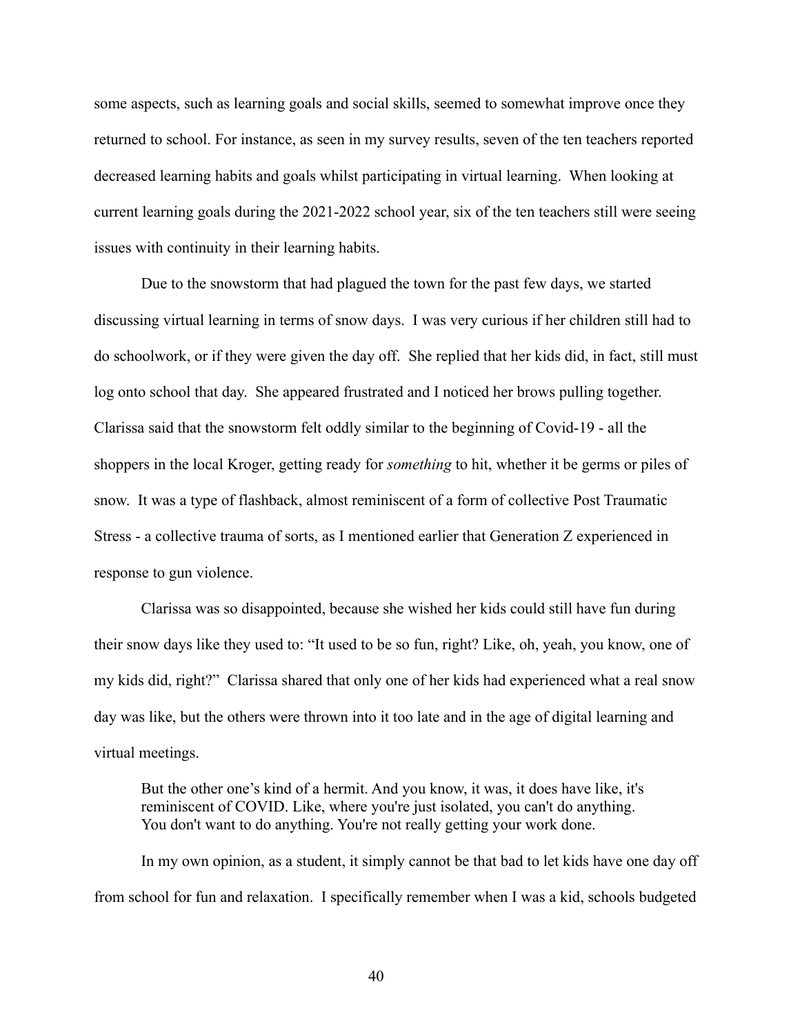some aspects, such as learning goals and social skills, seemed to somewhat improve once they returned to school. For instance, as seen in my survey results, seven of the ten teachers reported decreased learning habits and goals whilst participating in virtual learning. When looking at current learning goals during the 2021-2022 school year, six of the ten teachers still were seeing issues with continuity in their learning habits.

Due to the snowstorm that had plagued the town for the past few days, we started discussing virtual learning in terms of snow days. I was very curious if her children still had to do schoolwork, or if they were given the day off. She replied that her kids did, in fact, still must log onto school that day. She appeared frustrated and I noticed her brows pulling together. Clarissa said that the snowstorm felt oddly similar to the beginning of Covid-19 - all the shoppers in the local Kroger, getting ready for *something* to hit, whether it be germs or piles of snow. It was a type of flashback, almost reminiscent of a form of collective Post Traumatic Stress - a collective trauma of sorts, as I mentioned earlier that Generation Z experienced in response to gun violence.

Clarissa was so disappointed, because she wished her kids could still have fun during their snow days like they used to: "It used to be so fun, right? Like, oh, yeah, you know, one of my kids did, right?" Clarissa shared that only one of her kids had experienced what a real snow day was like, but the others were thrown into it too late and in the age of digital learning and virtual meetings.

> But the other one's kind of a hermit. And you know, it was, it does have like, it's reminiscent of COVID. Like, where you're just isolated, you can't do anything. You don't want to do anything. You're not really getting your work done.

In my own opinion, as a student, it simply cannot be that bad to let kids have one day off from school for fun and relaxation. I specifically remember when I was a kid, schools budgeted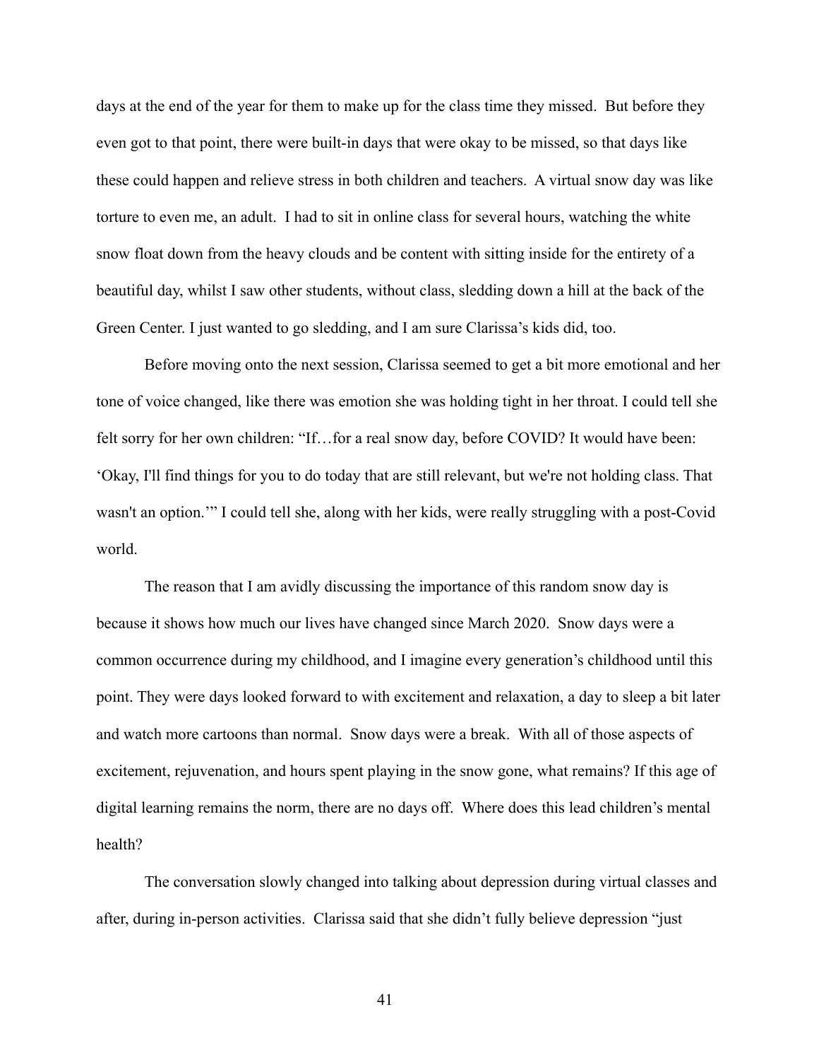days at the end of the year for them to make up for the class time they missed.  But before they even got to that point, there were built-in days that were okay to be missed, so that days like these could happen and relieve stress in both children and teachers.  A virtual snow day was like torture to even me, an adult.  I had to sit in online class for several hours, watching the white snow float down from the heavy clouds and be content with sitting inside for the entirety of a beautiful day, whilst I saw other students, without class, sledding down a hill at the back of the Green Center. I just wanted to go sledding, and I am sure Clarissa's kids did, too.

Before moving onto the next session, Clarissa seemed to get a bit more emotional and her tone of voice changed, like there was emotion she was holding tight in her throat. I could tell she felt sorry for her own children: "If…for a real snow day, before COVID? It would have been: 'Okay, I'll find things for you to do today that are still relevant, but we're not holding class. That wasn't an option.'" I could tell she, along with her kids, were really struggling with a post-Covid world.

The reason that I am avidly discussing the importance of this random snow day is because it shows how much our lives have changed since March 2020.  Snow days were a common occurrence during my childhood, and I imagine every generation's childhood until this point. They were days looked forward to with excitement and relaxation, a day to sleep a bit later and watch more cartoons than normal.  Snow days were a break.  With all of those aspects of excitement, rejuvenation, and hours spent playing in the snow gone, what remains? If this age of digital learning remains the norm, there are no days off.  Where does this lead children's mental health?

The conversation slowly changed into talking about depression during virtual classes and after, during in-person activities.  Clarissa said that she didn't fully believe depression "just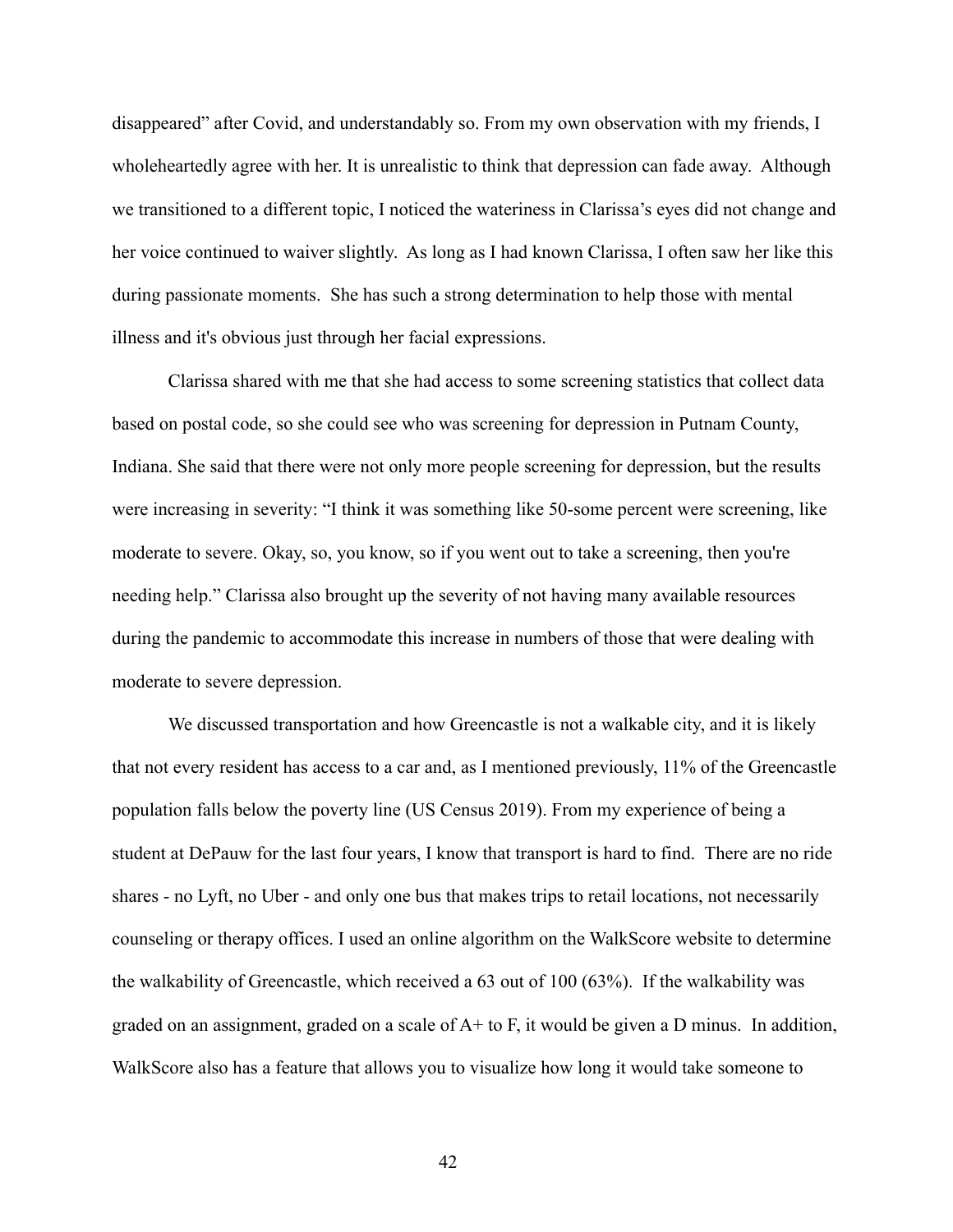disappeared" after Covid, and understandably so. From my own observation with my friends, I wholeheartedly agree with her. It is unrealistic to think that depression can fade away. Although we transitioned to a different topic, I noticed the wateriness in Clarissa's eyes did not change and her voice continued to waiver slightly. As long as I had known Clarissa, I often saw her like this during passionate moments. She has such a strong determination to help those with mental illness and it's obvious just through her facial expressions.

Clarissa shared with me that she had access to some screening statistics that collect data based on postal code, so she could see who was screening for depression in Putnam County, Indiana. She said that there were not only more people screening for depression, but the results were increasing in severity: "I think it was something like 50-some percent were screening, like moderate to severe. Okay, so, you know, so if you went out to take a screening, then you're needing help." Clarissa also brought up the severity of not having many available resources during the pandemic to accommodate this increase in numbers of those that were dealing with moderate to severe depression.

We discussed transportation and how Greencastle is not a walkable city, and it is likely that not every resident has access to a car and, as I mentioned previously, 11% of the Greencastle population falls below the poverty line (US Census 2019). From my experience of being a student at DePauw for the last four years, I know that transport is hard to find. There are no ride shares - no Lyft, no Uber - and only one bus that makes trips to retail locations, not necessarily counseling or therapy offices. I used an online algorithm on the WalkScore website to determine the walkability of Greencastle, which received a 63 out of 100 (63%). If the walkability was graded on an assignment, graded on a scale of A+ to F, it would be given a D minus. In addition, WalkScore also has a feature that allows you to visualize how long it would take someone to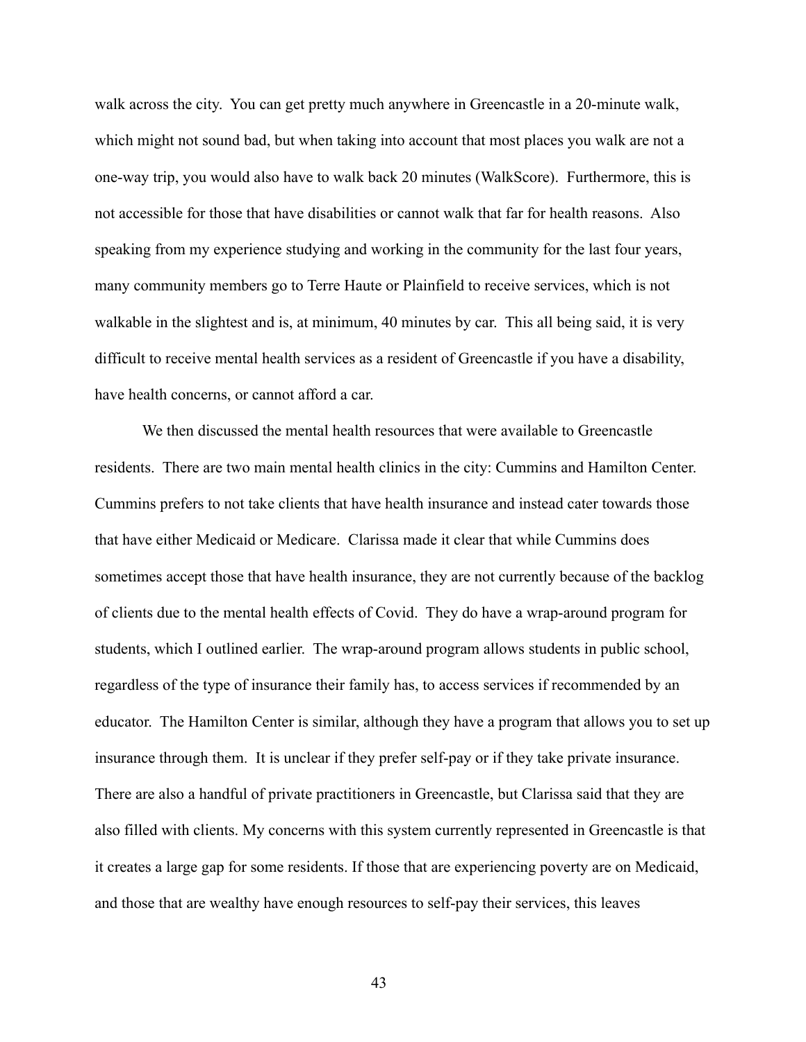walk across the city. You can get pretty much anywhere in Greencastle in a 20-minute walk, which might not sound bad, but when taking into account that most places you walk are not a one-way trip, you would also have to walk back 20 minutes (WalkScore). Furthermore, this is not accessible for those that have disabilities or cannot walk that far for health reasons. Also speaking from my experience studying and working in the community for the last four years, many community members go to Terre Haute or Plainfield to receive services, which is not walkable in the slightest and is, at minimum, 40 minutes by car. This all being said, it is very difficult to receive mental health services as a resident of Greencastle if you have a disability, have health concerns, or cannot afford a car.

We then discussed the mental health resources that were available to Greencastle residents. There are two main mental health clinics in the city: Cummins and Hamilton Center. Cummins prefers to not take clients that have health insurance and instead cater towards those that have either Medicaid or Medicare. Clarissa made it clear that while Cummins does sometimes accept those that have health insurance, they are not currently because of the backlog of clients due to the mental health effects of Covid. They do have a wrap-around program for students, which I outlined earlier. The wrap-around program allows students in public school, regardless of the type of insurance their family has, to access services if recommended by an educator. The Hamilton Center is similar, although they have a program that allows you to set up insurance through them. It is unclear if they prefer self-pay or if they take private insurance. There are also a handful of private practitioners in Greencastle, but Clarissa said that they are also filled with clients. My concerns with this system currently represented in Greencastle is that it creates a large gap for some residents. If those that are experiencing poverty are on Medicaid, and those that are wealthy have enough resources to self-pay their services, this leaves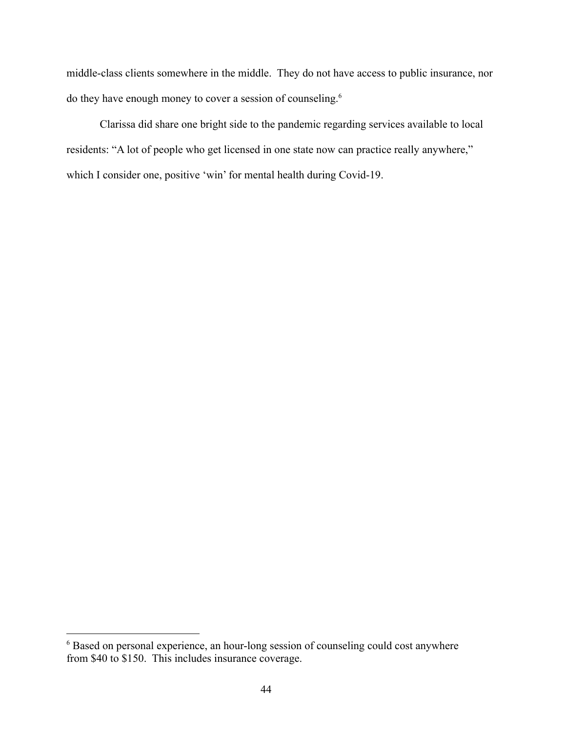middle-class clients somewhere in the middle. They do not have access to public insurance, nor do they have enough money to cover a session of counseling.[6]

Clarissa did share one bright side to the pandemic regarding services available to local residents: "A lot of people who get licensed in one state now can practice really anywhere," which I consider one, positive 'win' for mental health during Covid-19.

---

[6] Based on personal experience, an hour-long session of counseling could cost anywhere from $40 to $150. This includes insurance coverage.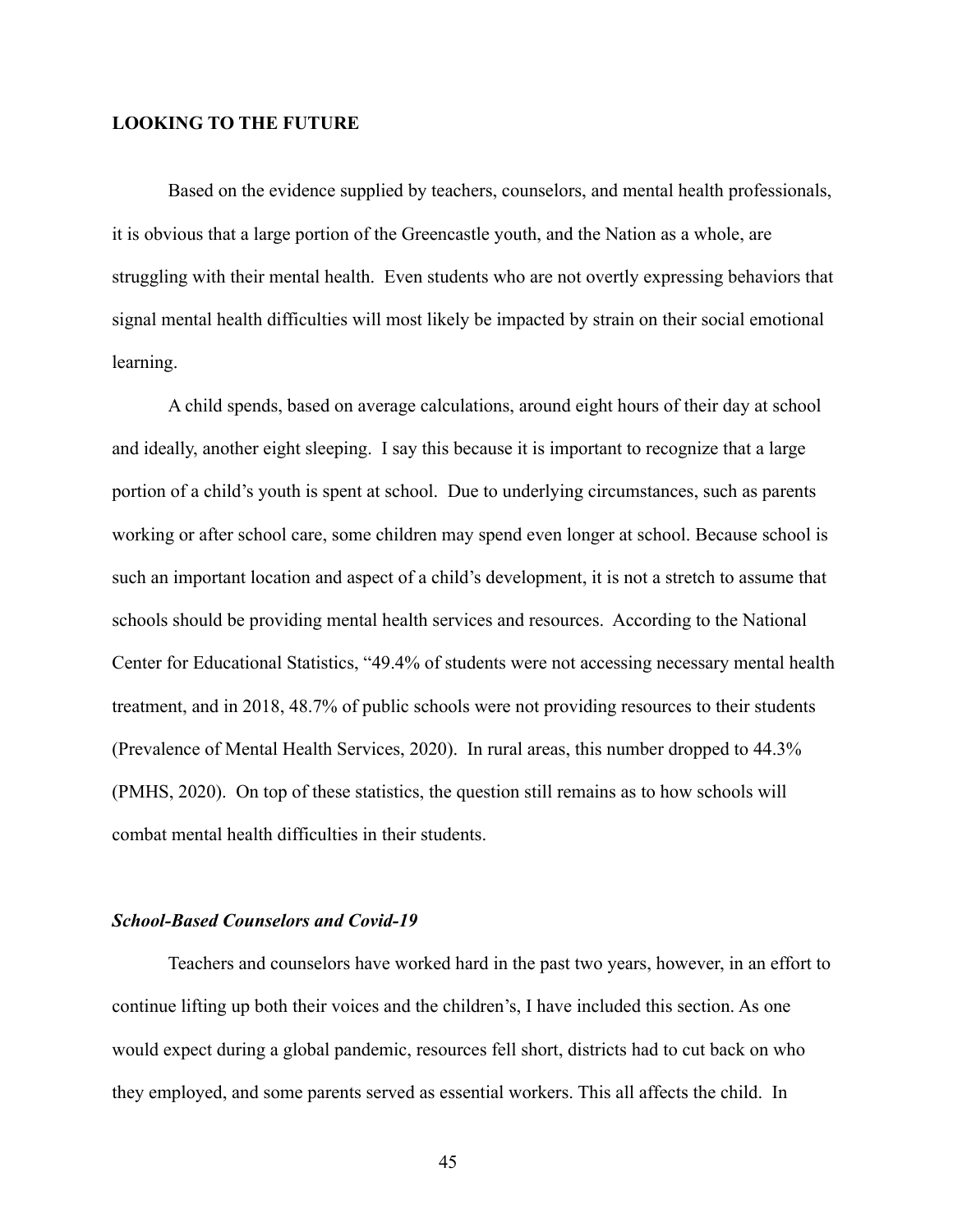**LOOKING TO THE FUTURE**

Based on the evidence supplied by teachers, counselors, and mental health professionals, it is obvious that a large portion of the Greencastle youth, and the Nation as a whole, are struggling with their mental health. Even students who are not overtly expressing behaviors that signal mental health difficulties will most likely be impacted by strain on their social emotional learning.

A child spends, based on average calculations, around eight hours of their day at school and ideally, another eight sleeping. I say this because it is important to recognize that a large portion of a child's youth is spent at school. Due to underlying circumstances, such as parents working or after school care, some children may spend even longer at school. Because school is such an important location and aspect of a child's development, it is not a stretch to assume that schools should be providing mental health services and resources. According to the National Center for Educational Statistics, "49.4% of students were not accessing necessary mental health treatment, and in 2018, 48.7% of public schools were not providing resources to their students (Prevalence of Mental Health Services, 2020). In rural areas, this number dropped to 44.3% (PMHS, 2020). On top of these statistics, the question still remains as to how schools will combat mental health difficulties in their students.

***School-Based Counselors and Covid-19***

Teachers and counselors have worked hard in the past two years, however, in an effort to continue lifting up both their voices and the children's, I have included this section. As one would expect during a global pandemic, resources fell short, districts had to cut back on who they employed, and some parents served as essential workers. This all affects the child. In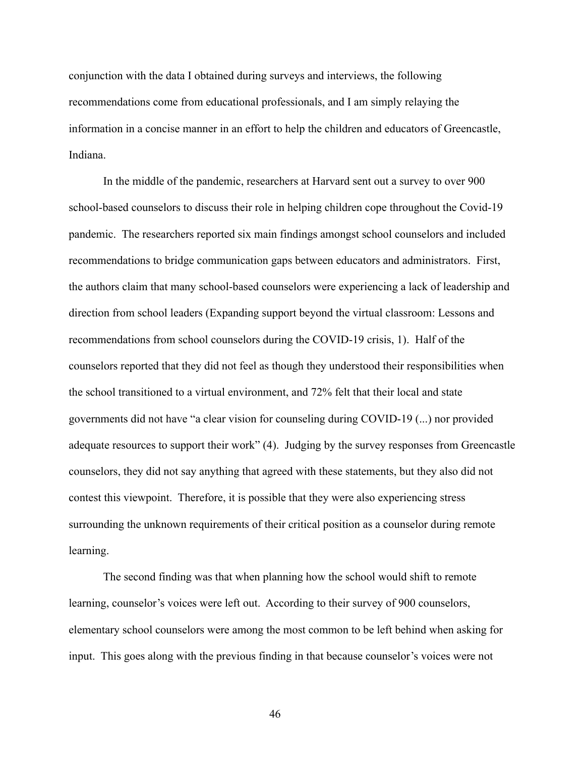conjunction with the data I obtained during surveys and interviews, the following recommendations come from educational professionals, and I am simply relaying the information in a concise manner in an effort to help the children and educators of Greencastle, Indiana.

In the middle of the pandemic, researchers at Harvard sent out a survey to over 900 school-based counselors to discuss their role in helping children cope throughout the Covid-19 pandemic. The researchers reported six main findings amongst school counselors and included recommendations to bridge communication gaps between educators and administrators. First, the authors claim that many school-based counselors were experiencing a lack of leadership and direction from school leaders (Expanding support beyond the virtual classroom: Lessons and recommendations from school counselors during the COVID-19 crisis, 1). Half of the counselors reported that they did not feel as though they understood their responsibilities when the school transitioned to a virtual environment, and 72% felt that their local and state governments did not have "a clear vision for counseling during COVID-19 (...) nor provided adequate resources to support their work" (4). Judging by the survey responses from Greencastle counselors, they did not say anything that agreed with these statements, but they also did not contest this viewpoint. Therefore, it is possible that they were also experiencing stress surrounding the unknown requirements of their critical position as a counselor during remote learning.

The second finding was that when planning how the school would shift to remote learning, counselor's voices were left out. According to their survey of 900 counselors, elementary school counselors were among the most common to be left behind when asking for input. This goes along with the previous finding in that because counselor's voices were not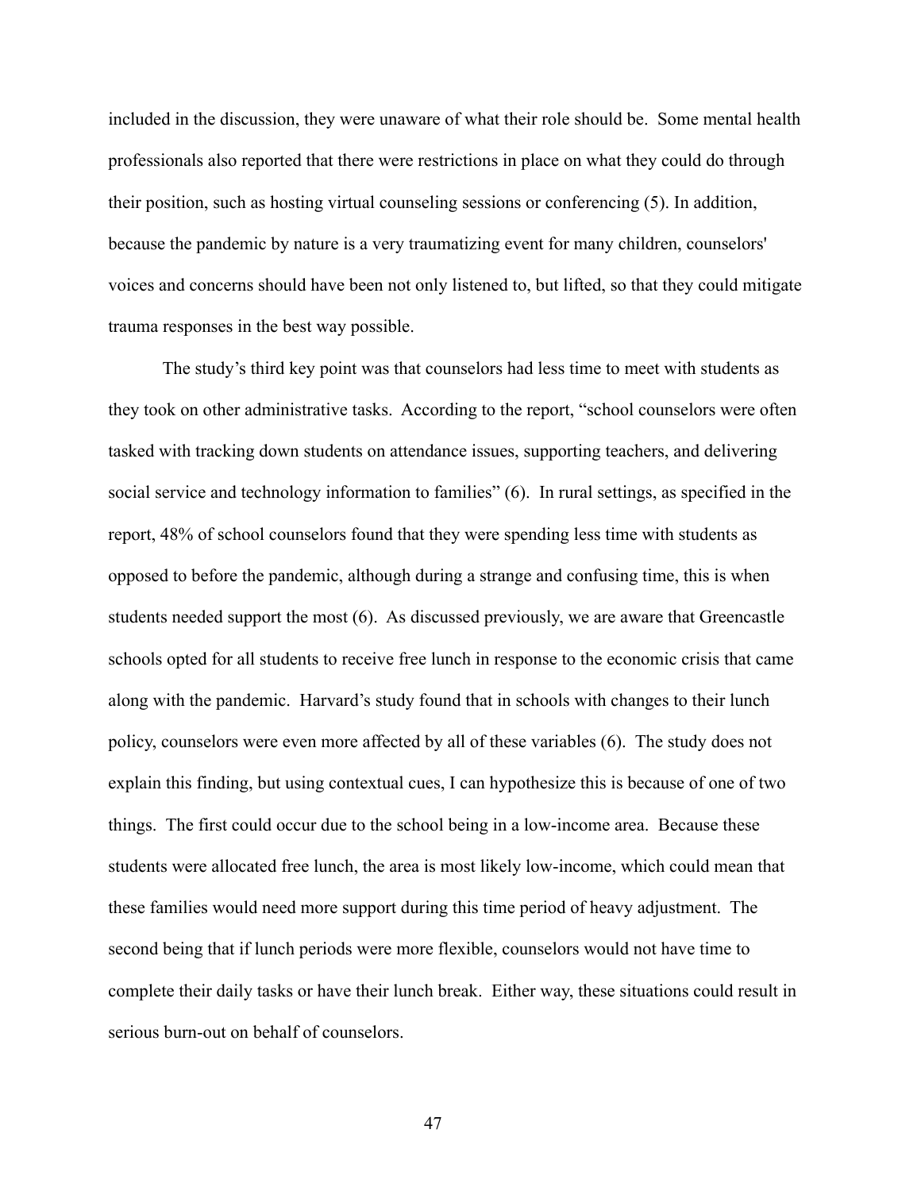included in the discussion, they were unaware of what their role should be. Some mental health professionals also reported that there were restrictions in place on what they could do through their position, such as hosting virtual counseling sessions or conferencing (5). In addition, because the pandemic by nature is a very traumatizing event for many children, counselors' voices and concerns should have been not only listened to, but lifted, so that they could mitigate trauma responses in the best way possible.

The study's third key point was that counselors had less time to meet with students as they took on other administrative tasks. According to the report, "school counselors were often tasked with tracking down students on attendance issues, supporting teachers, and delivering social service and technology information to families" (6). In rural settings, as specified in the report, 48% of school counselors found that they were spending less time with students as opposed to before the pandemic, although during a strange and confusing time, this is when students needed support the most (6). As discussed previously, we are aware that Greencastle schools opted for all students to receive free lunch in response to the economic crisis that came along with the pandemic. Harvard's study found that in schools with changes to their lunch policy, counselors were even more affected by all of these variables (6). The study does not explain this finding, but using contextual cues, I can hypothesize this is because of one of two things. The first could occur due to the school being in a low-income area. Because these students were allocated free lunch, the area is most likely low-income, which could mean that these families would need more support during this time period of heavy adjustment. The second being that if lunch periods were more flexible, counselors would not have time to complete their daily tasks or have their lunch break. Either way, these situations could result in serious burn-out on behalf of counselors.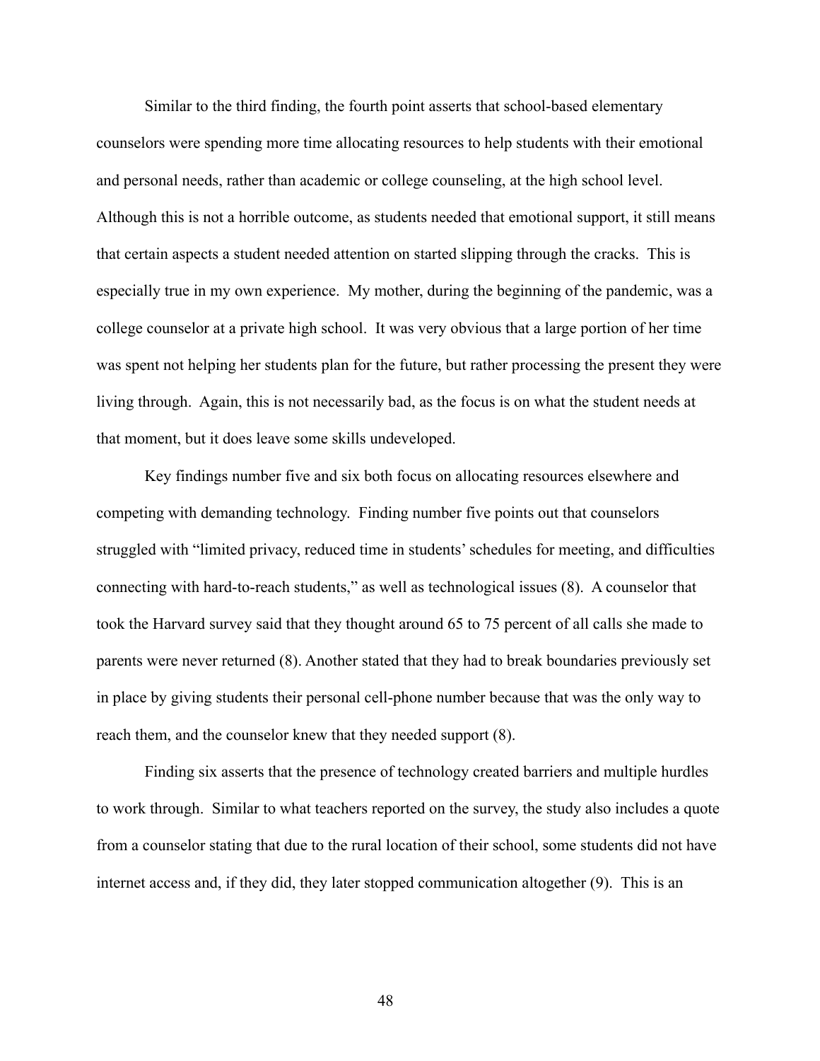Similar to the third finding, the fourth point asserts that school-based elementary counselors were spending more time allocating resources to help students with their emotional and personal needs, rather than academic or college counseling, at the high school level. Although this is not a horrible outcome, as students needed that emotional support, it still means that certain aspects a student needed attention on started slipping through the cracks. This is especially true in my own experience. My mother, during the beginning of the pandemic, was a college counselor at a private high school. It was very obvious that a large portion of her time was spent not helping her students plan for the future, but rather processing the present they were living through. Again, this is not necessarily bad, as the focus is on what the student needs at that moment, but it does leave some skills undeveloped.

Key findings number five and six both focus on allocating resources elsewhere and competing with demanding technology. Finding number five points out that counselors struggled with "limited privacy, reduced time in students' schedules for meeting, and difficulties connecting with hard-to-reach students," as well as technological issues (8). A counselor that took the Harvard survey said that they thought around 65 to 75 percent of all calls she made to parents were never returned (8). Another stated that they had to break boundaries previously set in place by giving students their personal cell-phone number because that was the only way to reach them, and the counselor knew that they needed support (8).

Finding six asserts that the presence of technology created barriers and multiple hurdles to work through. Similar to what teachers reported on the survey, the study also includes a quote from a counselor stating that due to the rural location of their school, some students did not have internet access and, if they did, they later stopped communication altogether (9). This is an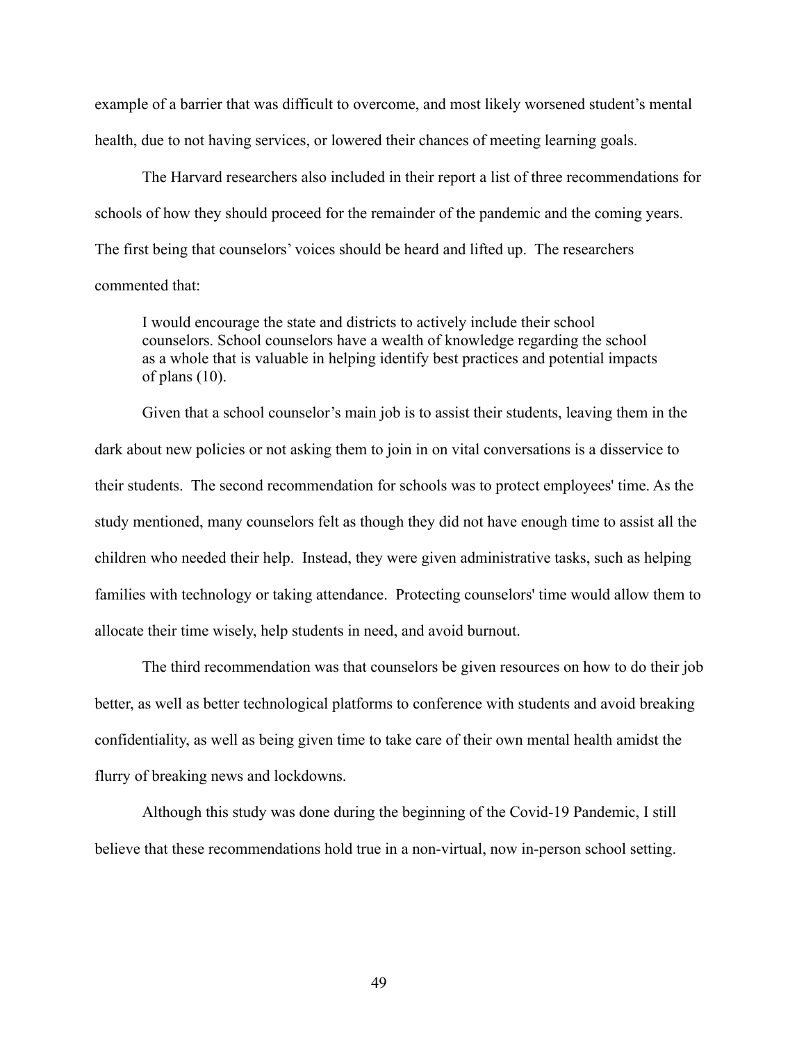example of a barrier that was difficult to overcome, and most likely worsened student's mental health, due to not having services, or lowered their chances of meeting learning goals.

The Harvard researchers also included in their report a list of three recommendations for schools of how they should proceed for the remainder of the pandemic and the coming years. The first being that counselors' voices should be heard and lifted up. The researchers commented that:

> I would encourage the state and districts to actively include their school counselors. School counselors have a wealth of knowledge regarding the school as a whole that is valuable in helping identify best practices and potential impacts of plans (10).

Given that a school counselor's main job is to assist their students, leaving them in the dark about new policies or not asking them to join in on vital conversations is a disservice to their students. The second recommendation for schools was to protect employees' time. As the study mentioned, many counselors felt as though they did not have enough time to assist all the children who needed their help. Instead, they were given administrative tasks, such as helping families with technology or taking attendance. Protecting counselors' time would allow them to allocate their time wisely, help students in need, and avoid burnout.

The third recommendation was that counselors be given resources on how to do their job better, as well as better technological platforms to conference with students and avoid breaking confidentiality, as well as being given time to take care of their own mental health amidst the flurry of breaking news and lockdowns.

Although this study was done during the beginning of the Covid-19 Pandemic, I still believe that these recommendations hold true in a non-virtual, now in-person school setting.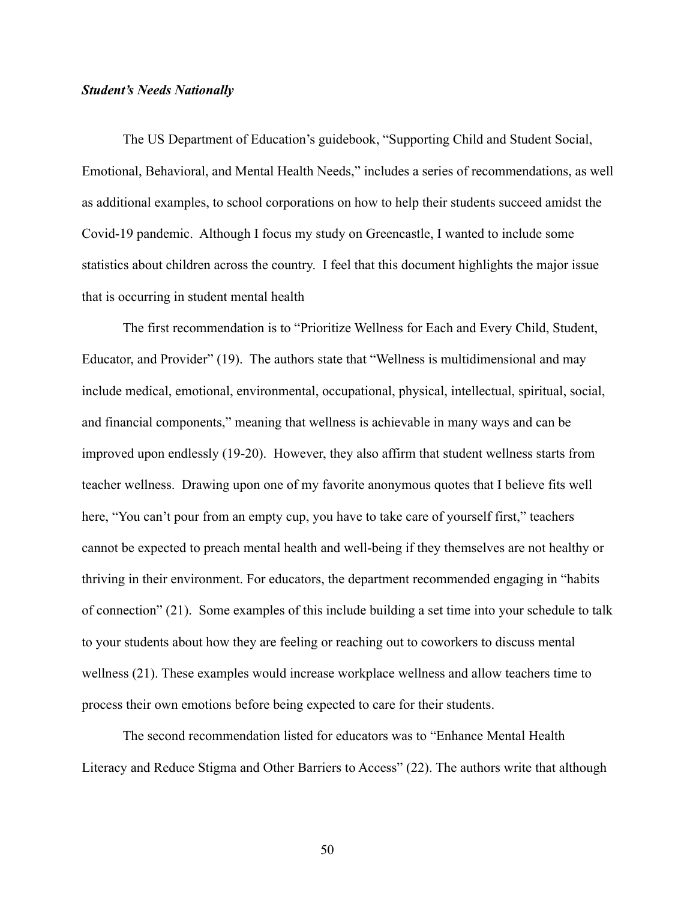***Student's Needs Nationally***

The US Department of Education's guidebook, "Supporting Child and Student Social, Emotional, Behavioral, and Mental Health Needs," includes a series of recommendations, as well as additional examples, to school corporations on how to help their students succeed amidst the Covid-19 pandemic. Although I focus my study on Greencastle, I wanted to include some statistics about children across the country. I feel that this document highlights the major issue that is occurring in student mental health

The first recommendation is to "Prioritize Wellness for Each and Every Child, Student, Educator, and Provider" (19). The authors state that "Wellness is multidimensional and may include medical, emotional, environmental, occupational, physical, intellectual, spiritual, social, and financial components," meaning that wellness is achievable in many ways and can be improved upon endlessly (19-20). However, they also affirm that student wellness starts from teacher wellness. Drawing upon one of my favorite anonymous quotes that I believe fits well here, "You can't pour from an empty cup, you have to take care of yourself first," teachers cannot be expected to preach mental health and well-being if they themselves are not healthy or thriving in their environment. For educators, the department recommended engaging in "habits of connection" (21). Some examples of this include building a set time into your schedule to talk to your students about how they are feeling or reaching out to coworkers to discuss mental wellness (21). These examples would increase workplace wellness and allow teachers time to process their own emotions before being expected to care for their students.

The second recommendation listed for educators was to "Enhance Mental Health Literacy and Reduce Stigma and Other Barriers to Access" (22). The authors write that although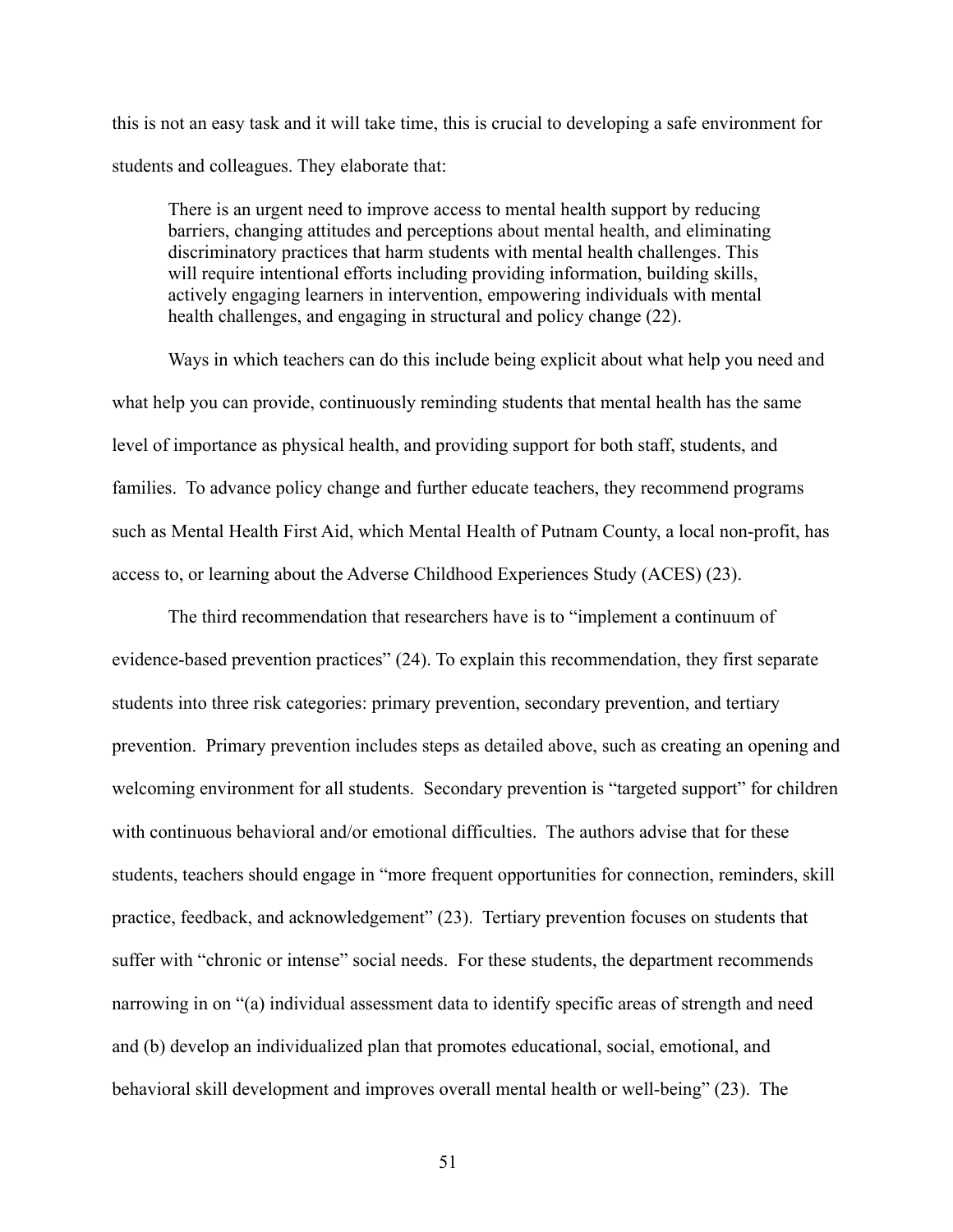this is not an easy task and it will take time, this is crucial to developing a safe environment for students and colleagues. They elaborate that:

> There is an urgent need to improve access to mental health support by reducing barriers, changing attitudes and perceptions about mental health, and eliminating discriminatory practices that harm students with mental health challenges. This will require intentional efforts including providing information, building skills, actively engaging learners in intervention, empowering individuals with mental health challenges, and engaging in structural and policy change (22).

Ways in which teachers can do this include being explicit about what help you need and what help you can provide, continuously reminding students that mental health has the same level of importance as physical health, and providing support for both staff, students, and families. To advance policy change and further educate teachers, they recommend programs such as Mental Health First Aid, which Mental Health of Putnam County, a local non-profit, has access to, or learning about the Adverse Childhood Experiences Study (ACES) (23).

The third recommendation that researchers have is to "implement a continuum of evidence-based prevention practices" (24). To explain this recommendation, they first separate students into three risk categories: primary prevention, secondary prevention, and tertiary prevention. Primary prevention includes steps as detailed above, such as creating an opening and welcoming environment for all students. Secondary prevention is "targeted support" for children with continuous behavioral and/or emotional difficulties. The authors advise that for these students, teachers should engage in "more frequent opportunities for connection, reminders, skill practice, feedback, and acknowledgement" (23). Tertiary prevention focuses on students that suffer with "chronic or intense" social needs. For these students, the department recommends narrowing in on "(a) individual assessment data to identify specific areas of strength and need and (b) develop an individualized plan that promotes educational, social, emotional, and behavioral skill development and improves overall mental health or well-being" (23). The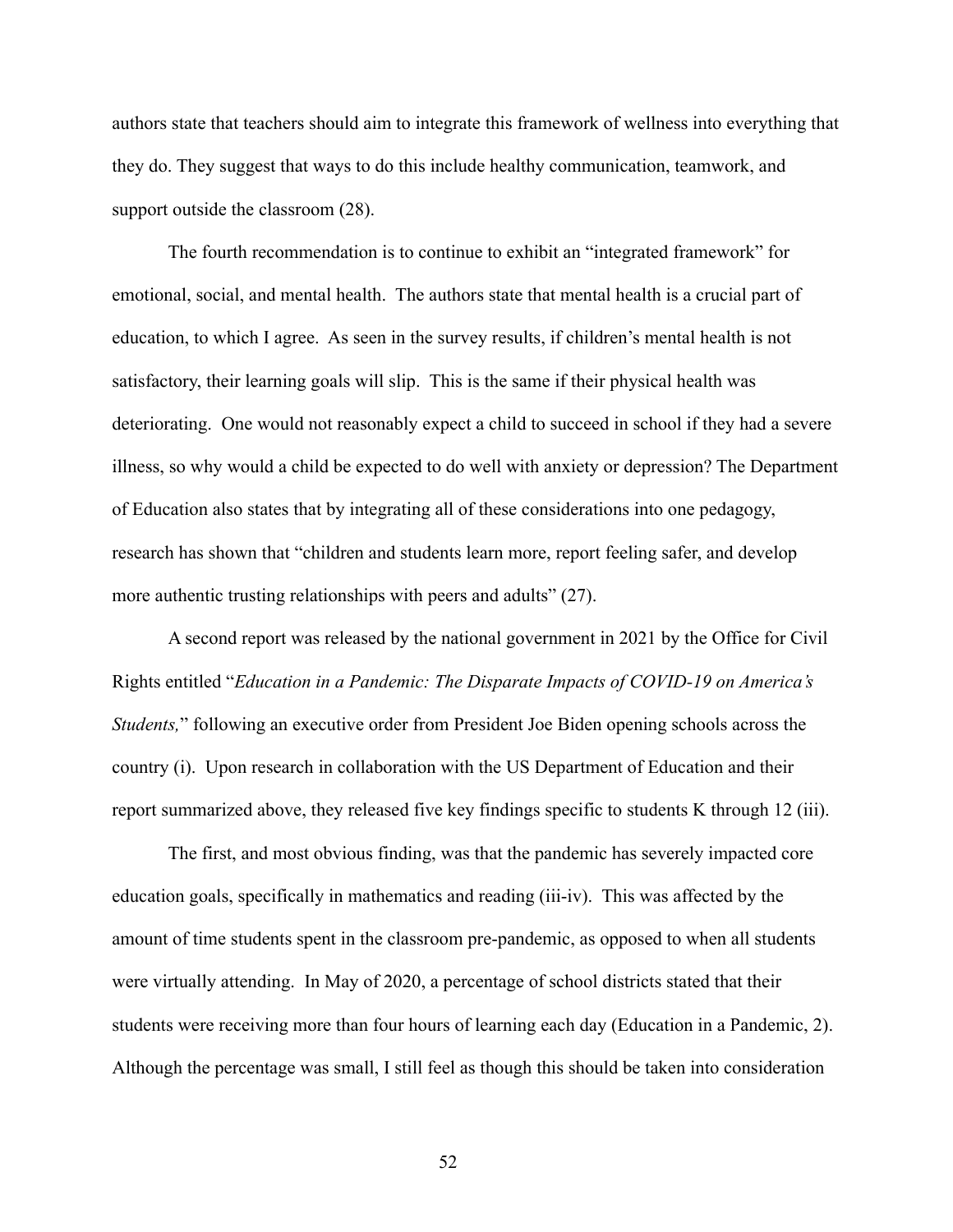authors state that teachers should aim to integrate this framework of wellness into everything that they do. They suggest that ways to do this include healthy communication, teamwork, and support outside the classroom (28).

The fourth recommendation is to continue to exhibit an "integrated framework" for emotional, social, and mental health. The authors state that mental health is a crucial part of education, to which I agree. As seen in the survey results, if children's mental health is not satisfactory, their learning goals will slip. This is the same if their physical health was deteriorating. One would not reasonably expect a child to succeed in school if they had a severe illness, so why would a child be expected to do well with anxiety or depression? The Department of Education also states that by integrating all of these considerations into one pedagogy, research has shown that "children and students learn more, report feeling safer, and develop more authentic trusting relationships with peers and adults" (27).

A second report was released by the national government in 2021 by the Office for Civil Rights entitled "*Education in a Pandemic: The Disparate Impacts of COVID-19 on America's Students,*" following an executive order from President Joe Biden opening schools across the country (i). Upon research in collaboration with the US Department of Education and their report summarized above, they released five key findings specific to students K through 12 (iii).

The first, and most obvious finding, was that the pandemic has severely impacted core education goals, specifically in mathematics and reading (iii-iv). This was affected by the amount of time students spent in the classroom pre-pandemic, as opposed to when all students were virtually attending. In May of 2020, a percentage of school districts stated that their students were receiving more than four hours of learning each day (Education in a Pandemic, 2). Although the percentage was small, I still feel as though this should be taken into consideration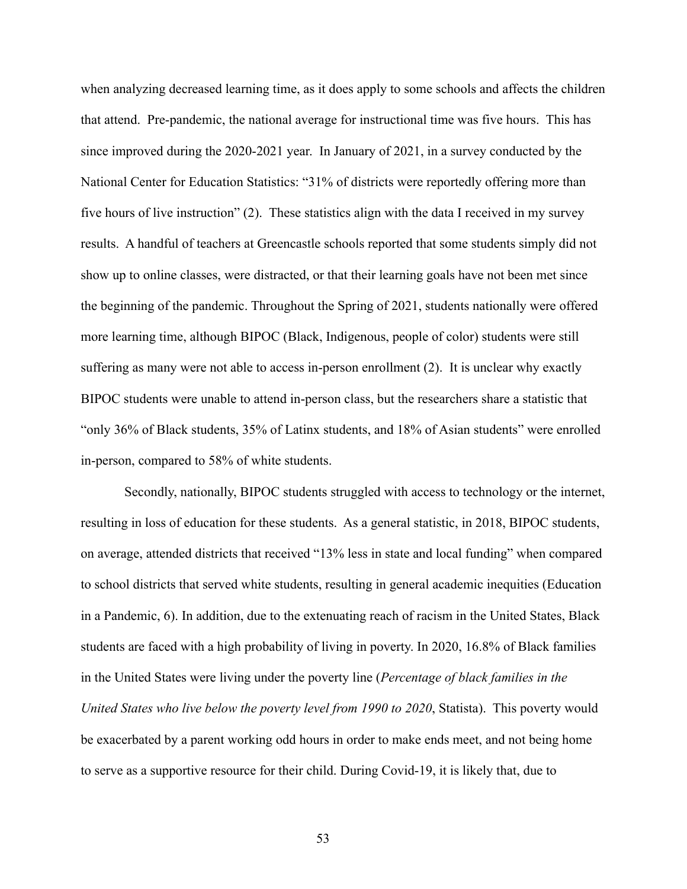when analyzing decreased learning time, as it does apply to some schools and affects the children that attend. Pre-pandemic, the national average for instructional time was five hours. This has since improved during the 2020-2021 year. In January of 2021, in a survey conducted by the National Center for Education Statistics: "31% of districts were reportedly offering more than five hours of live instruction" (2). These statistics align with the data I received in my survey results. A handful of teachers at Greencastle schools reported that some students simply did not show up to online classes, were distracted, or that their learning goals have not been met since the beginning of the pandemic. Throughout the Spring of 2021, students nationally were offered more learning time, although BIPOC (Black, Indigenous, people of color) students were still suffering as many were not able to access in-person enrollment (2). It is unclear why exactly BIPOC students were unable to attend in-person class, but the researchers share a statistic that "only 36% of Black students, 35% of Latinx students, and 18% of Asian students" were enrolled in-person, compared to 58% of white students.

Secondly, nationally, BIPOC students struggled with access to technology or the internet, resulting in loss of education for these students. As a general statistic, in 2018, BIPOC students, on average, attended districts that received "13% less in state and local funding" when compared to school districts that served white students, resulting in general academic inequities (Education in a Pandemic, 6). In addition, due to the extenuating reach of racism in the United States, Black students are faced with a high probability of living in poverty. In 2020, 16.8% of Black families in the United States were living under the poverty line (*Percentage of black families in the United States who live below the poverty level from 1990 to 2020*, Statista). This poverty would be exacerbated by a parent working odd hours in order to make ends meet, and not being home to serve as a supportive resource for their child. During Covid-19, it is likely that, due to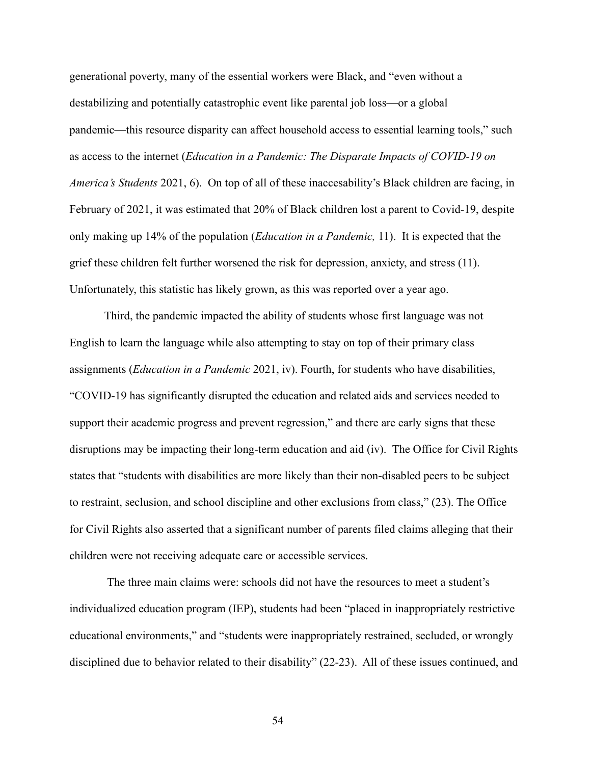generational poverty, many of the essential workers were Black, and "even without a destabilizing and potentially catastrophic event like parental job loss—or a global pandemic—this resource disparity can affect household access to essential learning tools," such as access to the internet (*Education in a Pandemic: The Disparate Impacts of COVID-19 on America's Students* 2021, 6). On top of all of these inaccesability's Black children are facing, in February of 2021, it was estimated that 20% of Black children lost a parent to Covid-19, despite only making up 14% of the population (*Education in a Pandemic,* 11). It is expected that the grief these children felt further worsened the risk for depression, anxiety, and stress (11). Unfortunately, this statistic has likely grown, as this was reported over a year ago.

Third, the pandemic impacted the ability of students whose first language was not English to learn the language while also attempting to stay on top of their primary class assignments (*Education in a Pandemic* 2021, iv). Fourth, for students who have disabilities, "COVID-19 has significantly disrupted the education and related aids and services needed to support their academic progress and prevent regression," and there are early signs that these disruptions may be impacting their long-term education and aid (iv). The Office for Civil Rights states that "students with disabilities are more likely than their non-disabled peers to be subject to restraint, seclusion, and school discipline and other exclusions from class," (23). The Office for Civil Rights also asserted that a significant number of parents filed claims alleging that their children were not receiving adequate care or accessible services.

The three main claims were: schools did not have the resources to meet a student's individualized education program (IEP), students had been "placed in inappropriately restrictive educational environments," and "students were inappropriately restrained, secluded, or wrongly disciplined due to behavior related to their disability" (22-23). All of these issues continued, and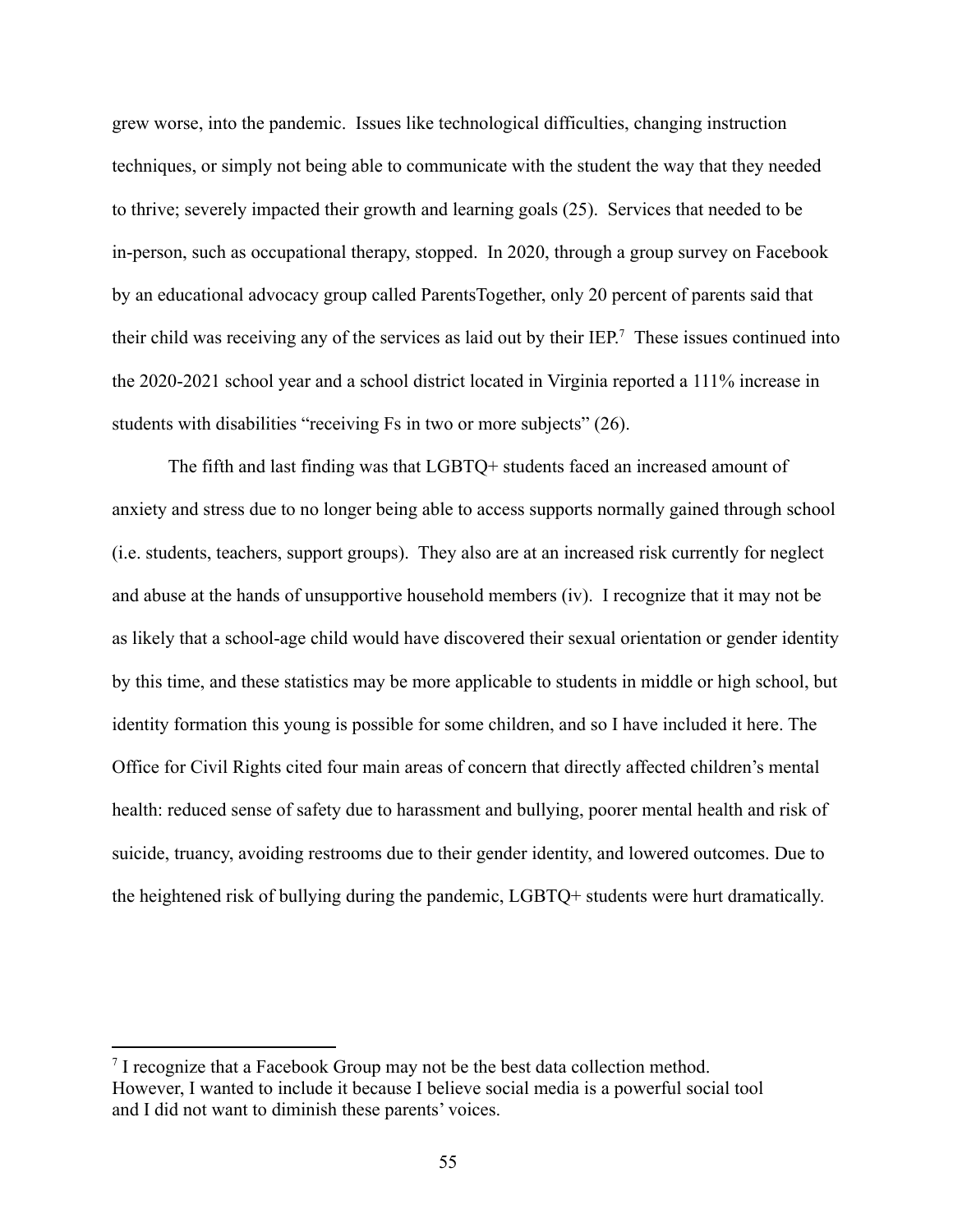grew worse, into the pandemic. Issues like technological difficulties, changing instruction techniques, or simply not being able to communicate with the student the way that they needed to thrive; severely impacted their growth and learning goals (25). Services that needed to be in-person, such as occupational therapy, stopped. In 2020, through a group survey on Facebook by an educational advocacy group called ParentsTogether, only 20 percent of parents said that their child was receiving any of the services as laid out by their IEP.[7] These issues continued into the 2020-2021 school year and a school district located in Virginia reported a 111% increase in students with disabilities "receiving Fs in two or more subjects" (26).

The fifth and last finding was that LGBTQ+ students faced an increased amount of anxiety and stress due to no longer being able to access supports normally gained through school (i.e. students, teachers, support groups). They also are at an increased risk currently for neglect and abuse at the hands of unsupportive household members (iv). I recognize that it may not be as likely that a school-age child would have discovered their sexual orientation or gender identity by this time, and these statistics may be more applicable to students in middle or high school, but identity formation this young is possible for some children, and so I have included it here. The Office for Civil Rights cited four main areas of concern that directly affected children's mental health: reduced sense of safety due to harassment and bullying, poorer mental health and risk of suicide, truancy, avoiding restrooms due to their gender identity, and lowered outcomes. Due to the heightened risk of bullying during the pandemic, LGBTQ+ students were hurt dramatically.

[7] I recognize that a Facebook Group may not be the best data collection method. However, I wanted to include it because I believe social media is a powerful social tool and I did not want to diminish these parents' voices.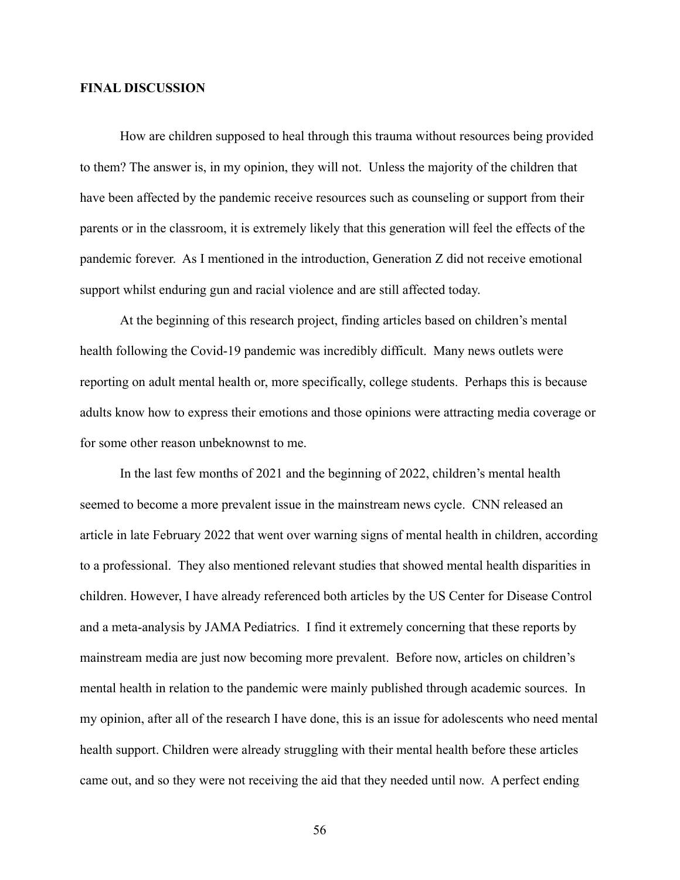**FINAL DISCUSSION**

How are children supposed to heal through this trauma without resources being provided to them? The answer is, in my opinion, they will not. Unless the majority of the children that have been affected by the pandemic receive resources such as counseling or support from their parents or in the classroom, it is extremely likely that this generation will feel the effects of the pandemic forever. As I mentioned in the introduction, Generation Z did not receive emotional support whilst enduring gun and racial violence and are still affected today.

At the beginning of this research project, finding articles based on children's mental health following the Covid-19 pandemic was incredibly difficult. Many news outlets were reporting on adult mental health or, more specifically, college students. Perhaps this is because adults know how to express their emotions and those opinions were attracting media coverage or for some other reason unbeknownst to me.

In the last few months of 2021 and the beginning of 2022, children's mental health seemed to become a more prevalent issue in the mainstream news cycle. CNN released an article in late February 2022 that went over warning signs of mental health in children, according to a professional. They also mentioned relevant studies that showed mental health disparities in children. However, I have already referenced both articles by the US Center for Disease Control and a meta-analysis by JAMA Pediatrics. I find it extremely concerning that these reports by mainstream media are just now becoming more prevalent. Before now, articles on children's mental health in relation to the pandemic were mainly published through academic sources. In my opinion, after all of the research I have done, this is an issue for adolescents who need mental health support. Children were already struggling with their mental health before these articles came out, and so they were not receiving the aid that they needed until now. A perfect ending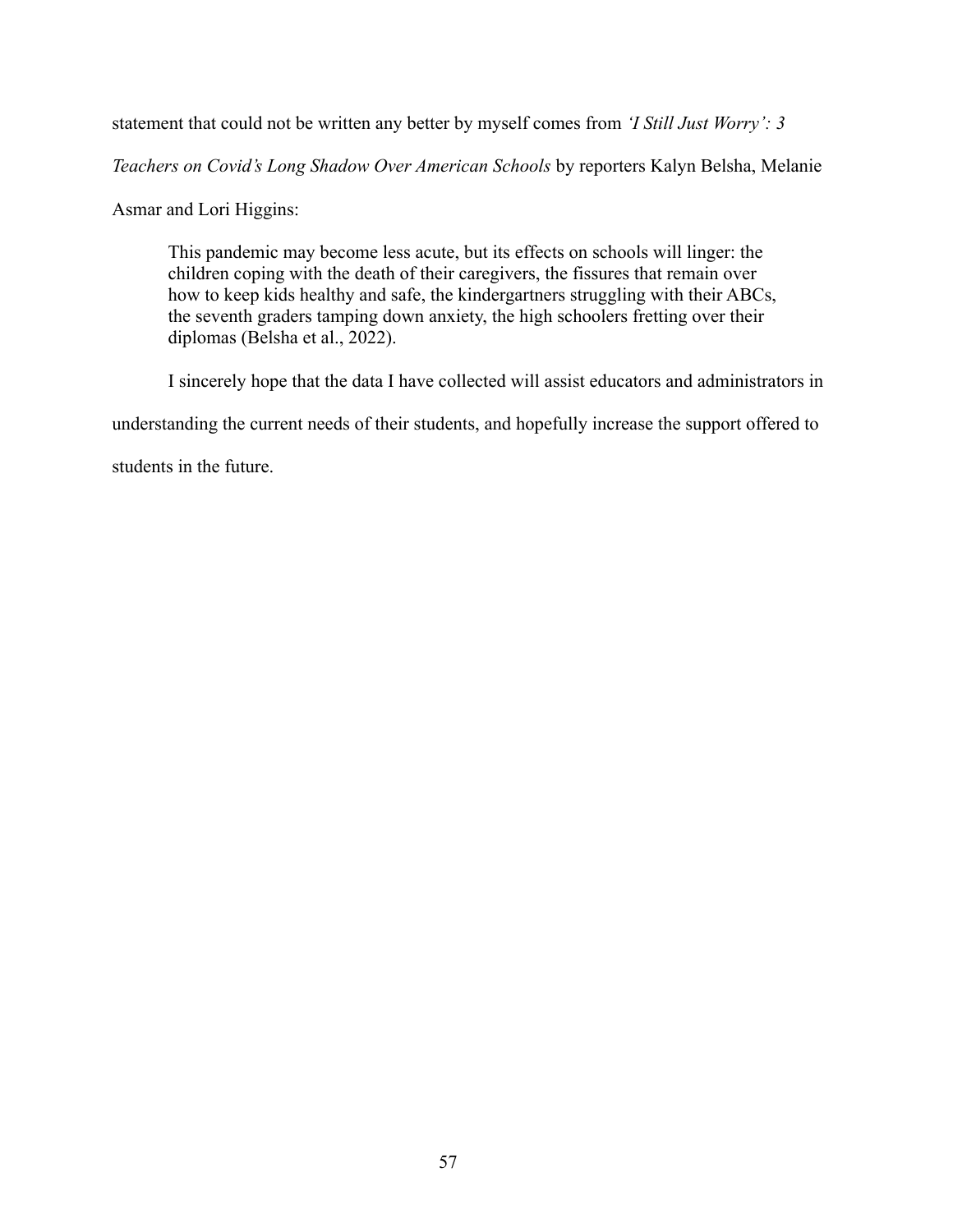statement that could not be written any better by myself comes from *'I Still Just Worry': 3 Teachers on Covid's Long Shadow Over American Schools* by reporters Kalyn Belsha, Melanie Asmar and Lori Higgins:

> This pandemic may become less acute, but its effects on schools will linger: the children coping with the death of their caregivers, the fissures that remain over how to keep kids healthy and safe, the kindergartners struggling with their ABCs, the seventh graders tamping down anxiety, the high schoolers fretting over their diplomas (Belsha et al., 2022).

I sincerely hope that the data I have collected will assist educators and administrators in understanding the current needs of their students, and hopefully increase the support offered to students in the future.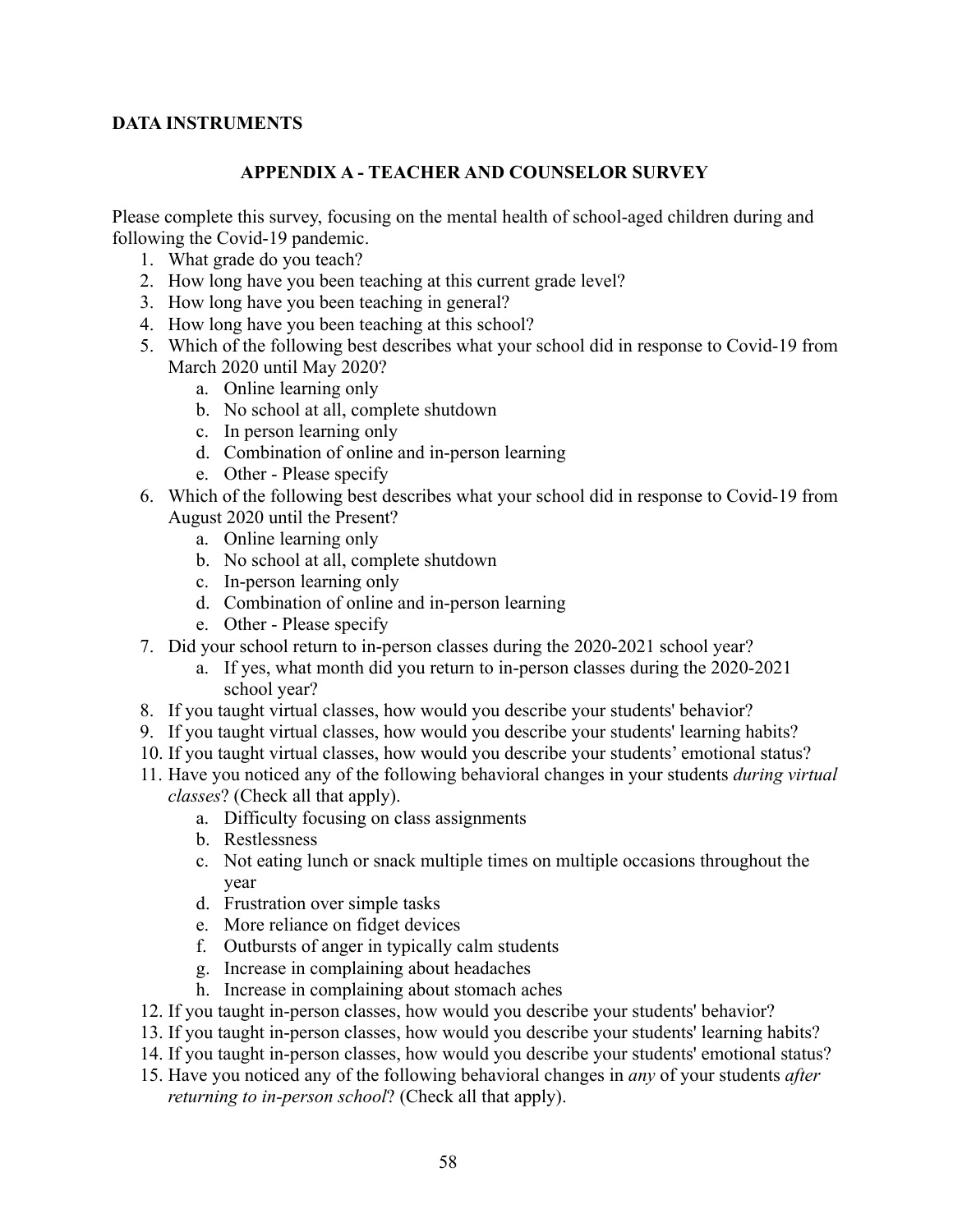**DATA INSTRUMENTS**

## APPENDIX A - TEACHER AND COUNSELOR SURVEY

Please complete this survey, focusing on the mental health of school-aged children during and following the Covid-19 pandemic.

1. What grade do you teach?
2. How long have you been teaching at this current grade level?
3. How long have you been teaching in general?
4. How long have you been teaching at this school?
5. Which of the following best describes what your school did in response to Covid-19 from March 2020 until May 2020?
    a. Online learning only
    b. No school at all, complete shutdown
    c. In person learning only
    d. Combination of online and in-person learning
    e. Other - Please specify
6. Which of the following best describes what your school did in response to Covid-19 from August 2020 until the Present?
    a. Online learning only
    b. No school at all, complete shutdown
    c. In-person learning only
    d. Combination of online and in-person learning
    e. Other - Please specify
7. Did your school return to in-person classes during the 2020-2021 school year?
    a. If yes, what month did you return to in-person classes during the 2020-2021 school year?
8. If you taught virtual classes, how would you describe your students' behavior?
9. If you taught virtual classes, how would you describe your students' learning habits?
10. If you taught virtual classes, how would you describe your students' emotional status?
11. Have you noticed any of the following behavioral changes in your students *during virtual classes*? (Check all that apply).
    a. Difficulty focusing on class assignments
    b. Restlessness
    c. Not eating lunch or snack multiple times on multiple occasions throughout the year
    d. Frustration over simple tasks
    e. More reliance on fidget devices
    f. Outbursts of anger in typically calm students
    g. Increase in complaining about headaches
    h. Increase in complaining about stomach aches
12. If you taught in-person classes, how would you describe your students' behavior?
13. If you taught in-person classes, how would you describe your students' learning habits?
14. If you taught in-person classes, how would you describe your students' emotional status?
15. Have you noticed any of the following behavioral changes in *any* of your students *after returning to in-person school*? (Check all that apply).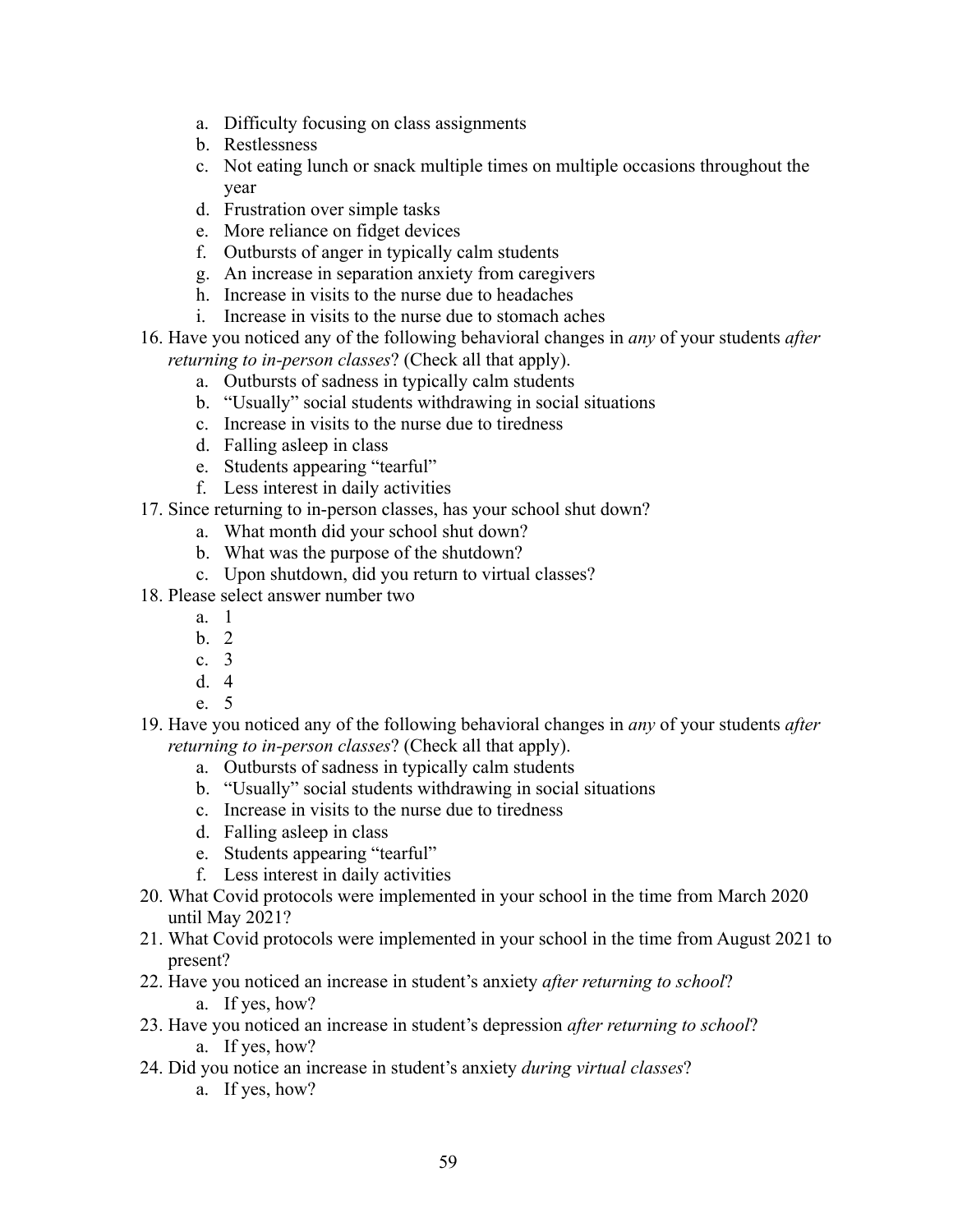a. Difficulty focusing on class assignments
   b. Restlessness
   c. Not eating lunch or snack multiple times on multiple occasions throughout the year
   d. Frustration over simple tasks
   e. More reliance on fidget devices
   f. Outbursts of anger in typically calm students
   g. An increase in separation anxiety from caregivers
   h. Increase in visits to the nurse due to headaches
   i. Increase in visits to the nurse due to stomach aches

16. Have you noticed any of the following behavioral changes in *any* of your students *after returning to in-person classes*? (Check all that apply).
    a. Outbursts of sadness in typically calm students
    b. "Usually" social students withdrawing in social situations
    c. Increase in visits to the nurse due to tiredness
    d. Falling asleep in class
    e. Students appearing "tearful"
    f. Less interest in daily activities
17. Since returning to in-person classes, has your school shut down?
    a. What month did your school shut down?
    b. What was the purpose of the shutdown?
    c. Upon shutdown, did you return to virtual classes?
18. Please select answer number two
    a. 1
    b. 2
    c. 3
    d. 4
    e. 5
19. Have you noticed any of the following behavioral changes in *any* of your students *after returning to in-person classes*? (Check all that apply).
    a. Outbursts of sadness in typically calm students
    b. "Usually" social students withdrawing in social situations
    c. Increase in visits to the nurse due to tiredness
    d. Falling asleep in class
    e. Students appearing "tearful"
    f. Less interest in daily activities
20. What Covid protocols were implemented in your school in the time from March 2020 until May 2021?
21. What Covid protocols were implemented in your school in the time from August 2021 to present?
22. Have you noticed an increase in student's anxiety *after returning to school*?
    a. If yes, how?
23. Have you noticed an increase in student's depression *after returning to school*?
    a. If yes, how?
24. Did you notice an increase in student's anxiety *during virtual classes*?
    a. If yes, how?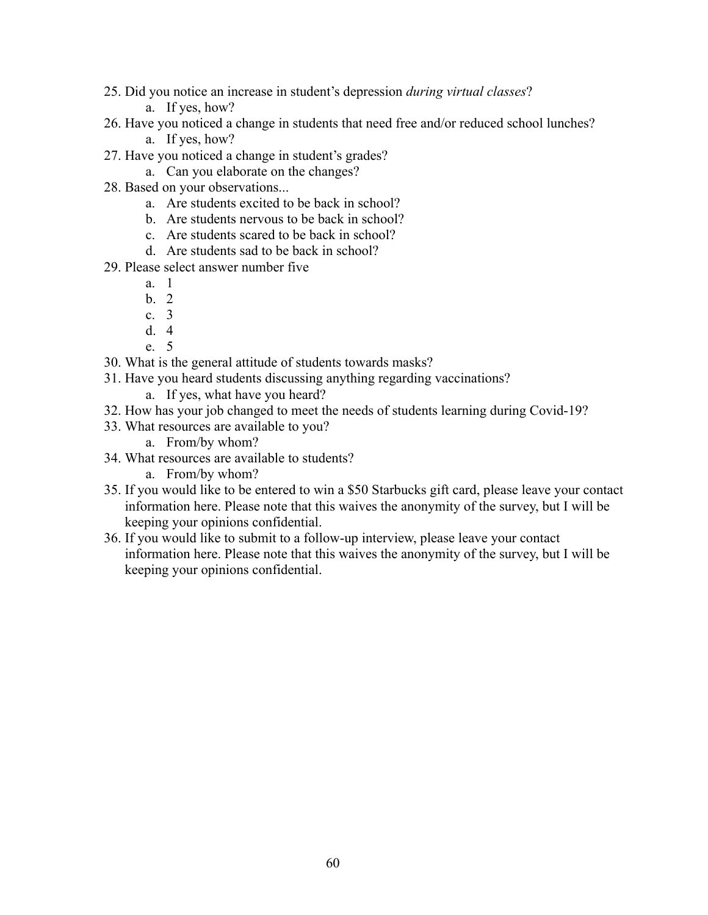25. Did you notice an increase in student's depression *during virtual classes*?
    a. If yes, how?
26. Have you noticed a change in students that need free and/or reduced school lunches?
    a. If yes, how?
27. Have you noticed a change in student's grades?
    a. Can you elaborate on the changes?
28. Based on your observations...
    a. Are students excited to be back in school?
    b. Are students nervous to be back in school?
    c. Are students scared to be back in school?
    d. Are students sad to be back in school?
29. Please select answer number five
    a. 1
    b. 2
    c. 3
    d. 4
    e. 5
30. What is the general attitude of students towards masks?
31. Have you heard students discussing anything regarding vaccinations?
    a. If yes, what have you heard?
32. How has your job changed to meet the needs of students learning during Covid-19?
33. What resources are available to you?
    a. From/by whom?
34. What resources are available to students?
    a. From/by whom?
35. If you would like to be entered to win a $50 Starbucks gift card, please leave your contact information here. Please note that this waives the anonymity of the survey, but I will be keeping your opinions confidential.
36. If you would like to submit to a follow-up interview, please leave your contact information here. Please note that this waives the anonymity of the survey, but I will be keeping your opinions confidential.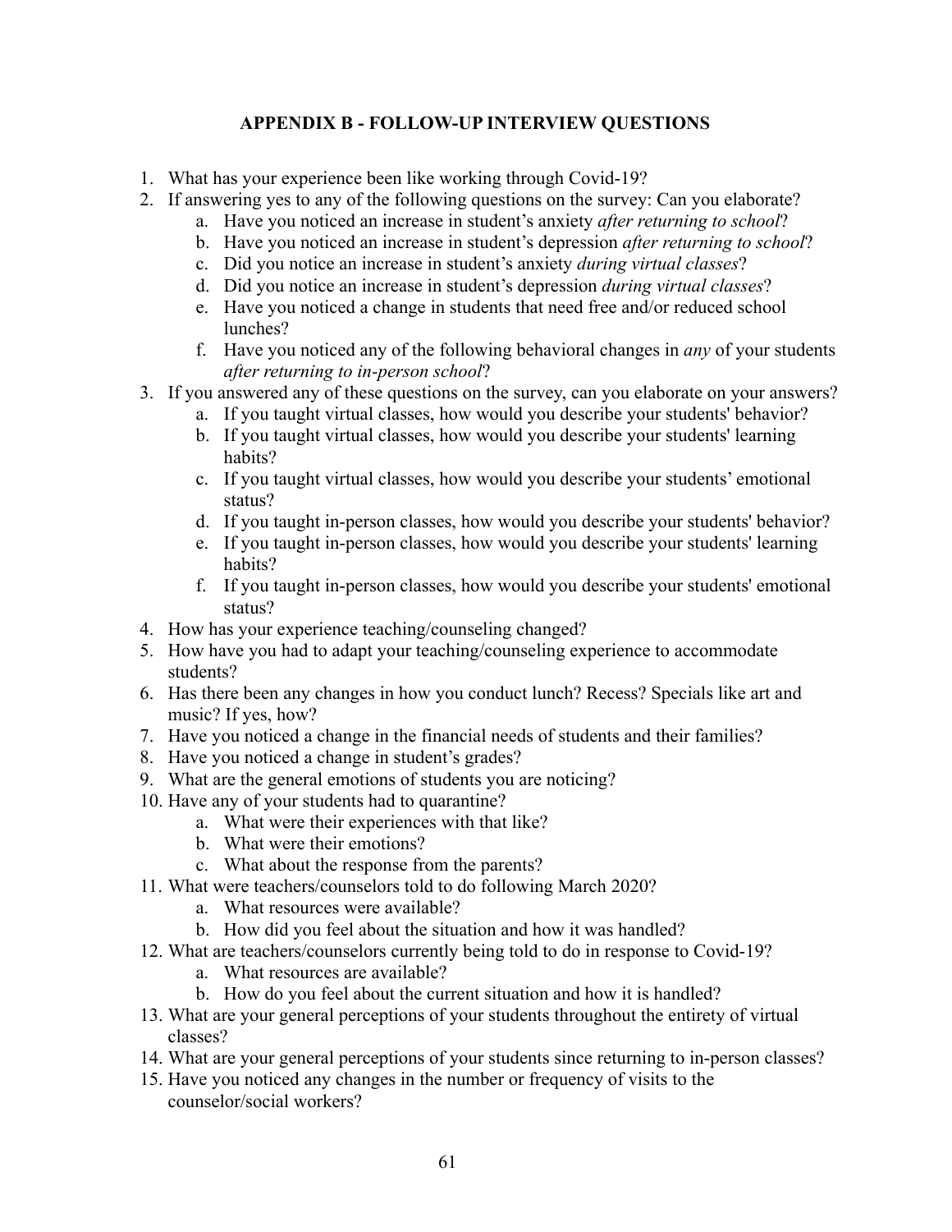## APPENDIX B - FOLLOW-UP INTERVIEW QUESTIONS

1. What has your experience been like working through Covid-19?
2. If answering yes to any of the following questions on the survey: Can you elaborate?
    a. Have you noticed an increase in student's anxiety *after returning to school*?
    b. Have you noticed an increase in student's depression *after returning to school*?
    c. Did you notice an increase in student's anxiety *during virtual classes*?
    d. Did you notice an increase in student's depression *during virtual classes*?
    e. Have you noticed a change in students that need free and/or reduced school lunches?
    f. Have you noticed any of the following behavioral changes in *any* of your students *after returning to in-person school*?
3. If you answered any of these questions on the survey, can you elaborate on your answers?
    a. If you taught virtual classes, how would you describe your students' behavior?
    b. If you taught virtual classes, how would you describe your students' learning habits?
    c. If you taught virtual classes, how would you describe your students' emotional status?
    d. If you taught in-person classes, how would you describe your students' behavior?
    e. If you taught in-person classes, how would you describe your students' learning habits?
    f. If you taught in-person classes, how would you describe your students' emotional status?
4. How has your experience teaching/counseling changed?
5. How have you had to adapt your teaching/counseling experience to accommodate students?
6. Has there been any changes in how you conduct lunch? Recess? Specials like art and music? If yes, how?
7. Have you noticed a change in the financial needs of students and their families?
8. Have you noticed a change in student's grades?
9. What are the general emotions of students you are noticing?
10. Have any of your students had to quarantine?
    a. What were their experiences with that like?
    b. What were their emotions?
    c. What about the response from the parents?
11. What were teachers/counselors told to do following March 2020?
    a. What resources were available?
    b. How did you feel about the situation and how it was handled?
12. What are teachers/counselors currently being told to do in response to Covid-19?
    a. What resources are available?
    b. How do you feel about the current situation and how it is handled?
13. What are your general perceptions of your students throughout the entirety of virtual classes?
14. What are your general perceptions of your students since returning to in-person classes?
15. Have you noticed any changes in the number or frequency of visits to the counselor/social workers?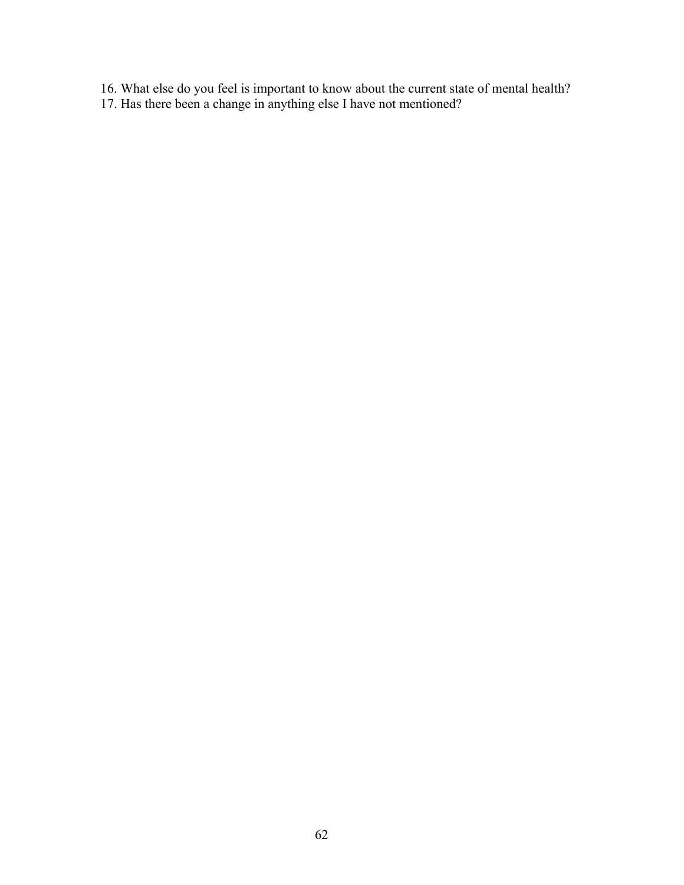16. What else do you feel is important to know about the current state of mental health?
17. Has there been a change in anything else I have not mentioned?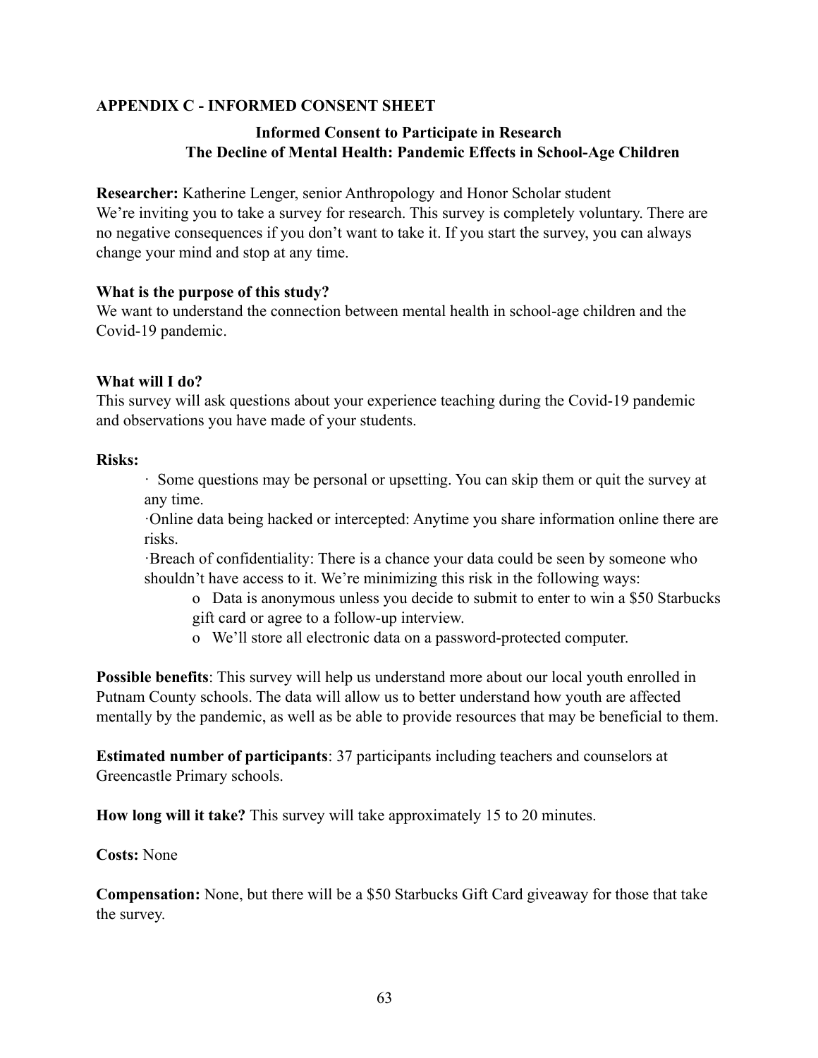## APPENDIX C - INFORMED CONSENT SHEET

### Informed Consent to Participate in Research
### The Decline of Mental Health: Pandemic Effects in School-Age Children

**Researcher:** Katherine Lenger, senior Anthropology and Honor Scholar student
We're inviting you to take a survey for research. This survey is completely voluntary. There are no negative consequences if you don't want to take it. If you start the survey, you can always change your mind and stop at any time.

**What is the purpose of this study?**
We want to understand the connection between mental health in school-age children and the Covid-19 pandemic.

**What will I do?**
This survey will ask questions about your experience teaching during the Covid-19 pandemic and observations you have made of your students.

**Risks:**

- Some questions may be personal or upsetting. You can skip them or quit the survey at any time.
- Online data being hacked or intercepted: Anytime you share information online there are risks.
- Breach of confidentiality: There is a chance your data could be seen by someone who shouldn't have access to it. We're minimizing this risk in the following ways:
  - Data is anonymous unless you decide to submit to enter to win a $50 Starbucks gift card or agree to a follow-up interview.
  - We'll store all electronic data on a password-protected computer.

**Possible benefits**: This survey will help us understand more about our local youth enrolled in Putnam County schools. The data will allow us to better understand how youth are affected mentally by the pandemic, as well as be able to provide resources that may be beneficial to them.

**Estimated number of participants**: 37 participants including teachers and counselors at Greencastle Primary schools.

**How long will it take?** This survey will take approximately 15 to 20 minutes.

**Costs:** None

**Compensation:** None, but there will be a $50 Starbucks Gift Card giveaway for those that take the survey.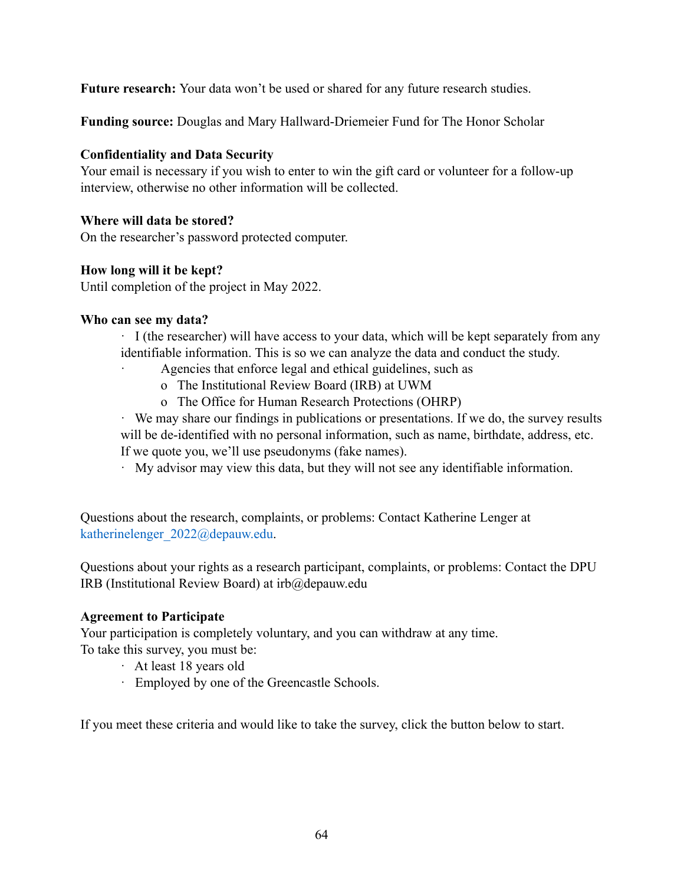**Future research:** Your data won't be used or shared for any future research studies.

**Funding source:** Douglas and Mary Hallward-Driemeier Fund for The Honor Scholar

**Confidentiality and Data Security**
Your email is necessary if you wish to enter to win the gift card or volunteer for a follow-up interview, otherwise no other information will be collected.

**Where will data be stored?**
On the researcher's password protected computer.

**How long will it be kept?**
Until completion of the project in May 2022.

**Who can see my data?**

- I (the researcher) will have access to your data, which will be kept separately from any identifiable information. This is so we can analyze the data and conduct the study.
- Agencies that enforce legal and ethical guidelines, such as
  - The Institutional Review Board (IRB) at UWM
  - The Office for Human Research Protections (OHRP)
- We may share our findings in publications or presentations. If we do, the survey results will be de-identified with no personal information, such as name, birthdate, address, etc. If we quote you, we'll use pseudonyms (fake names).
- My advisor may view this data, but they will not see any identifiable information.

Questions about the research, complaints, or problems: Contact Katherine Lenger at katherinelenger_2022@depauw.edu.

Questions about your rights as a research participant, complaints, or problems: Contact the DPU IRB (Institutional Review Board) at irb@depauw.edu

**Agreement to Participate**
Your participation is completely voluntary, and you can withdraw at any time.
To take this survey, you must be:

- At least 18 years old
- Employed by one of the Greencastle Schools.

If you meet these criteria and would like to take the survey, click the button below to start.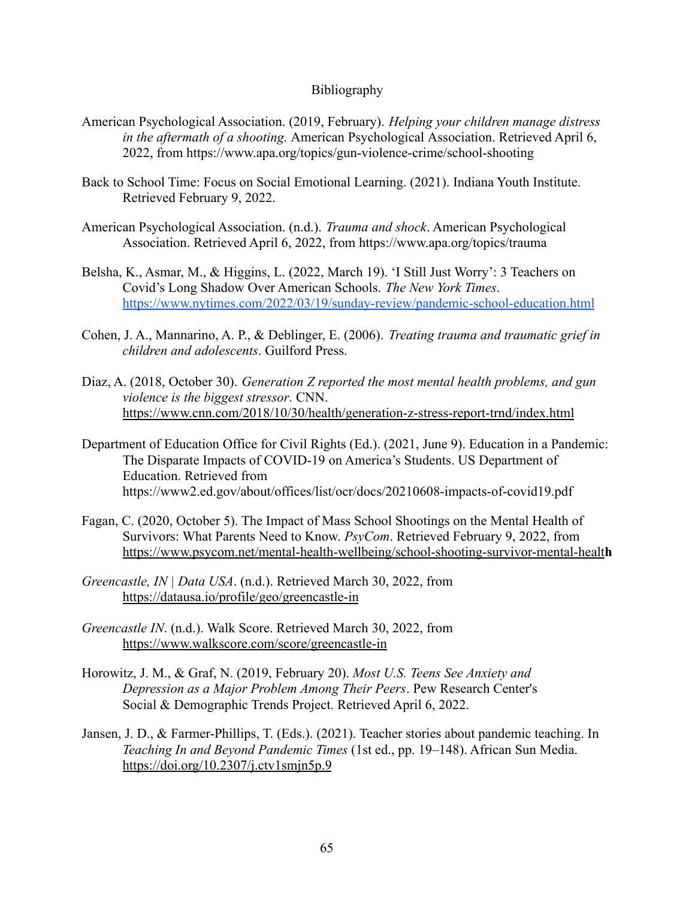# Bibliography

American Psychological Association. (2019, February). *Helping your children manage distress in the aftermath of a shooting.* American Psychological Association. Retrieved April 6, 2022, from https://www.apa.org/topics/gun-violence-crime/school-shooting

Back to School Time: Focus on Social Emotional Learning. (2021). Indiana Youth Institute. Retrieved February 9, 2022.

American Psychological Association. (n.d.). *Trauma and shock*. American Psychological Association. Retrieved April 6, 2022, from https://www.apa.org/topics/trauma

Belsha, K., Asmar, M., & Higgins, L. (2022, March 19). 'I Still Just Worry': 3 Teachers on Covid's Long Shadow Over American Schools. *The New York Times*. https://www.nytimes.com/2022/03/19/sunday-review/pandemic-school-education.html

Cohen, J. A., Mannarino, A. P., & Deblinger, E. (2006). *Treating trauma and traumatic grief in children and adolescents*. Guilford Press.

Diaz, A. (2018, October 30). *Generation Z reported the most mental health problems, and gun violence is the biggest stressor*. CNN. https://www.cnn.com/2018/10/30/health/generation-z-stress-report-trnd/index.html

Department of Education Office for Civil Rights (Ed.). (2021, June 9). Education in a Pandemic: The Disparate Impacts of COVID-19 on America's Students. US Department of Education. Retrieved from https://www2.ed.gov/about/offices/list/ocr/docs/20210608-impacts-of-covid19.pdf

Fagan, C. (2020, October 5). The Impact of Mass School Shootings on the Mental Health of Survivors: What Parents Need to Know. *PsyCom*. Retrieved February 9, 2022, from https://www.psycom.net/mental-health-wellbeing/school-shooting-survivor-mental-health

*Greencastle, IN | Data USA*. (n.d.). Retrieved March 30, 2022, from https://datausa.io/profile/geo/greencastle-in

*Greencastle IN*. (n.d.). Walk Score. Retrieved March 30, 2022, from https://www.walkscore.com/score/greencastle-in

Horowitz, J. M., & Graf, N. (2019, February 20). *Most U.S. Teens See Anxiety and Depression as a Major Problem Among Their Peers*. Pew Research Center's Social & Demographic Trends Project. Retrieved April 6, 2022.

Jansen, J. D., & Farmer-Phillips, T. (Eds.). (2021). Teacher stories about pandemic teaching. In *Teaching In and Beyond Pandemic Times* (1st ed., pp. 19–148). African Sun Media. https://doi.org/10.2307/j.ctv1smjn5p.9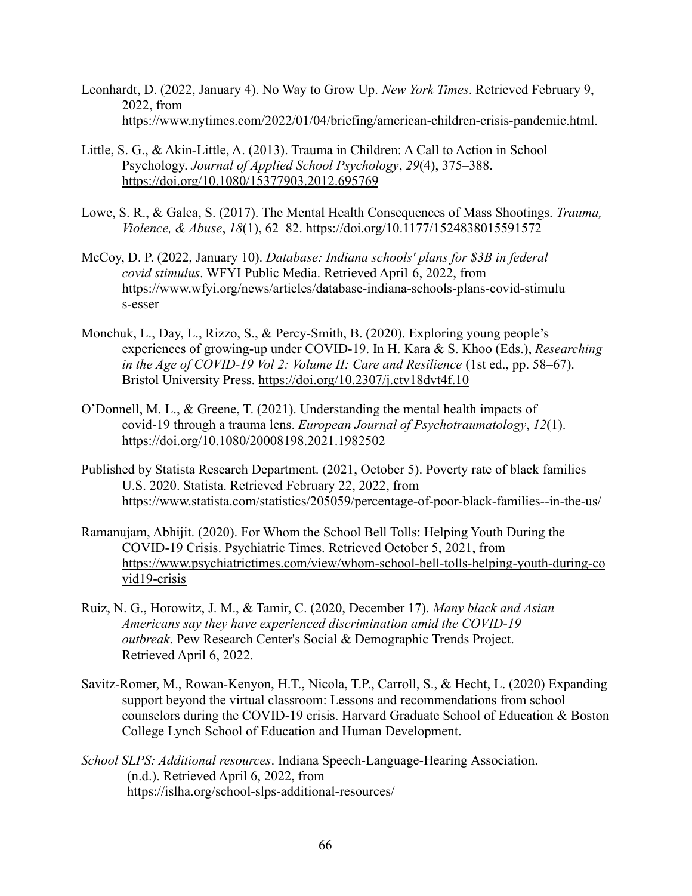Leonhardt, D. (2022, January 4). No Way to Grow Up. *New York Times*. Retrieved February 9, 2022, from https://www.nytimes.com/2022/01/04/briefing/american-children-crisis-pandemic.html.

Little, S. G., & Akin-Little, A. (2013). Trauma in Children: A Call to Action in School Psychology. *Journal of Applied School Psychology*, *29*(4), 375–388. https://doi.org/10.1080/15377903.2012.695769

Lowe, S. R., & Galea, S. (2017). The Mental Health Consequences of Mass Shootings. *Trauma, Violence, & Abuse*, *18*(1), 62–82. https://doi.org/10.1177/1524838015591572

McCoy, D. P. (2022, January 10). *Database: Indiana schools' plans for $3B in federal covid stimulus*. WFYI Public Media. Retrieved April 6, 2022, from https://www.wfyi.org/news/articles/database-indiana-schools-plans-covid-stimulus-esser

Monchuk, L., Day, L., Rizzo, S., & Percy-Smith, B. (2020). Exploring young people's experiences of growing-up under COVID-19. In H. Kara & S. Khoo (Eds.), *Researching in the Age of COVID-19 Vol 2: Volume II: Care and Resilience* (1st ed., pp. 58–67). Bristol University Press. https://doi.org/10.2307/j.ctv18dvt4f.10

O'Donnell, M. L., & Greene, T. (2021). Understanding the mental health impacts of covid-19 through a trauma lens. *European Journal of Psychotraumatology*, *12*(1). https://doi.org/10.1080/20008198.2021.1982502

Published by Statista Research Department. (2021, October 5). Poverty rate of black families U.S. 2020. Statista. Retrieved February 22, 2022, from https://www.statista.com/statistics/205059/percentage-of-poor-black-families--in-the-us/

Ramanujam, Abhijit. (2020). For Whom the School Bell Tolls: Helping Youth During the COVID-19 Crisis. Psychiatric Times. Retrieved October 5, 2021, from https://www.psychiatrictimes.com/view/whom-school-bell-tolls-helping-youth-during-covid19-crisis

Ruiz, N. G., Horowitz, J. M., & Tamir, C. (2020, December 17). *Many black and Asian Americans say they have experienced discrimination amid the COVID-19 outbreak*. Pew Research Center's Social & Demographic Trends Project. Retrieved April 6, 2022.

Savitz-Romer, M., Rowan-Kenyon, H.T., Nicola, T.P., Carroll, S., & Hecht, L. (2020) Expanding support beyond the virtual classroom: Lessons and recommendations from school counselors during the COVID-19 crisis. Harvard Graduate School of Education & Boston College Lynch School of Education and Human Development.

*School SLPS: Additional resources*. Indiana Speech-Language-Hearing Association. (n.d.). Retrieved April 6, 2022, from https://islha.org/school-slps-additional-resources/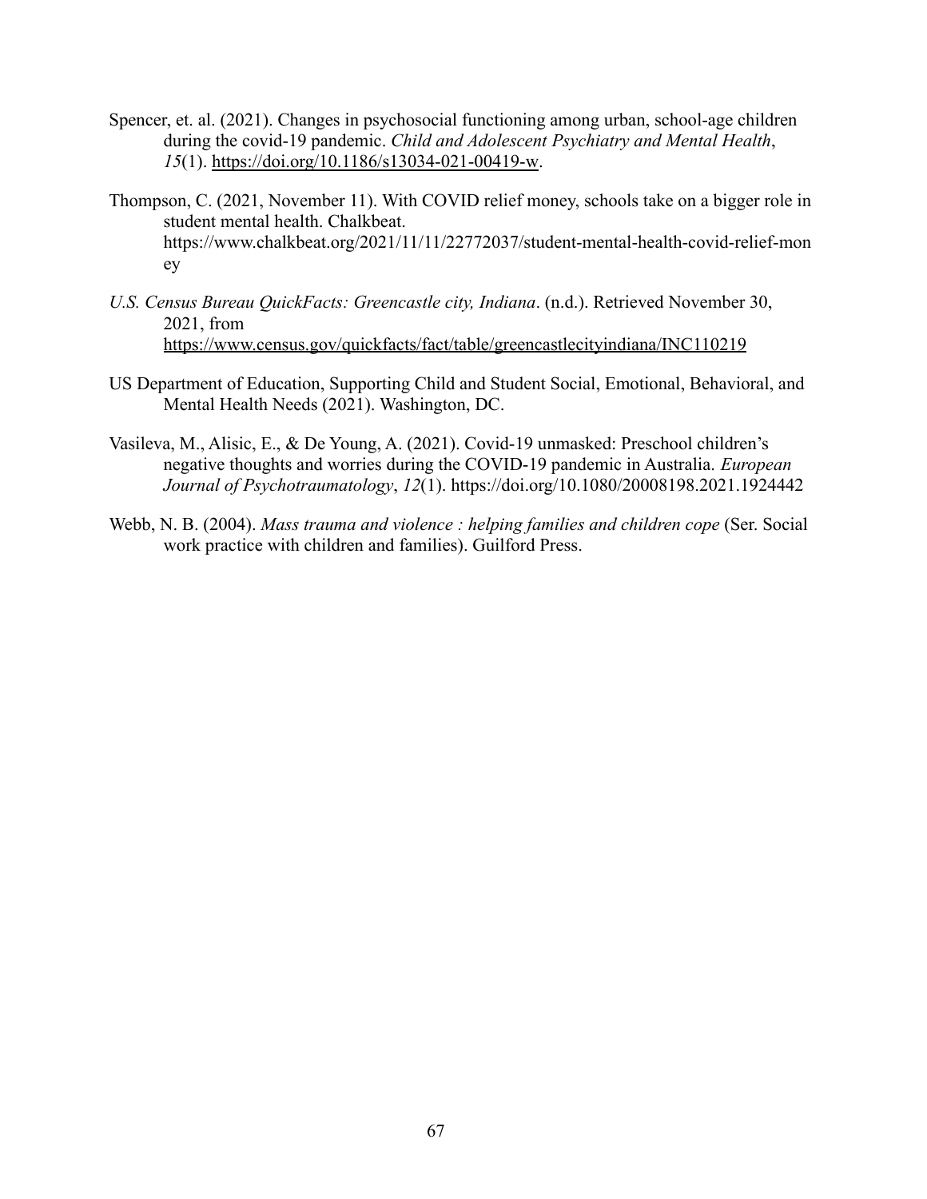Spencer, et. al. (2021). Changes in psychosocial functioning among urban, school-age children during the covid-19 pandemic. *Child and Adolescent Psychiatry and Mental Health*, *15*(1). https://doi.org/10.1186/s13034-021-00419-w.

Thompson, C. (2021, November 11). With COVID relief money, schools take on a bigger role in student mental health. Chalkbeat. https://www.chalkbeat.org/2021/11/11/22772037/student-mental-health-covid-relief-money

*U.S. Census Bureau QuickFacts: Greencastle city, Indiana*. (n.d.). Retrieved November 30, 2021, from https://www.census.gov/quickfacts/fact/table/greencastlecityindiana/INC110219

US Department of Education, Supporting Child and Student Social, Emotional, Behavioral, and Mental Health Needs (2021). Washington, DC.

Vasileva, M., Alisic, E., & De Young, A. (2021). Covid-19 unmasked: Preschool children's negative thoughts and worries during the COVID-19 pandemic in Australia. *European Journal of Psychotraumatology*, *12*(1). https://doi.org/10.1080/20008198.2021.1924442

Webb, N. B. (2004). *Mass trauma and violence : helping families and children cope* (Ser. Social work practice with children and families). Guilford Press.